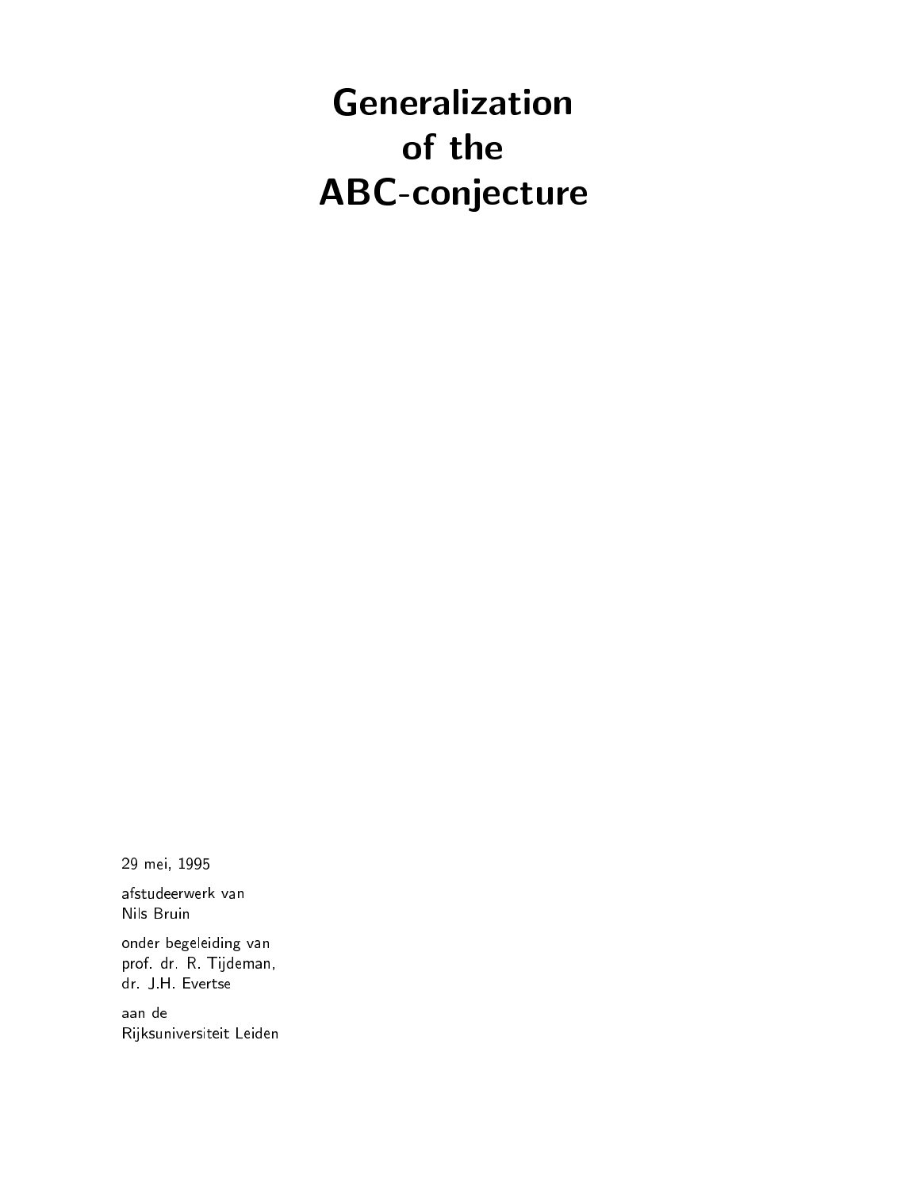# Generalization of the ABC-conjecture

29 mei, 1995

afstudeerwerk van
Nils Bruin

onder begeleiding van
prof. dr. R. Tijdeman,
dr. J.H. Evertse

aan de
Rijksuniversiteit Leiden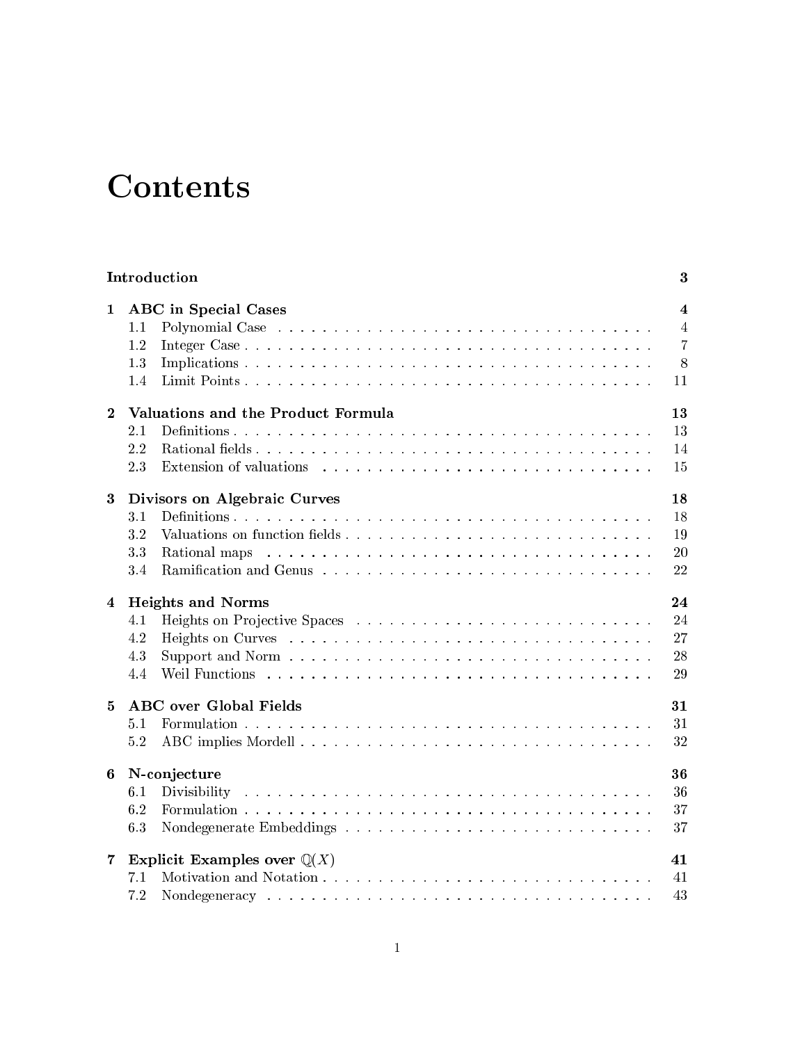# Contents

**Introduction** **3**

**1 ABC in Special Cases** **4**

- 1.1 Polynomial Case . . . . . . . . . . 4
- 1.2 Integer Case . . . . . . . . . . 7
- 1.3 Implications . . . . . . . . . . 8
- 1.4 Limit Points . . . . . . . . . . 11

**2 Valuations and the Product Formula** **13**

- 2.1 Definitions . . . . . . . . . . 13
- 2.2 Rational fields . . . . . . . . . . 14
- 2.3 Extension of valuations . . . . . . . . . . 15

**3 Divisors on Algebraic Curves** **18**

- 3.1 Definitions . . . . . . . . . . 18
- 3.2 Valuations on function fields . . . . . . . . . . 19
- 3.3 Rational maps . . . . . . . . . . 20
- 3.4 Ramification and Genus . . . . . . . . . . 22

**4 Heights and Norms** **24**

- 4.1 Heights on Projective Spaces . . . . . . . . . . 24
- 4.2 Heights on Curves . . . . . . . . . . 27
- 4.3 Support and Norm . . . . . . . . . . 28
- 4.4 Weil Functions . . . . . . . . . . 29

**5 ABC over Global Fields** **31**

- 5.1 Formulation . . . . . . . . . . 31
- 5.2 ABC implies Mordell . . . . . . . . . . 32

**6 N-conjecture** **36**

- 6.1 Divisibility . . . . . . . . . . 36
- 6.2 Formulation . . . . . . . . . . 37
- 6.3 Nondegenerate Embeddings . . . . . . . . . . 37

**7 Explicit Examples over $\mathbb{Q}(X)$** **41**

- 7.1 Motivation and Notation . . . . . . . . . . 41
- 7.2 Nondegeneracy . . . . . . . . . . 43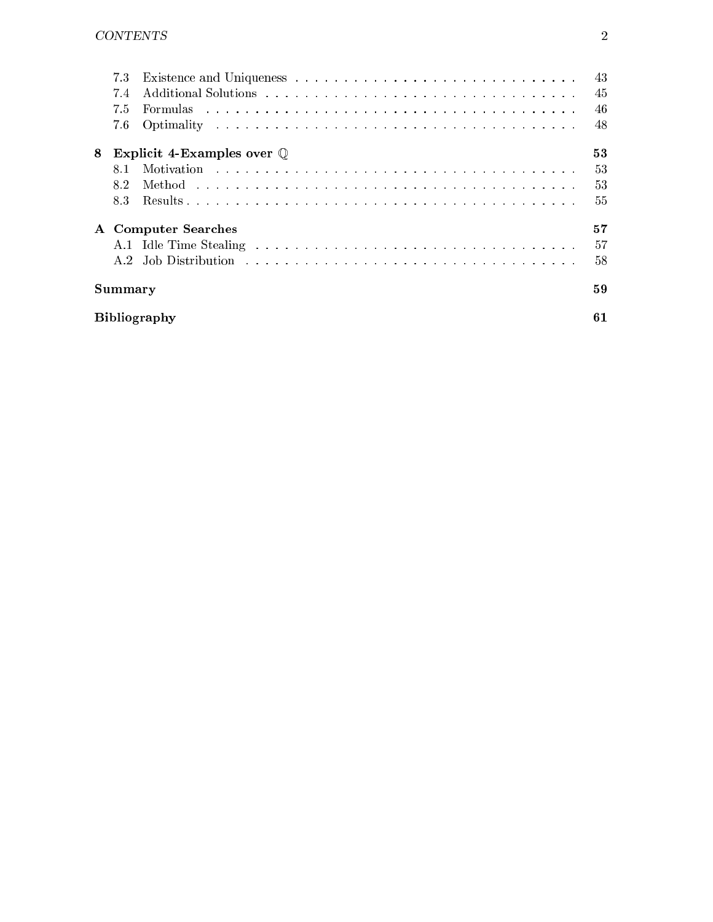| | | |
|---|---|---|
| 7.3 | Existence and Uniqueness | 43 |
| 7.4 | Additional Solutions | 45 |
| 7.5 | Formulas | 46 |
| 7.6 | Optimality | 48 |
| **8** | **Explicit 4-Examples over $\mathbb{Q}$** | **53** |
| 8.1 | Motivation | 53 |
| 8.2 | Method | 53 |
| 8.3 | Results | 55 |
| **A** | **Computer Searches** | **57** |
| A.1 | Idle Time Stealing | 57 |
| A.2 | Job Distribution | 58 |
| **Summary** | | **59** |
| **Bibliography** | | **61** |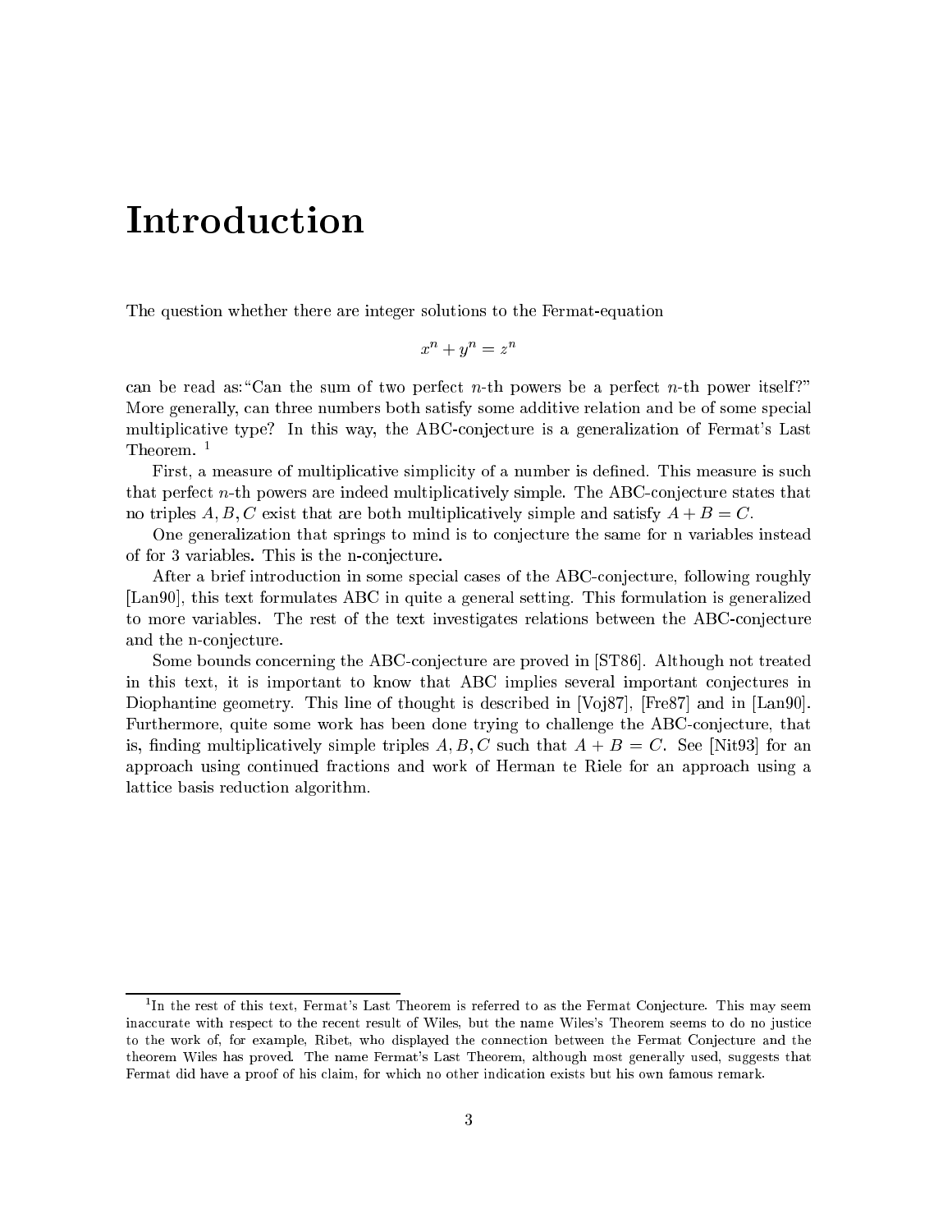# Introduction

The question whether there are integer solutions to the Fermat-equation

$$x^n + y^n = z^n$$

can be read as:"Can the sum of two perfect $n$-th powers be a perfect $n$-th power itself?" More generally, can three numbers both satisfy some additive relation and be of some special multiplicative type? In this way, the ABC-conjecture is a generalization of Fermat's Last Theorem. [1]

First, a measure of multiplicative simplicity of a number is defined. This measure is such that perfect $n$-th powers are indeed multiplicatively simple. The ABC-conjecture states that no triples $A, B, C$ exist that are both multiplicatively simple and satisfy $A + B = C$.

One generalization that springs to mind is to conjecture the same for n variables instead of for 3 variables. This is the n-conjecture.

After a brief introduction in some special cases of the ABC-conjecture, following roughly [Lan90], this text formulates ABC in quite a general setting. This formulation is generalized to more variables. The rest of the text investigates relations between the ABC-conjecture and the n-conjecture.

Some bounds concerning the ABC-conjecture are proved in [ST86]. Although not treated in this text, it is important to know that ABC implies several important conjectures in Diophantine geometry. This line of thought is described in [Voj87], [Fre87] and in [Lan90]. Furthermore, quite some work has been done trying to challenge the ABC-conjecture, that is, finding multiplicatively simple triples $A, B, C$ such that $A + B = C$. See [Nit93] for an approach using continued fractions and work of Herman te Riele for an approach using a lattice basis reduction algorithm.

[1] In the rest of this text, Fermat's Last Theorem is referred to as the Fermat Conjecture. This may seem inaccurate with respect to the recent result of Wiles, but the name Wiles's Theorem seems to do no justice to the work of, for example, Ribet, who displayed the connection between the Fermat Conjecture and the theorem Wiles has proved. The name Fermat's Last Theorem, although most generally used, suggests that Fermat did have a proof of his claim, for which no other indication exists but his own famous remark.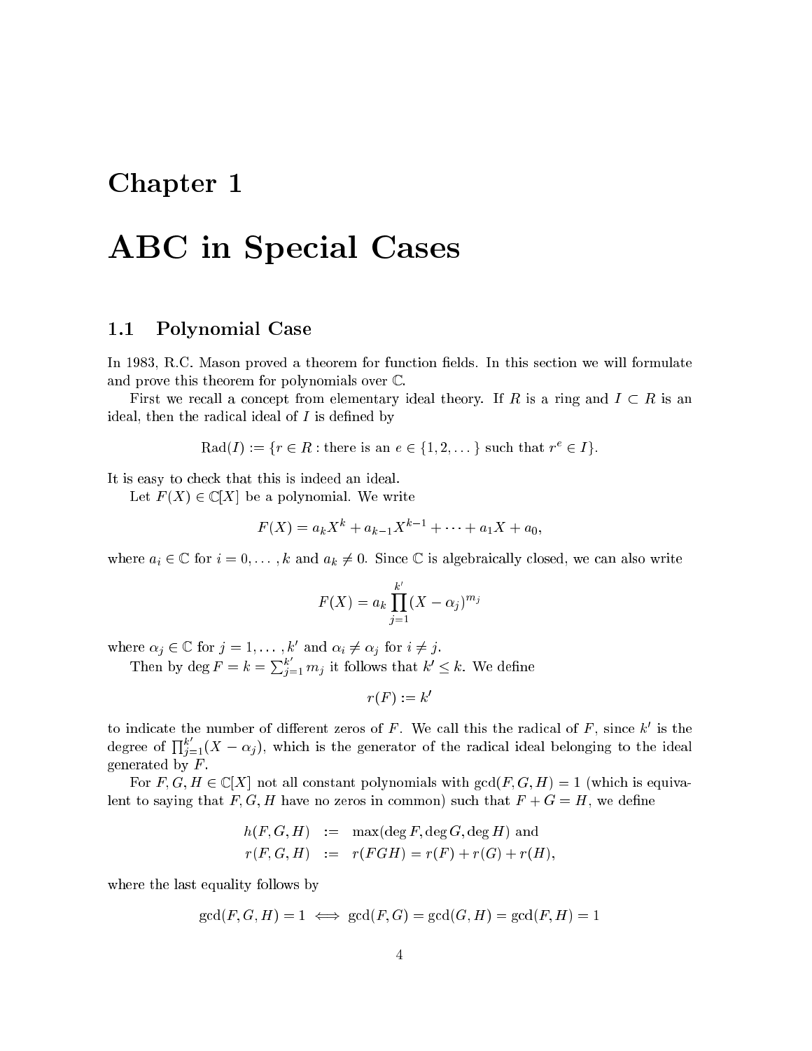# Chapter 1

# ABC in Special Cases

## 1.1 Polynomial Case

In 1983, R.C. Mason proved a theorem for function fields. In this section we will formulate and prove this theorem for polynomials over $\mathbb{C}$.

First we recall a concept from elementary ideal theory. If $R$ is a ring and $I \subset R$ is an ideal, then the radical ideal of $I$ is defined by

$$\text{Rad}(I) := \{r \in R : \text{there is an } e \in \{1, 2, \dots\} \text{ such that } r^e \in I\}.$$

It is easy to check that this is indeed an ideal.

Let $F(X) \in \mathbb{C}[X]$ be a polynomial. We write

$$F(X) = a_k X^k + a_{k-1} X^{k-1} + \cdots + a_1 X + a_0,$$

where $a_i \in \mathbb{C}$ for $i = 0, \dots, k$ and $a_k \neq 0$. Since $\mathbb{C}$ is algebraically closed, we can also write

$$F(X) = a_k \prod_{j=1}^{k'} (X - \alpha_j)^{m_j}$$

where $\alpha_j \in \mathbb{C}$ for $j = 1, \dots, k'$ and $\alpha_i \neq \alpha_j$ for $i \neq j$.

Then by $\deg F = k = \sum_{j=1}^{k'} m_j$ it follows that $k' \leq k$. We define

$$r(F) := k'$$

to indicate the number of different zeros of $F$. We call this the radical of $F$, since $k'$ is the degree of $\prod_{j=1}^{k'} (X - \alpha_j)$, which is the generator of the radical ideal belonging to the ideal generated by $F$.

For $F, G, H \in \mathbb{C}[X]$ not all constant polynomials with $\gcd(F, G, H) = 1$ (which is equivalent to saying that $F, G, H$ have no zeros in common) such that $F + G = H$, we define

$$\begin{aligned} h(F, G, H) &:= \max(\deg F, \deg G, \deg H) \text{ and} \\ r(F, G, H) &:= r(FGH) = r(F) + r(G) + r(H), \end{aligned}$$

where the last equality follows by

$$\gcd(F, G, H) = 1 \iff \gcd(F, G) = \gcd(G, H) = \gcd(F, H) = 1$$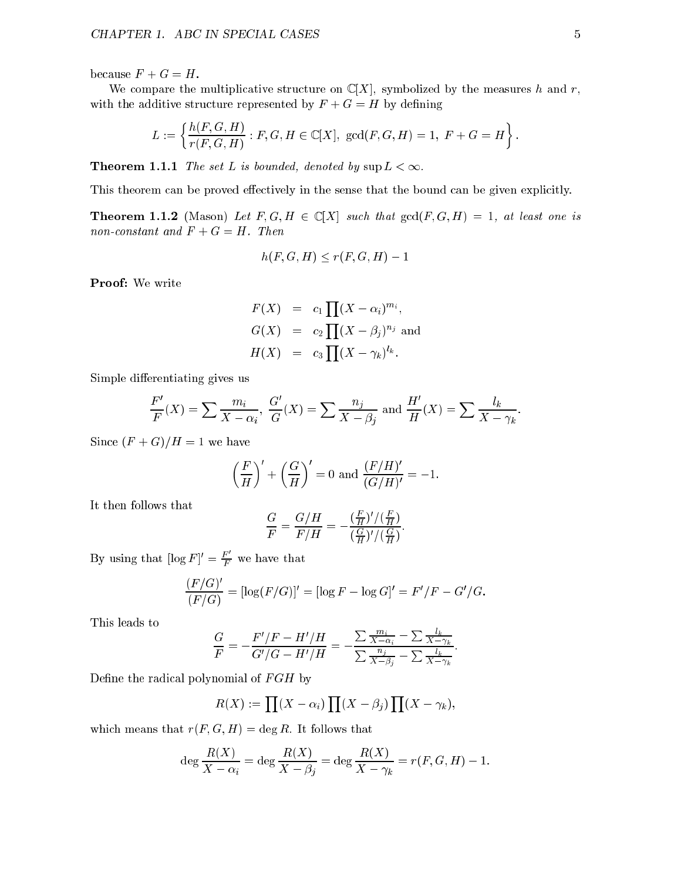because $F + G = H$.

We compare the multiplicative structure on $\mathbb{C}[X]$, symbolized by the measures $h$ and $r$, with the additive structure represented by $F + G = H$ by defining

$$L := \left\{ \frac{h(F,G,H)}{r(F,G,H)} : F, G, H \in \mathbb{C}[X],\ \gcd(F,G,H) = 1,\ F + G = H \right\}.$$

**Theorem 1.1.1** *The set $L$ is bounded, denoted by $\sup L < \infty$.*

This theorem can be proved effectively in the sense that the bound can be given explicitly.

**Theorem 1.1.2** (Mason) *Let $F, G, H \in \mathbb{C}[X]$ such that $\gcd(F,G,H) = 1$, at least one is non-constant and $F + G = H$. Then*

$$h(F,G,H) \leq r(F,G,H) - 1$$

**Proof:** We write

$$\begin{aligned}
F(X) &= c_1 \prod (X - \alpha_i)^{m_i}, \\
G(X) &= c_2 \prod (X - \beta_j)^{n_j} \text{ and} \\
H(X) &= c_3 \prod (X - \gamma_k)^{l_k}.
\end{aligned}$$

Simple differentiating gives us

$$\frac{F'}{F}(X) = \sum \frac{m_i}{X - \alpha_i},\ \frac{G'}{G}(X) = \sum \frac{n_j}{X - \beta_j} \text{ and } \frac{H'}{H}(X) = \sum \frac{l_k}{X - \gamma_k}.$$

Since $(F+G)/H = 1$ we have

$$\left(\frac{F}{H}\right)' + \left(\frac{G}{H}\right)' = 0 \text{ and } \frac{(F/H)'}{(G/H)'} = -1.$$

It then follows that

$$\frac{G}{F} = \frac{G/H}{F/H} = -\frac{(\frac{F}{H})'/(\frac{F}{H})}{(\frac{G}{H})'/(\frac{G}{H})}.$$

By using that $[\log F]' = \frac{F'}{F}$ we have that

$$\frac{(F/G)'}{(F/G)} = [\log(F/G)]' = [\log F - \log G]' = F'/F - G'/G.$$

This leads to

$$\frac{G}{F} = -\frac{F'/F - H'/H}{G'/G - H'/H} = -\frac{\sum \frac{m_i}{X - \alpha_i} - \sum \frac{l_k}{X - \gamma_k}}{\sum \frac{n_j}{X - \beta_j} - \sum \frac{l_k}{X - \gamma_k}}.$$

Define the radical polynomial of $FGH$ by

$$R(X) := \prod (X - \alpha_i) \prod (X - \beta_j) \prod (X - \gamma_k),$$

which means that $r(F,G,H) = \deg R$. It follows that

$$\deg \frac{R(X)}{X - \alpha_i} = \deg \frac{R(X)}{X - \beta_j} = \deg \frac{R(X)}{X - \gamma_k} = r(F,G,H) - 1.$$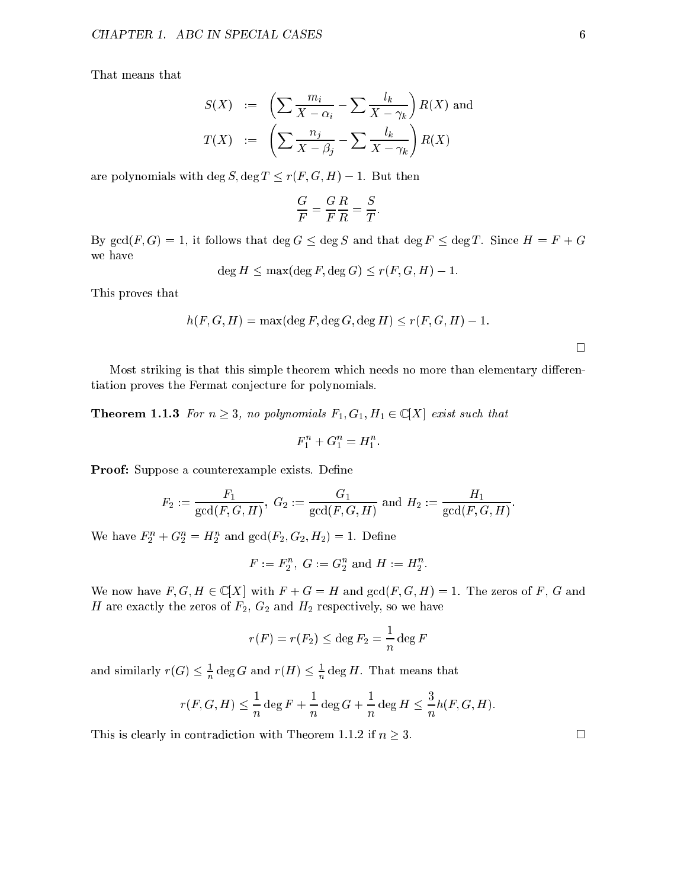That means that

$$\begin{aligned} S(X) &:= \left(\sum \frac{m_i}{X - \alpha_i} - \sum \frac{l_k}{X - \gamma_k}\right) R(X) \text{ and} \\ T(X) &:= \left(\sum \frac{n_j}{X - \beta_j} - \sum \frac{l_k}{X - \gamma_k}\right) R(X) \end{aligned}$$

are polynomials with $\deg S, \deg T \leq r(F, G, H) - 1$. But then

$$\frac{G}{F} = \frac{G}{F}\frac{R}{R} = \frac{S}{T}.$$

By $\gcd(F, G) = 1$, it follows that $\deg G \leq \deg S$ and that $\deg F \leq \deg T$. Since $H = F + G$ we have

$$\deg H \leq \max(\deg F, \deg G) \leq r(F, G, H) - 1.$$

This proves that

$$h(F, G, H) = \max(\deg F, \deg G, \deg H) \leq r(F, G, H) - 1.$$

□

Most striking is that this simple theorem which needs no more than elementary differentiation proves the Fermat conjecture for polynomials.

**Theorem 1.1.3** *For $n \geq 3$, no polynomials $F_1, G_1, H_1 \in \mathbb{C}[X]$ exist such that*

$$F_1^n + G_1^n = H_1^n.$$

**Proof:** Suppose a counterexample exists. Define

$$F_2 := \frac{F_1}{\gcd(F, G, H)},\ G_2 := \frac{G_1}{\gcd(F, G, H)} \text{ and } H_2 := \frac{H_1}{\gcd(F, G, H)}.$$

We have $F_2^n + G_2^n = H_2^n$ and $\gcd(F_2, G_2, H_2) = 1$. Define

$$F := F_2^n,\ G := G_2^n \text{ and } H := H_2^n.$$

We now have $F, G, H \in \mathbb{C}[X]$ with $F + G = H$ and $\gcd(F, G, H) = 1$. The zeros of $F$, $G$ and $H$ are exactly the zeros of $F_2$, $G_2$ and $H_2$ respectively, so we have

$$r(F) = r(F_2) \leq \deg F_2 = \frac{1}{n} \deg F$$

and similarly $r(G) \leq \frac{1}{n} \deg G$ and $r(H) \leq \frac{1}{n} \deg H$. That means that

$$r(F, G, H) \leq \frac{1}{n} \deg F + \frac{1}{n} \deg G + \frac{1}{n} \deg H \leq \frac{3}{n} h(F, G, H).$$

This is clearly in contradiction with Theorem 1.1.2 if $n \geq 3$. □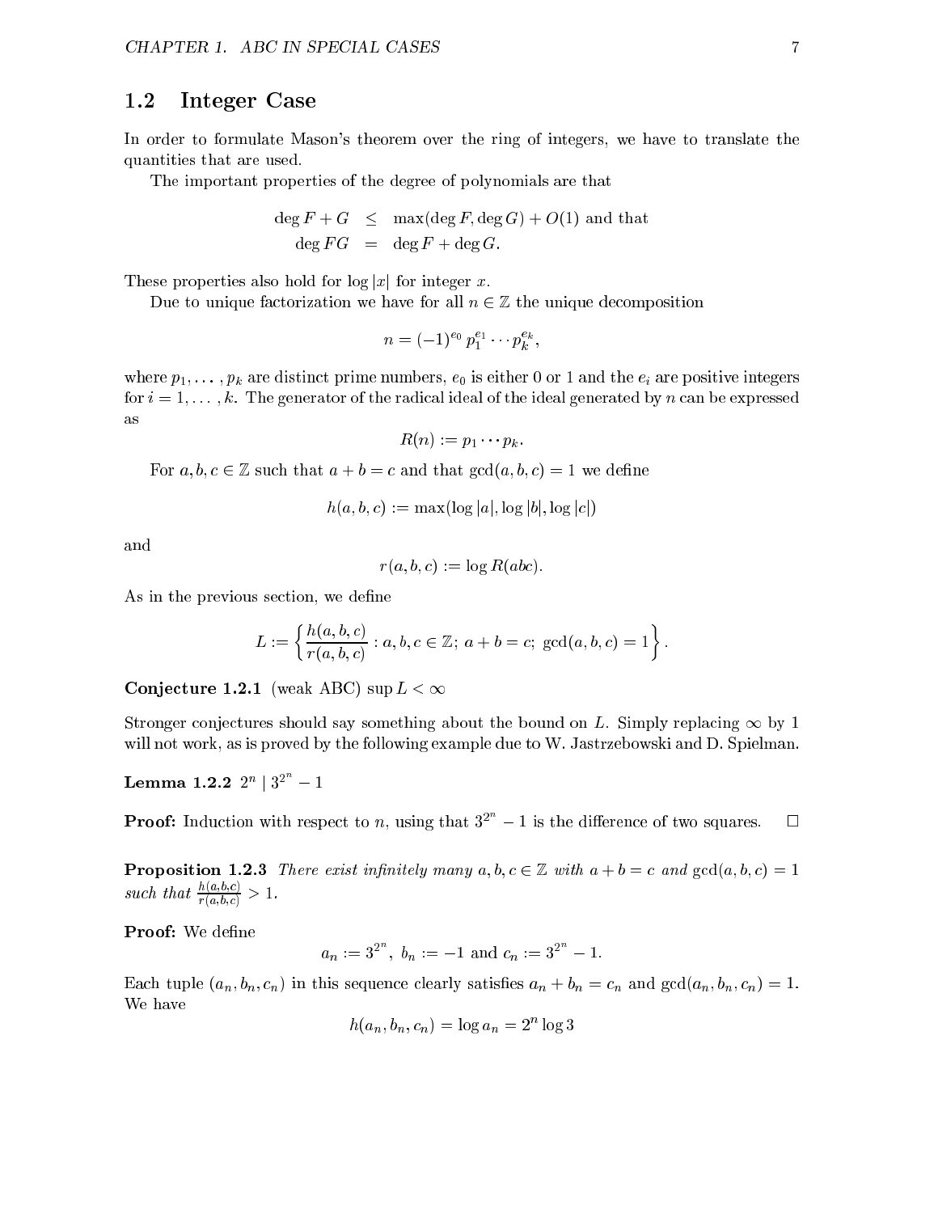## 1.2 Integer Case

In order to formulate Mason's theorem over the ring of integers, we have to translate the quantities that are used.

The important properties of the degree of polynomials are that

$$\begin{aligned} \deg F + G &\leq \max(\deg F, \deg G) + O(1) \text{ and that} \\ \deg FG &= \deg F + \deg G. \end{aligned}$$

These properties also hold for $\log |x|$ for integer $x$.

Due to unique factorization we have for all $n \in \mathbb{Z}$ the unique decomposition

$$n = (-1)^{e_0} p_1^{e_1} \cdots p_k^{e_k},$$

where $p_1, \dots, p_k$ are distinct prime numbers, $e_0$ is either 0 or 1 and the $e_i$ are positive integers for $i = 1, \dots, k$. The generator of the radical ideal of the ideal generated by $n$ can be expressed as

$$R(n) := p_1 \cdots p_k.$$

For $a, b, c \in \mathbb{Z}$ such that $a + b = c$ and that $\gcd(a, b, c) = 1$ we define

$$h(a, b, c) := \max(\log |a|, \log |b|, \log |c|)$$

and

$$r(a, b, c) := \log R(abc).$$

As in the previous section, we define

$$L := \left\{ \frac{h(a,b,c)}{r(a,b,c)} : a, b, c \in \mathbb{Z};\ a + b = c;\ \gcd(a, b, c) = 1 \right\}.$$

**Conjecture 1.2.1** (weak ABC) $\sup L < \infty$

Stronger conjectures should say something about the bound on $L$. Simply replacing $\infty$ by 1 will not work, as is proved by the following example due to W. Jastrzebowski and D. Spielman.

**Lemma 1.2.2** $2^n \mid 3^{2^n} - 1$

**Proof:** Induction with respect to $n$, using that $3^{2^n} - 1$ is the difference of two squares. □

**Proposition 1.2.3** *There exist infinitely many* $a, b, c \in \mathbb{Z}$ *with* $a + b = c$ *and* $\gcd(a, b, c) = 1$ *such that* $\frac{h(a,b,c)}{r(a,b,c)} > 1$.

**Proof:** We define

$$a_n := 3^{2^n},\ b_n := -1 \text{ and } c_n := 3^{2^n} - 1.$$

Each tuple $(a_n, b_n, c_n)$ in this sequence clearly satisfies $a_n + b_n = c_n$ and $\gcd(a_n, b_n, c_n) = 1$. We have

$$h(a_n, b_n, c_n) = \log a_n = 2^n \log 3$$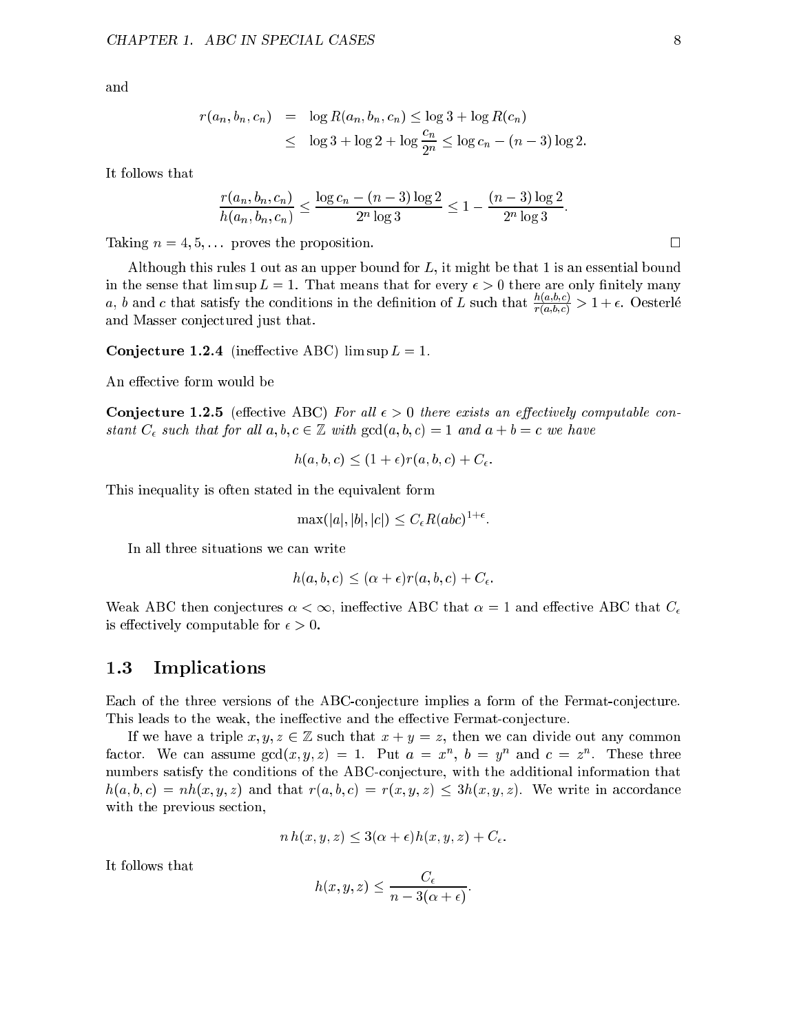and

$$
\begin{aligned}
r(a_n, b_n, c_n) &= \log R(a_n, b_n, c_n) \leq \log 3 + \log R(c_n) \\
&\leq \log 3 + \log 2 + \log \frac{c_n}{2^n} \leq \log c_n - (n-3)\log 2.
\end{aligned}
$$

It follows that

$$
\frac{r(a_n, b_n, c_n)}{h(a_n, b_n, c_n)} \leq \frac{\log c_n - (n-3)\log 2}{2^n \log 3} \leq 1 - \frac{(n-3)\log 2}{2^n \log 3}.
$$

Taking $n = 4, 5, \ldots$ proves the proposition. □

Although this rules 1 out as an upper bound for $L$, it might be that 1 is an essential bound in the sense that $\limsup L = 1$. That means that for every $\epsilon > 0$ there are only finitely many $a$, $b$ and $c$ that satisfy the conditions in the definition of $L$ such that $\frac{h(a,b,c)}{r(a,b,c)} > 1 + \epsilon$. Oesterlé and Masser conjectured just that.

**Conjecture 1.2.4** (ineffective ABC) $\limsup L = 1$.

An effective form would be

**Conjecture 1.2.5** (effective ABC) *For all $\epsilon > 0$ there exists an effectively computable constant $C_\epsilon$ such that for all $a, b, c \in \mathbb{Z}$ with $\gcd(a, b, c) = 1$ and $a + b = c$ we have*

$$
h(a, b, c) \leq (1 + \epsilon) r(a, b, c) + C_\epsilon.
$$

This inequality is often stated in the equivalent form

$$
\max(|a|, |b|, |c|) \leq C_\epsilon R(abc)^{1+\epsilon}.
$$

In all three situations we can write

$$
h(a, b, c) \leq (\alpha + \epsilon) r(a, b, c) + C_\epsilon.
$$

Weak ABC then conjectures $\alpha < \infty$, ineffective ABC that $\alpha = 1$ and effective ABC that $C_\epsilon$ is effectively computable for $\epsilon > 0$.

## 1.3 Implications

Each of the three versions of the ABC-conjecture implies a form of the Fermat-conjecture. This leads to the weak, the ineffective and the effective Fermat-conjecture.

If we have a triple $x, y, z \in \mathbb{Z}$ such that $x + y = z$, then we can divide out any common factor. We can assume $\gcd(x, y, z) = 1$. Put $a = x^n$, $b = y^n$ and $c = z^n$. These three numbers satisfy the conditions of the ABC-conjecture, with the additional information that $h(a, b, c) = nh(x, y, z)$ and that $r(a, b, c) = r(x, y, z) \leq 3h(x, y, z)$. We write in accordance with the previous section,

$$
n\, h(x, y, z) \leq 3(\alpha + \epsilon) h(x, y, z) + C_\epsilon.
$$

It follows that

$$
h(x, y, z) \leq \frac{C_\epsilon}{n - 3(\alpha + \epsilon)}.
$$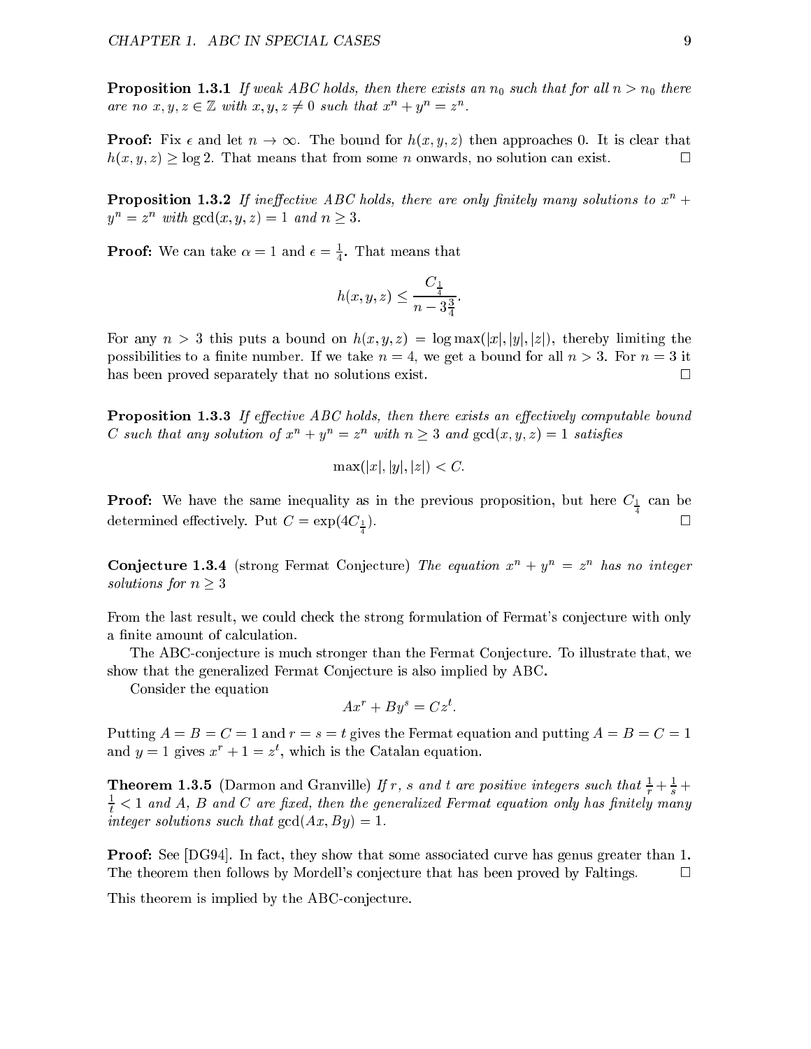**Proposition 1.3.1** *If weak ABC holds, then there exists an $n_0$ such that for all $n > n_0$ there are no $x, y, z \in \mathbb{Z}$ with $x, y, z \neq 0$ such that $x^n + y^n = z^n$.*

**Proof:** Fix $\epsilon$ and let $n \to \infty$. The bound for $h(x, y, z)$ then approaches 0. It is clear that $h(x, y, z) \geq \log 2$. That means that from some $n$ onwards, no solution can exist. □

**Proposition 1.3.2** *If ineffective ABC holds, there are only finitely many solutions to $x^n + y^n = z^n$ with $\gcd(x, y, z) = 1$ and $n \geq 3$.*

**Proof:** We can take $\alpha = 1$ and $\epsilon = \frac{1}{4}$. That means that

$$h(x, y, z) \leq \frac{C_{\frac{1}{4}}}{n - 3\frac{3}{4}}.$$

For any $n > 3$ this puts a bound on $h(x, y, z) = \log \max(|x|, |y|, |z|)$, thereby limiting the possibilities to a finite number. If we take $n = 4$, we get a bound for all $n > 3$. For $n = 3$ it has been proved separately that no solutions exist. □

**Proposition 1.3.3** *If effective ABC holds, then there exists an effectively computable bound $C$ such that any solution of $x^n + y^n = z^n$ with $n \geq 3$ and $\gcd(x, y, z) = 1$ satisfies*

$$\max(|x|, |y|, |z|) < C.$$

**Proof:** We have the same inequality as in the previous proposition, but here $C_{\frac{1}{4}}$ can be determined effectively. Put $C = \exp(4C_{\frac{1}{4}})$. □

**Conjecture 1.3.4** (strong Fermat Conjecture) *The equation $x^n + y^n = z^n$ has no integer solutions for $n \geq 3$*

From the last result, we could check the strong formulation of Fermat's conjecture with only a finite amount of calculation.

The ABC-conjecture is much stronger than the Fermat Conjecture. To illustrate that, we show that the generalized Fermat Conjecture is also implied by ABC.

Consider the equation

$$Ax^r + By^s = Cz^t.$$

Putting $A = B = C = 1$ and $r = s = t$ gives the Fermat equation and putting $A = B = C = 1$ and $y = 1$ gives $x^r + 1 = z^t$, which is the Catalan equation.

**Theorem 1.3.5** (Darmon and Granville) *If $r$, $s$ and $t$ are positive integers such that $\frac{1}{r} + \frac{1}{s} + \frac{1}{t} < 1$ and $A$, $B$ and $C$ are fixed, then the generalized Fermat equation only has finitely many integer solutions such that $\gcd(Ax, By) = 1$.*

**Proof:** See [DG94]. In fact, they show that some associated curve has genus greater than 1. The theorem then follows by Mordell's conjecture that has been proved by Faltings. □

This theorem is implied by the ABC-conjecture.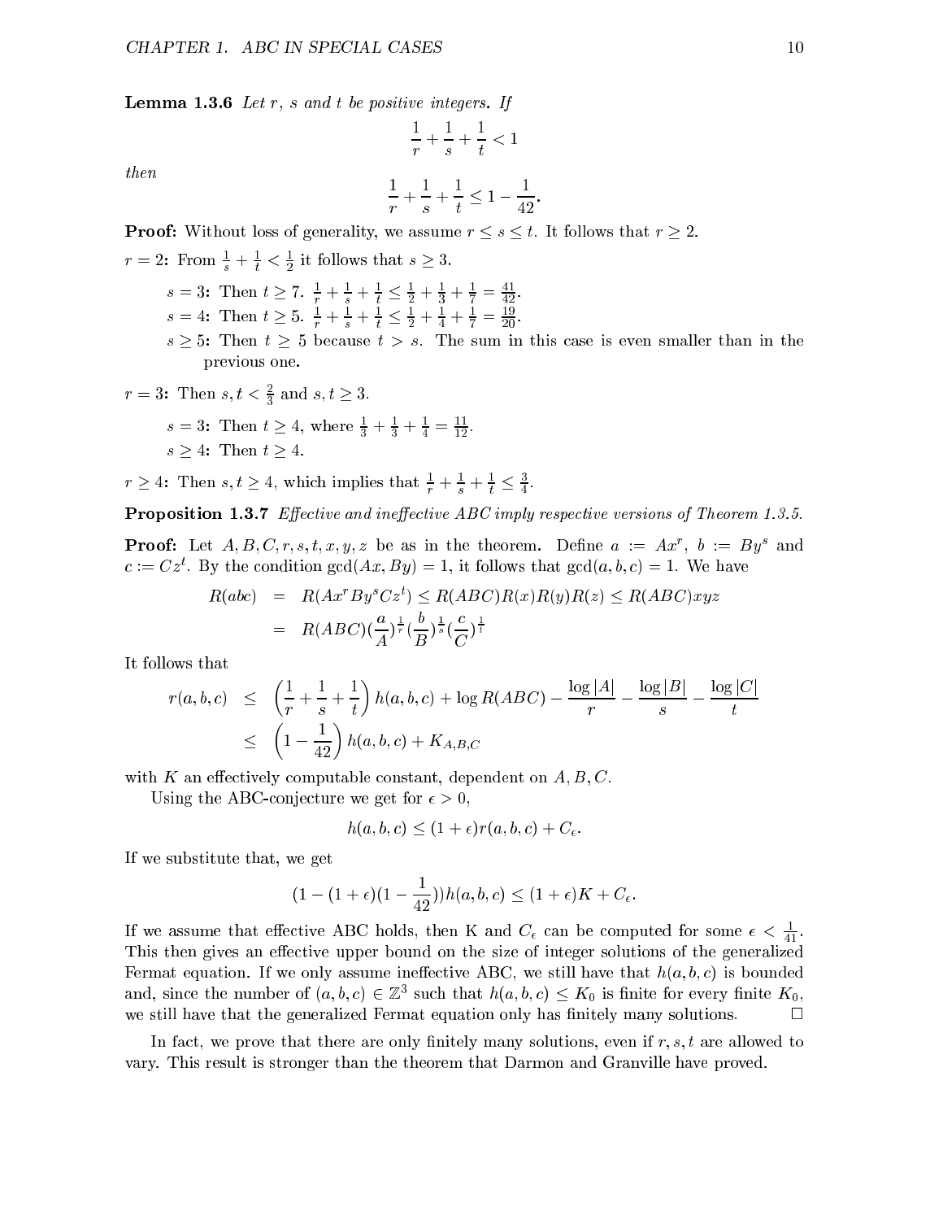**Lemma 1.3.6** *Let $r$, $s$ and $t$ be positive integers. If*

$$\frac{1}{r} + \frac{1}{s} + \frac{1}{t} < 1$$

*then*

$$\frac{1}{r} + \frac{1}{s} + \frac{1}{t} \leq 1 - \frac{1}{42}.$$

**Proof:** Without loss of generality, we assume $r \leq s \leq t$. It follows that $r \geq 2$.

**$r = 2$:** From $\frac{1}{s} + \frac{1}{t} < \frac{1}{2}$ it follows that $s \geq 3$.

- **$s = 3$:** Then $t \geq 7$. $\frac{1}{r} + \frac{1}{s} + \frac{1}{t} \leq \frac{1}{2} + \frac{1}{3} + \frac{1}{7} = \frac{41}{42}$.
- **$s = 4$:** Then $t \geq 5$. $\frac{1}{r} + \frac{1}{s} + \frac{1}{t} \leq \frac{1}{2} + \frac{1}{4} + \frac{1}{7} = \frac{19}{20}$.
- **$s \geq 5$:** Then $t \geq 5$ because $t > s$. The sum in this case is even smaller than in the previous one.

**$r = 3$:** Then $s, t < \frac{2}{3}$ and $s, t \geq 3$.

- **$s = 3$:** Then $t \geq 4$, where $\frac{1}{3} + \frac{1}{3} + \frac{1}{4} = \frac{11}{12}$.
- **$s \geq 4$:** Then $t \geq 4$.

**$r \geq 4$:** Then $s, t \geq 4$, which implies that $\frac{1}{r} + \frac{1}{s} + \frac{1}{t} \leq \frac{3}{4}$.

**Proposition 1.3.7** *Effective and ineffective ABC imply respective versions of Theorem 1.3.5.*

**Proof:** Let $A, B, C, r, s, t, x, y, z$ be as in the theorem. Define $a := Ax^r$, $b := By^s$ and $c := Cz^t$. By the condition $\gcd(Ax, By) = 1$, it follows that $\gcd(a, b, c) = 1$. We have

$$\begin{aligned} R(abc) &= R(Ax^r By^s Cz^t) \leq R(ABC)R(x)R(y)R(z) \leq R(ABC)xyz \\ &= R(ABC)(\frac{a}{A})^{\frac{1}{r}}(\frac{b}{B})^{\frac{1}{s}}(\frac{c}{C})^{\frac{1}{t}} \end{aligned}$$

It follows that

$$\begin{aligned} r(a, b, c) &\leq \left(\frac{1}{r} + \frac{1}{s} + \frac{1}{t}\right) h(a, b, c) + \log R(ABC) - \frac{\log |A|}{r} - \frac{\log |B|}{s} - \frac{\log |C|}{t} \\ &\leq \left(1 - \frac{1}{42}\right) h(a, b, c) + K_{A,B,C} \end{aligned}$$

with $K$ an effectively computable constant, dependent on $A, B, C$.

Using the ABC-conjecture we get for $\epsilon > 0$,

$$h(a, b, c) \leq (1 + \epsilon) r(a, b, c) + C_\epsilon.$$

If we substitute that, we get

$$(1 - (1 + \epsilon)(1 - \frac{1}{42}))h(a, b, c) \leq (1 + \epsilon)K + C_\epsilon.$$

If we assume that effective ABC holds, then K and $C_\epsilon$ can be computed for some $\epsilon < \frac{1}{41}$. This then gives an effective upper bound on the size of integer solutions of the generalized Fermat equation. If we only assume ineffective ABC, we still have that $h(a, b, c)$ is bounded and, since the number of $(a, b, c) \in \mathbb{Z}^3$ such that $h(a, b, c) \leq K_0$ is finite for every finite $K_0$, we still have that the generalized Fermat equation only has finitely many solutions. $\square$

In fact, we prove that there are only finitely many solutions, even if $r, s, t$ are allowed to vary. This result is stronger than the theorem that Darmon and Granville have proved.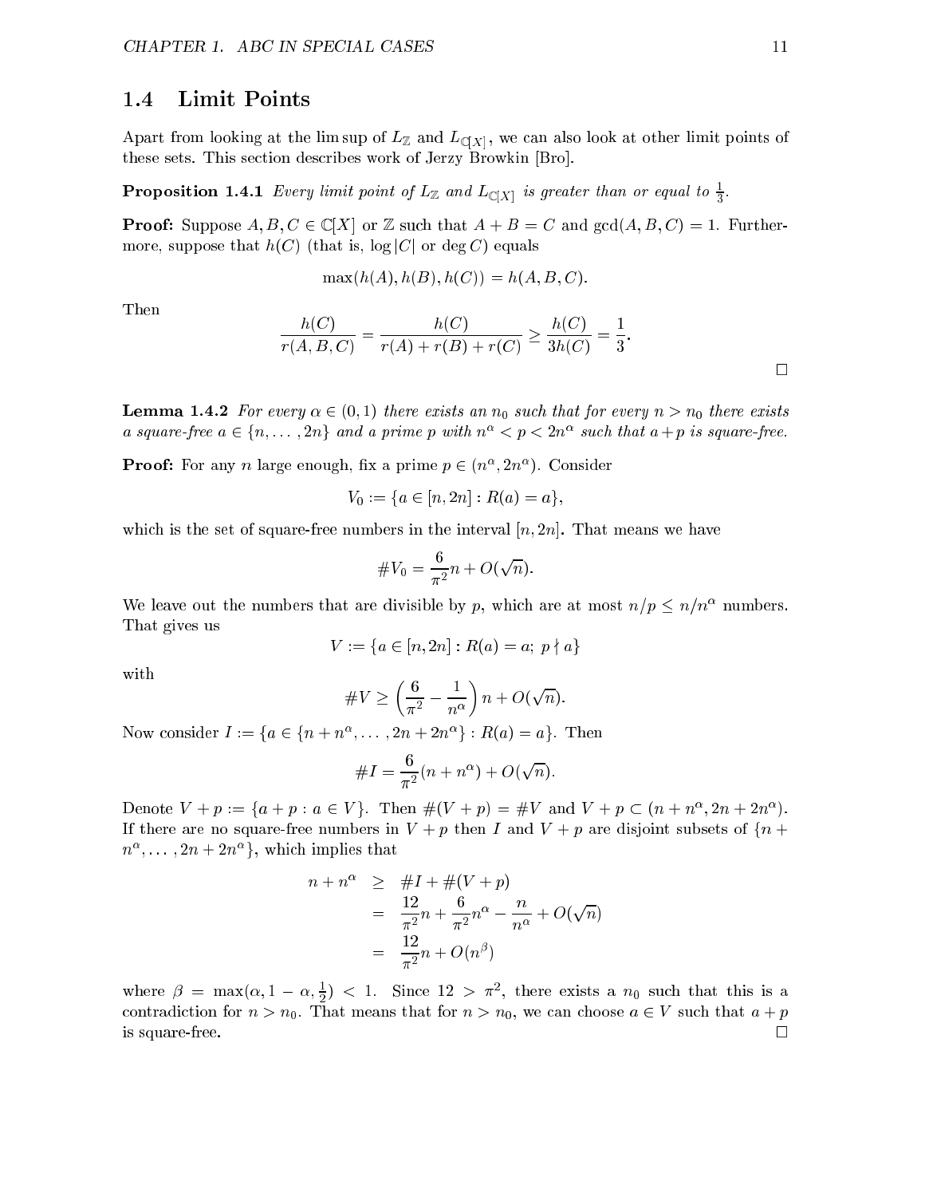## 1.4 Limit Points

Apart from looking at the lim sup of $L_{\mathbb{Z}}$ and $L_{\mathbb{C}[X]}$, we can also look at other limit points of these sets. This section describes work of Jerzy Browkin [Bro].

**Proposition 1.4.1** *Every limit point of $L_{\mathbb{Z}}$ and $L_{\mathbb{C}[X]}$ is greater than or equal to $\frac{1}{3}$.*

**Proof:** Suppose $A, B, C \in \mathbb{C}[X]$ or $\mathbb{Z}$ such that $A + B = C$ and $\gcd(A, B, C) = 1$. Furthermore, suppose that $h(C)$ (that is, $\log|C|$ or $\deg C$) equals

$$\max(h(A), h(B), h(C)) = h(A, B, C).$$

Then

$$\frac{h(C)}{r(A, B, C)} = \frac{h(C)}{r(A) + r(B) + r(C)} \geq \frac{h(C)}{3h(C)} = \frac{1}{3}.$$

□

**Lemma 1.4.2** *For every $\alpha \in (0, 1)$ there exists an $n_0$ such that for every $n > n_0$ there exists a square-free $a \in \{n, \ldots, 2n\}$ and a prime $p$ with $n^\alpha < p < 2n^\alpha$ such that $a + p$ is square-free.*

**Proof:** For any $n$ large enough, fix a prime $p \in (n^\alpha, 2n^\alpha)$. Consider

$$V_0 := \{a \in [n, 2n] : R(a) = a\},$$

which is the set of square-free numbers in the interval $[n, 2n]$. That means we have

$$\#V_0 = \frac{6}{\pi^2} n + O(\sqrt{n}).$$

We leave out the numbers that are divisible by $p$, which are at most $n/p \leq n/n^\alpha$ numbers. That gives us

$$V := \{a \in [n, 2n] : R(a) = a;\ p \nmid a\}$$

with

$$\#V \geq \left(\frac{6}{\pi^2} - \frac{1}{n^\alpha}\right) n + O(\sqrt{n}).$$

Now consider $I := \{a \in \{n + n^\alpha, \ldots, 2n + 2n^\alpha\} : R(a) = a\}$. Then

$$\#I = \frac{6}{\pi^2}(n + n^\alpha) + O(\sqrt{n}).$$

Denote $V + p := \{a + p : a \in V\}$. Then $\#(V + p) = \#V$ and $V + p \subset (n + n^\alpha, 2n + 2n^\alpha)$. If there are no square-free numbers in $V + p$ then $I$ and $V + p$ are disjoint subsets of $\{n + n^\alpha, \ldots, 2n + 2n^\alpha\}$, which implies that

$$\begin{aligned} n + n^\alpha &\geq \#I + \#(V + p) \\ &= \frac{12}{\pi^2} n + \frac{6}{\pi^2} n^\alpha - \frac{n}{n^\alpha} + O(\sqrt{n}) \\ &= \frac{12}{\pi^2} n + O(n^\beta) \end{aligned}$$

where $\beta = \max(\alpha, 1 - \alpha, \frac{1}{2}) < 1$. Since $12 > \pi^2$, there exists a $n_0$ such that this is a contradiction for $n > n_0$. That means that for $n > n_0$, we can choose $a \in V$ such that $a + p$ is square-free. □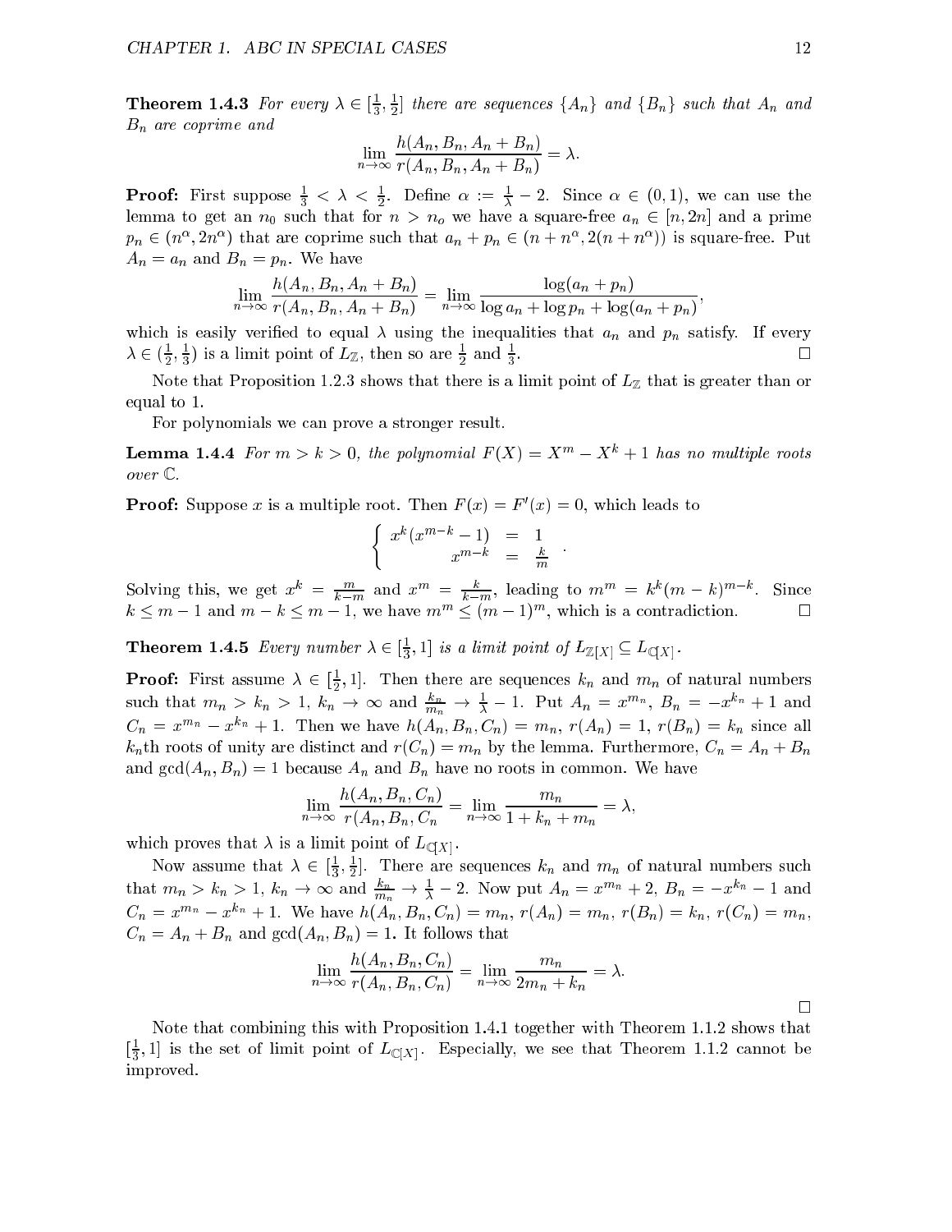**Theorem 1.4.3** *For every $\lambda \in [\frac{1}{3}, \frac{1}{2}]$ there are sequences $\{A_n\}$ and $\{B_n\}$ such that $A_n$ and $B_n$ are coprime and*

$$\lim_{n\to\infty} \frac{h(A_n, B_n, A_n + B_n)}{r(A_n, B_n, A_n + B_n)} = \lambda.$$

**Proof:** First suppose $\frac{1}{3} < \lambda < \frac{1}{2}$. Define $\alpha := \frac{1}{\lambda} - 2$. Since $\alpha \in (0, 1)$, we can use the lemma to get an $n_0$ such that for $n > n_o$ we have a square-free $a_n \in [n, 2n]$ and a prime $p_n \in (n^\alpha, 2n^\alpha)$ that are coprime such that $a_n + p_n \in (n + n^\alpha, 2(n + n^\alpha))$ is square-free. Put $A_n = a_n$ and $B_n = p_n$. We have

$$\lim_{n\to\infty} \frac{h(A_n, B_n, A_n + B_n)}{r(A_n, B_n, A_n + B_n)} = \lim_{n\to\infty} \frac{\log(a_n + p_n)}{\log a_n + \log p_n + \log(a_n + p_n)},$$

which is easily verified to equal $\lambda$ using the inequalities that $a_n$ and $p_n$ satisfy. If every $\lambda \in (\frac{1}{2}, \frac{1}{3})$ is a limit point of $L_{\mathbb{Z}}$, then so are $\frac{1}{2}$ and $\frac{1}{3}$. □

Note that Proposition 1.2.3 shows that there is a limit point of $L_{\mathbb{Z}}$ that is greater than or equal to 1.

For polynomials we can prove a stronger result.

**Lemma 1.4.4** *For $m > k > 0$, the polynomial $F(X) = X^m - X^k + 1$ has no multiple roots over $\mathbb{C}$.*

**Proof:** Suppose $x$ is a multiple root. Then $F(x) = F'(x) = 0$, which leads to

$$\begin{cases} x^k(x^{m-k} - 1) & = & 1 \\ x^{m-k} & = & \frac{k}{m} \end{cases}.$$

Solving this, we get $x^k = \frac{m}{k-m}$ and $x^m = \frac{k}{k-m}$, leading to $m^m = k^k(m-k)^{m-k}$. Since $k \leq m - 1$ and $m - k \leq m - 1$, we have $m^m \leq (m-1)^m$, which is a contradiction. □

**Theorem 1.4.5** *Every number $\lambda \in [\frac{1}{3}, 1]$ is a limit point of $L_{\mathbb{Z}[X]} \subseteq L_{\mathbb{C}[X]}$.*

**Proof:** First assume $\lambda \in [\frac{1}{2}, 1]$. Then there are sequences $k_n$ and $m_n$ of natural numbers such that $m_n > k_n > 1$, $k_n \to \infty$ and $\frac{k_n}{m_n} \to \frac{1}{\lambda} - 1$. Put $A_n = x^{m_n}$, $B_n = -x^{k_n} + 1$ and $C_n = x^{m_n} - x^{k_n} + 1$. Then we have $h(A_n, B_n, C_n) = m_n$, $r(A_n) = 1$, $r(B_n) = k_n$ since all $k_n$th roots of unity are distinct and $r(C_n) = m_n$ by the lemma. Furthermore, $C_n = A_n + B_n$ and $\gcd(A_n, B_n) = 1$ because $A_n$ and $B_n$ have no roots in common. We have

$$\lim_{n\to\infty} \frac{h(A_n, B_n, C_n)}{r(A_n, B_n, C_n} = \lim_{n\to\infty} \frac{m_n}{1 + k_n + m_n} = \lambda,$$

which proves that $\lambda$ is a limit point of $L_{\mathbb{C}[X]}$.

Now assume that $\lambda \in [\frac{1}{3}, \frac{1}{2}]$. There are sequences $k_n$ and $m_n$ of natural numbers such that $m_n > k_n > 1$, $k_n \to \infty$ and $\frac{k_n}{m_n} \to \frac{1}{\lambda} - 2$. Now put $A_n = x^{m_n} + 2$, $B_n = -x^{k_n} - 1$ and $C_n = x^{m_n} - x^{k_n} + 1$. We have $h(A_n, B_n, C_n) = m_n$, $r(A_n) = m_n$, $r(B_n) = k_n$, $r(C_n) = m_n$, $C_n = A_n + B_n$ and $\gcd(A_n, B_n) = 1$. It follows that

$$\lim_{n\to\infty} \frac{h(A_n, B_n, C_n)}{r(A_n, B_n, C_n)} = \lim_{n\to\infty} \frac{m_n}{2m_n + k_n} = \lambda.$$

□

Note that combining this with Proposition 1.4.1 together with Theorem 1.1.2 shows that $[\frac{1}{3}, 1]$ is the set of limit point of $L_{\mathbb{C}[X]}$. Especially, we see that Theorem 1.1.2 cannot be improved.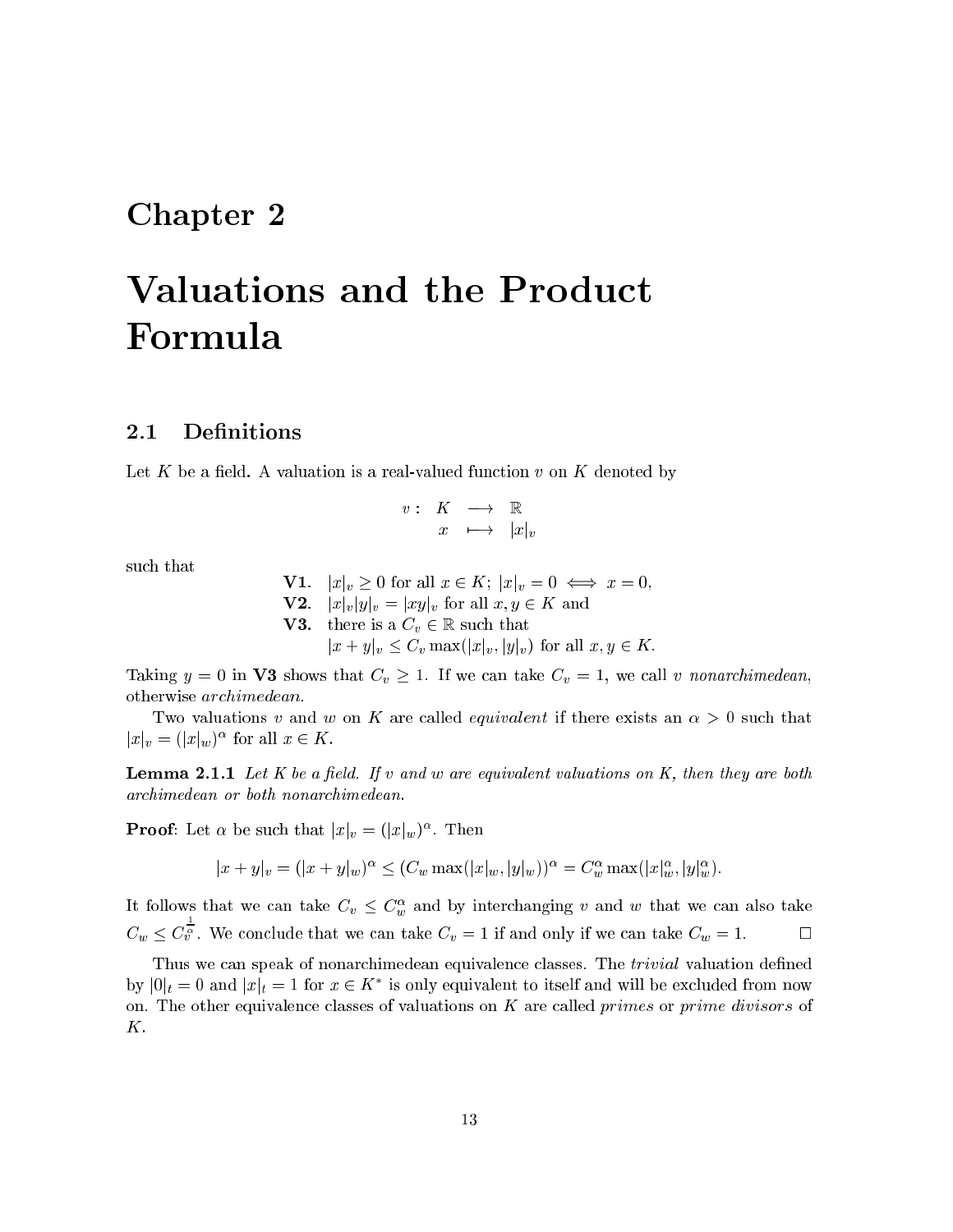# Chapter 2

# Valuations and the Product Formula

## 2.1 Definitions

Let $K$ be a field. A valuation is a real-valued function $v$ on $K$ denoted by

$$\begin{array}{rccc} v: & K & \longrightarrow & \mathbb{R} \\ & x & \longmapsto & |x|_v \end{array}$$

such that

**V1.** $|x|_v \geq 0$ for all $x \in K$; $|x|_v = 0 \iff x = 0$,
**V2.** $|x|_v |y|_v = |xy|_v$ for all $x, y \in K$ and
**V3.** there is a $C_v \in \mathbb{R}$ such that
$|x + y|_v \leq C_v \max(|x|_v, |y|_v)$ for all $x, y \in K$.

Taking $y = 0$ in **V3** shows that $C_v \geq 1$. If we can take $C_v = 1$, we call $v$ *nonarchimedean*, otherwise *archimedean*.

Two valuations $v$ and $w$ on $K$ are called *equivalent* if there exists an $\alpha > 0$ such that $|x|_v = (|x|_w)^\alpha$ for all $x \in K$.

**Lemma 2.1.1** *Let $K$ be a field. If $v$ and $w$ are equivalent valuations on $K$, then they are both archimedean or both nonarchimedean.*

**Proof**: Let $\alpha$ be such that $|x|_v = (|x|_w)^\alpha$. Then

$$|x + y|_v = (|x + y|_w)^\alpha \leq (C_w \max(|x|_w, |y|_w))^\alpha = C_w^\alpha \max(|x|_w^\alpha, |y|_w^\alpha).$$

It follows that we can take $C_v \leq C_w^\alpha$ and by interchanging $v$ and $w$ that we can also take $C_w \leq C_v^{\frac{1}{\alpha}}$. We conclude that we can take $C_v = 1$ if and only if we can take $C_w = 1$. $\square$

Thus we can speak of nonarchimedean equivalence classes. The *trivial* valuation defined by $|0|_t = 0$ and $|x|_t = 1$ for $x \in K^*$ is only equivalent to itself and will be excluded from now on. The other equivalence classes of valuations on $K$ are called *primes* or *prime divisors* of $K$.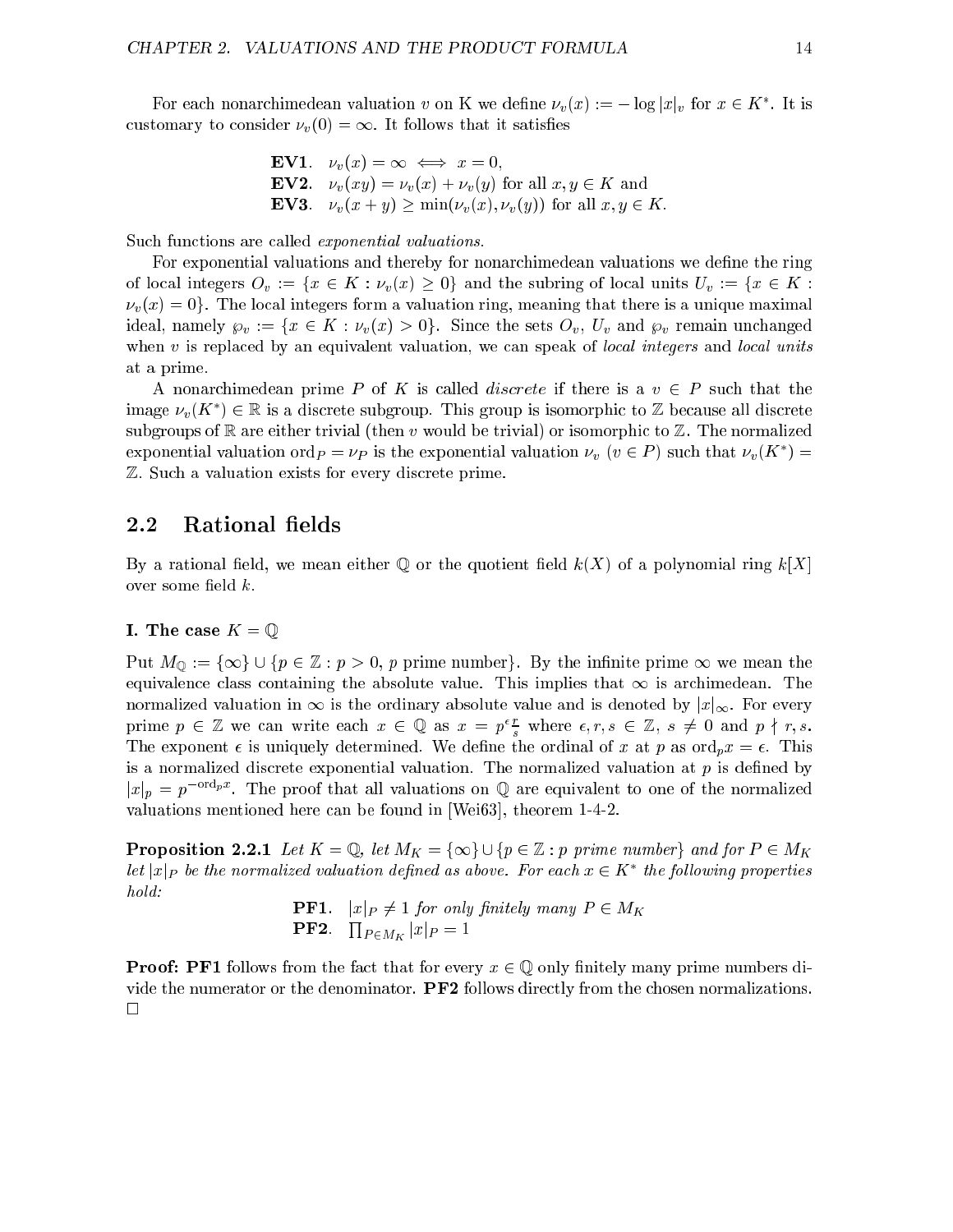For each nonarchimedean valuation $v$ on K we define $\nu_v(x) := -\log |x|_v$ for $x \in K^*$. It is customary to consider $\nu_v(0) = \infty$. It follows that it satisfies

**EV1**. $\nu_v(x) = \infty \iff x = 0$,
**EV2**. $\nu_v(xy) = \nu_v(x) + \nu_v(y)$ for all $x, y \in K$ and
**EV3**. $\nu_v(x + y) \geq \min(\nu_v(x), \nu_v(y))$ for all $x, y \in K$.

Such functions are called *exponential valuations*.

For exponential valuations and thereby for nonarchimedean valuations we define the ring of local integers $O_v := \{x \in K : \nu_v(x) \geq 0\}$ and the subring of local units $U_v := \{x \in K : \nu_v(x) = 0\}$. The local integers form a valuation ring, meaning that there is a unique maximal ideal, namely $\wp_v := \{x \in K : \nu_v(x) > 0\}$. Since the sets $O_v$, $U_v$ and $\wp_v$ remain unchanged when $v$ is replaced by an equivalent valuation, we can speak of *local integers* and *local units* at a prime.

A nonarchimedean prime $P$ of $K$ is called *discrete* if there is a $v \in P$ such that the image $\nu_v(K^*) \in \mathbb{R}$ is a discrete subgroup. This group is isomorphic to $\mathbb{Z}$ because all discrete subgroups of $\mathbb{R}$ are either trivial (then $v$ would be trivial) or isomorphic to $\mathbb{Z}$. The normalized exponential valuation $\text{ord}_P = \nu_P$ is the exponential valuation $\nu_v$ ($v \in P$) such that $\nu_v(K^*) = \mathbb{Z}$. Such a valuation exists for every discrete prime.

## 2.2 Rational fields

By a rational field, we mean either $\mathbb{Q}$ or the quotient field $k(X)$ of a polynomial ring $k[X]$ over some field $k$.

**I. The case $K = \mathbb{Q}$**

Put $M_{\mathbb{Q}} := \{\infty\} \cup \{p \in \mathbb{Z} : p > 0,\ p \text{ prime number}\}$. By the infinite prime $\infty$ we mean the equivalence class containing the absolute value. This implies that $\infty$ is archimedean. The normalized valuation in $\infty$ is the ordinary absolute value and is denoted by $|x|_\infty$. For every prime $p \in \mathbb{Z}$ we can write each $x \in \mathbb{Q}$ as $x = p^\epsilon \frac{r}{s}$ where $\epsilon, r, s \in \mathbb{Z}$, $s \neq 0$ and $p \nmid r, s$. The exponent $\epsilon$ is uniquely determined. We define the ordinal of $x$ at $p$ as $\text{ord}_p x = \epsilon$. This is a normalized discrete exponential valuation. The normalized valuation at $p$ is defined by $|x|_p = p^{-\text{ord}_p x}$. The proof that all valuations on $\mathbb{Q}$ are equivalent to one of the normalized valuations mentioned here can be found in [Wei63], theorem 1-4-2.

**Proposition 2.2.1** *Let $K = \mathbb{Q}$, let $M_K = \{\infty\} \cup \{p \in \mathbb{Z} : p \text{ prime number}\}$ and for $P \in M_K$ let $|x|_P$ be the normalized valuation defined as above. For each $x \in K^*$ the following properties hold:*

**PF1**. *$|x|_P \neq 1$ for only finitely many $P \in M_K$*
**PF2**. *$\prod_{P \in M_K} |x|_P = 1$*

**Proof:** **PF1** follows from the fact that for every $x \in \mathbb{Q}$ only finitely many prime numbers divide the numerator or the denominator. **PF2** follows directly from the chosen normalizations. □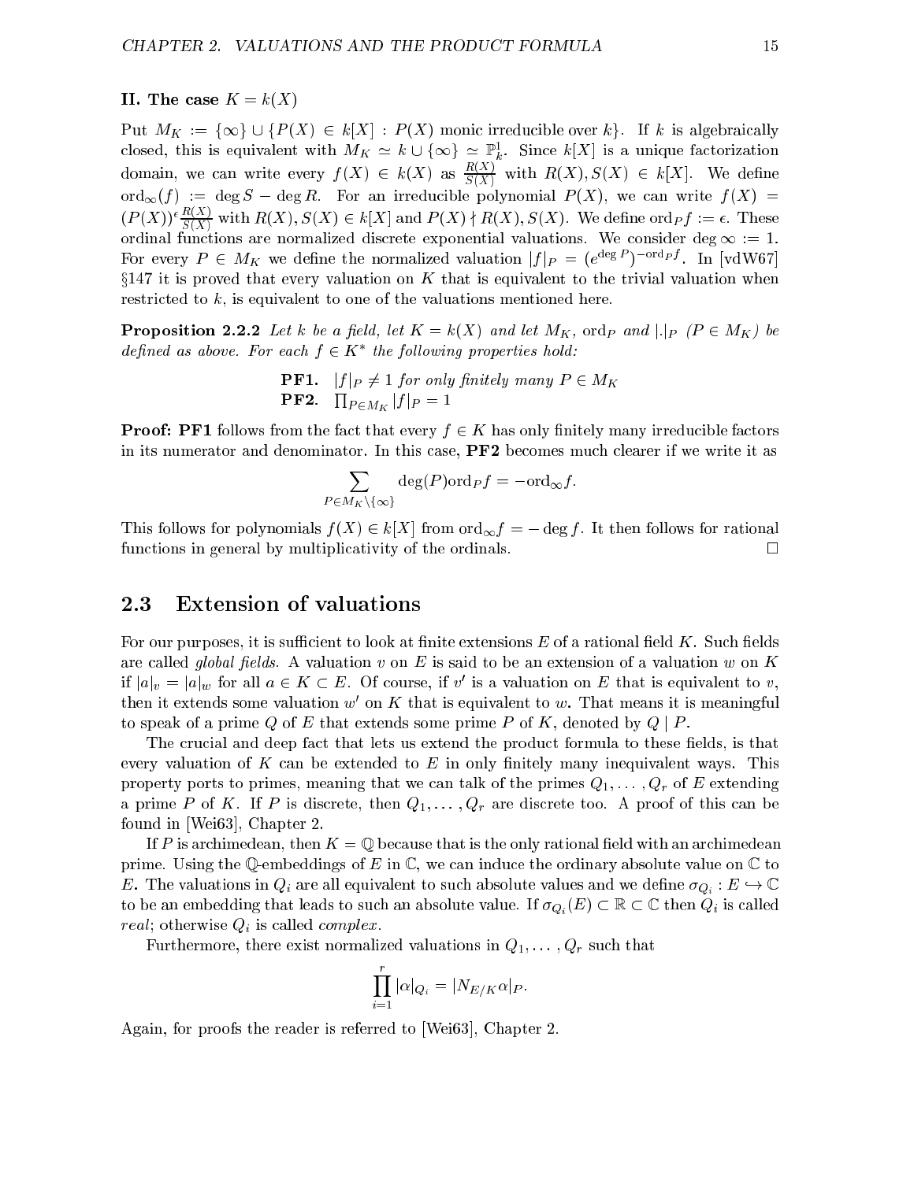### II. The case $K = k(X)$

Put $M_K := \{\infty\} \cup \{P(X) \in k[X] : P(X) \text{ monic irreducible over } k\}$. If $k$ is algebraically closed, this is equivalent with $M_K \simeq k \cup \{\infty\} \simeq \mathbb{P}^1_k$. Since $k[X]$ is a unique factorization domain, we can write every $f(X) \in k(X)$ as $\frac{R(X)}{S(X)}$ with $R(X), S(X) \in k[X]$. We define $\text{ord}_\infty(f) := \deg S - \deg R$. For an irreducible polynomial $P(X)$, we can write $f(X) = (P(X))^\epsilon \frac{R(X)}{S(X)}$ with $R(X), S(X) \in k[X]$ and $P(X) \nmid R(X), S(X)$. We define $\text{ord}_P f := \epsilon$. These ordinal functions are normalized discrete exponential valuations. We consider $\deg \infty := 1$. For every $P \in M_K$ we define the normalized valuation $|f|_P = (e^{\deg P})^{-\text{ord}_P f}$. In [vdW67] §147 it is proved that every valuation on $K$ that is equivalent to the trivial valuation when restricted to $k$, is equivalent to one of the valuations mentioned here.

**Proposition 2.2.2** *Let $k$ be a field, let $K = k(X)$ and let $M_K$, $\text{ord}_P$ and $|.|_P$ $(P \in M_K)$ be defined as above. For each $f \in K^*$ the following properties hold:*

> **PF1.** $|f|_P \neq 1$ *for only finitely many* $P \in M_K$
>
> **PF2.** $\prod_{P \in M_K} |f|_P = 1$

**Proof: PF1** follows from the fact that every $f \in K$ has only finitely many irreducible factors in its numerator and denominator. In this case, **PF2** becomes much clearer if we write it as

$$\sum_{P \in M_K \setminus \{\infty\}} \deg(P)\text{ord}_P f = -\text{ord}_\infty f.$$

This follows for polynomials $f(X) \in k[X]$ from $\text{ord}_\infty f = -\deg f$. It then follows for rational functions in general by multiplicativity of the ordinals. $\square$

## 2.3 Extension of valuations

For our purposes, it is sufficient to look at finite extensions $E$ of a rational field $K$. Such fields are called *global fields*. A valuation $v$ on $E$ is said to be an extension of a valuation $w$ on $K$ if $|a|_v = |a|_w$ for all $a \in K \subset E$. Of course, if $v'$ is a valuation on $E$ that is equivalent to $v$, then it extends some valuation $w'$ on $K$ that is equivalent to $w$. That means it is meaningful to speak of a prime $Q$ of $E$ that extends some prime $P$ of $K$, denoted by $Q \mid P$.

The crucial and deep fact that lets us extend the product formula to these fields, is that every valuation of $K$ can be extended to $E$ in only finitely many inequivalent ways. This property ports to primes, meaning that we can talk of the primes $Q_1, \ldots, Q_r$ of $E$ extending a prime $P$ of $K$. If $P$ is discrete, then $Q_1, \ldots, Q_r$ are discrete too. A proof of this can be found in [Wei63], Chapter 2.

If $P$ is archimedean, then $K = \mathbb{Q}$ because that is the only rational field with an archimedean prime. Using the $\mathbb{Q}$-embeddings of $E$ in $\mathbb{C}$, we can induce the ordinary absolute value on $\mathbb{C}$ to $E$. The valuations in $Q_i$ are all equivalent to such absolute values and we define $\sigma_{Q_i} : E \hookrightarrow \mathbb{C}$ to be an embedding that leads to such an absolute value. If $\sigma_{Q_i}(E) \subset \mathbb{R} \subset \mathbb{C}$ then $Q_i$ is called *real*; otherwise $Q_i$ is called *complex*.

Furthermore, there exist normalized valuations in $Q_1, \ldots, Q_r$ such that

$$\prod_{i=1}^{r} |\alpha|_{Q_i} = |N_{E/K}\alpha|_P.$$

Again, for proofs the reader is referred to [Wei63], Chapter 2.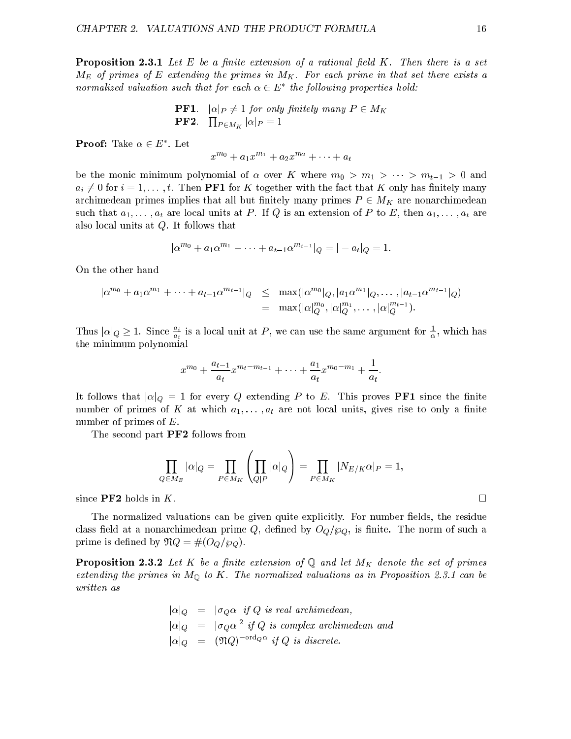**Proposition 2.3.1** *Let $E$ be a finite extension of a rational field $K$. Then there is a set $M_E$ of primes of $E$ extending the primes in $M_K$. For each prime in that set there exists a normalized valuation such that for each $\alpha \in E^*$ the following properties hold:*

> **PF1**. $|\alpha|_P \neq 1$ *for only finitely many* $P \in M_K$
> **PF2**. $\prod_{P \in M_K} |\alpha|_P = 1$

**Proof:** Take $\alpha \in E^*$. Let

$$x^{m_0} + a_1 x^{m_1} + a_2 x^{m_2} + \cdots + a_t$$

be the monic minimum polynomial of $\alpha$ over $K$ where $m_0 > m_1 > \cdots > m_{t-1} > 0$ and $a_i \neq 0$ for $i = 1, \ldots, t$. Then **PF1** for $K$ together with the fact that $K$ only has finitely many archimedean primes implies that all but finitely many primes $P \in M_K$ are nonarchimedean such that $a_1, \ldots, a_t$ are local units at $P$. If $Q$ is an extension of $P$ to $E$, then $a_1, \ldots, a_t$ are also local units at $Q$. It follows that

$$|\alpha^{m_0} + a_1 \alpha^{m_1} + \cdots + a_{t-1}\alpha^{m_{t-1}}|_Q = |-a_t|_Q = 1.$$

On the other hand

$$\begin{aligned} |\alpha^{m_0} + a_1 \alpha^{m_1} + \cdots + a_{t-1}\alpha^{m_{t-1}}|_Q &\leq \max(|\alpha^{m_0}|_Q, |a_1 \alpha^{m_1}|_Q, \ldots, |a_{t-1}\alpha^{m_{t-1}}|_Q) \\ &= \max(|\alpha|_Q^{m_0}, |\alpha|_Q^{m_1}, \ldots, |\alpha|_Q^{m_{t-1}}). \end{aligned}$$

Thus $|\alpha|_Q \geq 1$. Since $\frac{a_i}{a_t}$ is a local unit at $P$, we can use the same argument for $\frac{1}{\alpha}$, which has the minimum polynomial

$$x^{m_0} + \frac{a_{t-1}}{a_t} x^{m_t - m_{t-1}} + \cdots + \frac{a_1}{a_t} x^{m_0 - m_1} + \frac{1}{a_t}.$$

It follows that $|\alpha|_Q = 1$ for every $Q$ extending $P$ to $E$. This proves **PF1** since the finite number of primes of $K$ at which $a_1, \ldots, a_t$ are not local units, gives rise to only a finite number of primes of $E$.

The second part **PF2** follows from

$$\prod_{Q \in M_E} |\alpha|_Q = \prod_{P \in M_K} \left( \prod_{Q|P} |\alpha|_Q \right) = \prod_{P \in M_K} |N_{E/K}\alpha|_P = 1,$$

since **PF2** holds in $K$. □

The normalized valuations can be given quite explicitly. For number fields, the residue class field at a nonarchimedean prime $Q$, defined by $O_Q/\wp_Q$, is finite. The norm of such a prime is defined by $\mathfrak{N}Q = \#(O_Q/\wp_Q)$.

**Proposition 2.3.2** *Let $K$ be a finite extension of $\mathbb{Q}$ and let $M_K$ denote the set of primes extending the primes in $M_{\mathbb{Q}}$ to $K$. The normalized valuations as in Proposition 2.3.1 can be written as*

$$\begin{aligned} |\alpha|_Q &= |\sigma_Q \alpha| \text{ if } Q \text{ is real archimedean,} \\ |\alpha|_Q &= |\sigma_Q \alpha|^2 \text{ if } Q \text{ is complex archimedean and} \\ |\alpha|_Q &= (\mathfrak{N}Q)^{-\mathrm{ord}_Q \alpha} \text{ if } Q \text{ is discrete.} \end{aligned}$$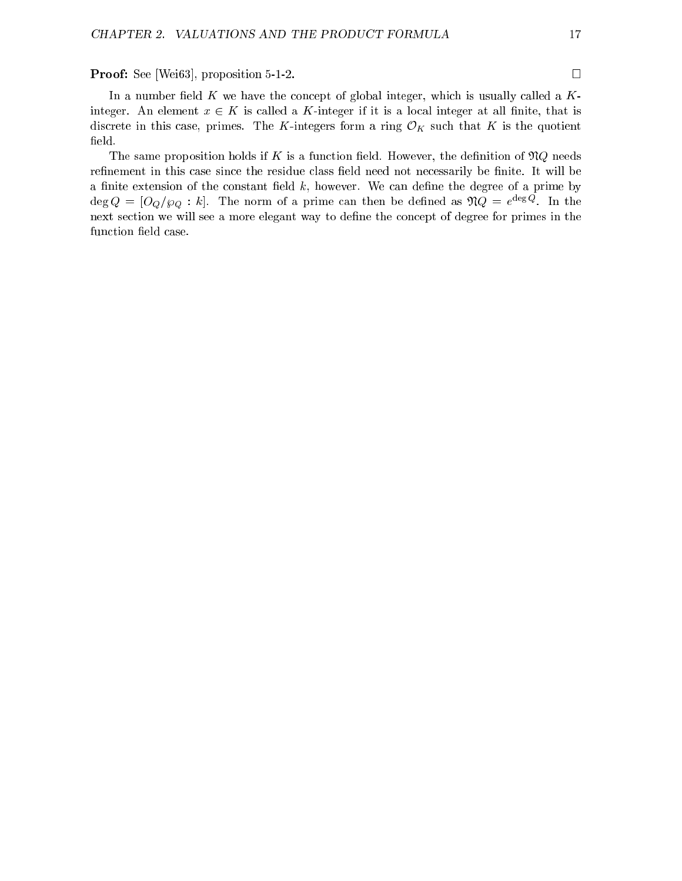**Proof:** See [Wei63], proposition 5-1-2. □

In a number field $K$ we have the concept of global integer, which is usually called a $K$-integer. An element $x \in K$ is called a $K$-integer if it is a local integer at all finite, that is discrete in this case, primes. The $K$-integers form a ring $\mathcal{O}_K$ such that $K$ is the quotient field.

The same proposition holds if $K$ is a function field. However, the definition of $\mathfrak{N}Q$ needs refinement in this case since the residue class field need not necessarily be finite. It will be a finite extension of the constant field $k$, however. We can define the degree of a prime by $\deg Q = [O_Q/\wp_Q : k]$. The norm of a prime can then be defined as $\mathfrak{N}Q = e^{\deg Q}$. In the next section we will see a more elegant way to define the concept of degree for primes in the function field case.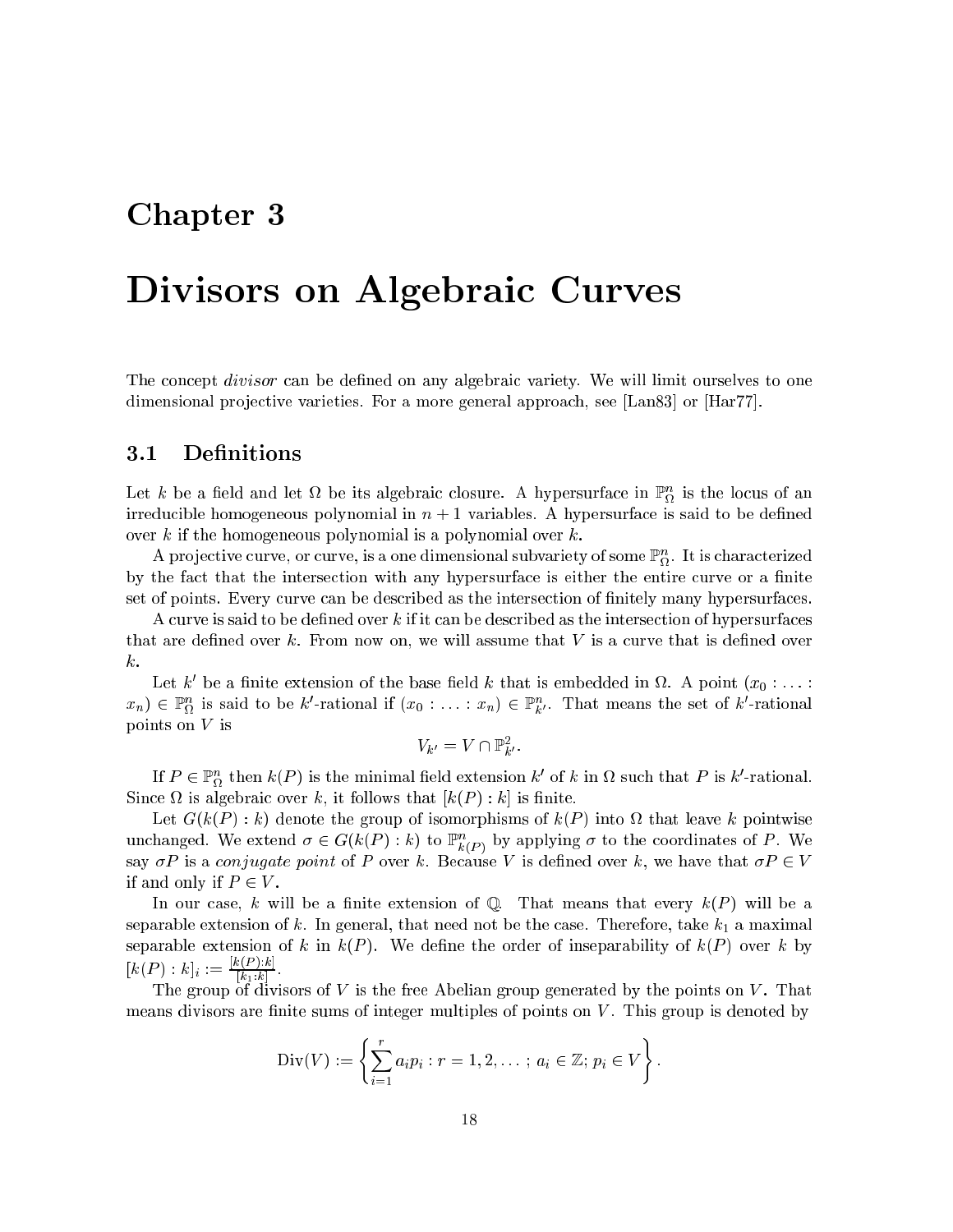# Chapter 3

# Divisors on Algebraic Curves

The concept *divisor* can be defined on any algebraic variety. We will limit ourselves to one dimensional projective varieties. For a more general approach, see [Lan83] or [Har77].

## 3.1 Definitions

Let $k$ be a field and let $\Omega$ be its algebraic closure. A hypersurface in $\mathbb{P}^n_\Omega$ is the locus of an irreducible homogeneous polynomial in $n+1$ variables. A hypersurface is said to be defined over $k$ if the homogeneous polynomial is a polynomial over $k$.

A projective curve, or curve, is a one dimensional subvariety of some $\mathbb{P}^n_\Omega$. It is characterized by the fact that the intersection with any hypersurface is either the entire curve or a finite set of points. Every curve can be described as the intersection of finitely many hypersurfaces.

A curve is said to be defined over $k$ if it can be described as the intersection of hypersurfaces that are defined over $k$. From now on, we will assume that $V$ is a curve that is defined over $k$.

Let $k'$ be a finite extension of the base field $k$ that is embedded in $\Omega$. A point $(x_0 : \ldots : x_n) \in \mathbb{P}^n_\Omega$ is said to be $k'$-rational if $(x_0 : \ldots : x_n) \in \mathbb{P}^n_{k'}$. That means the set of $k'$-rational points on $V$ is

$$V_{k'} = V \cap \mathbb{P}^2_{k'}.$$

If $P \in \mathbb{P}^n_\Omega$ then $k(P)$ is the minimal field extension $k'$ of $k$ in $\Omega$ such that $P$ is $k'$-rational. Since $\Omega$ is algebraic over $k$, it follows that $[k(P) : k]$ is finite.

Let $G(k(P) : k)$ denote the group of isomorphisms of $k(P)$ into $\Omega$ that leave $k$ pointwise unchanged. We extend $\sigma \in G(k(P) : k)$ to $\mathbb{P}^n_{k(P)}$ by applying $\sigma$ to the coordinates of $P$. We say $\sigma P$ is a *conjugate point* of $P$ over $k$. Because $V$ is defined over $k$, we have that $\sigma P \in V$ if and only if $P \in V$.

In our case, $k$ will be a finite extension of $\mathbb{Q}$. That means that every $k(P)$ will be a separable extension of $k$. In general, that need not be the case. Therefore, take $k_1$ a maximal separable extension of $k$ in $k(P)$. We define the order of inseparability of $k(P)$ over $k$ by $[k(P) : k]_i := \frac{[k(P):k]}{[k_1:k]}$.

The group of divisors of $V$ is the free Abelian group generated by the points on $V$. That means divisors are finite sums of integer multiples of points on $V$. This group is denoted by

$$\mathrm{Div}(V) := \left\{ \sum_{i=1}^{r} a_i p_i : r = 1, 2, \ldots ;\ a_i \in \mathbb{Z};\ p_i \in V \right\}.$$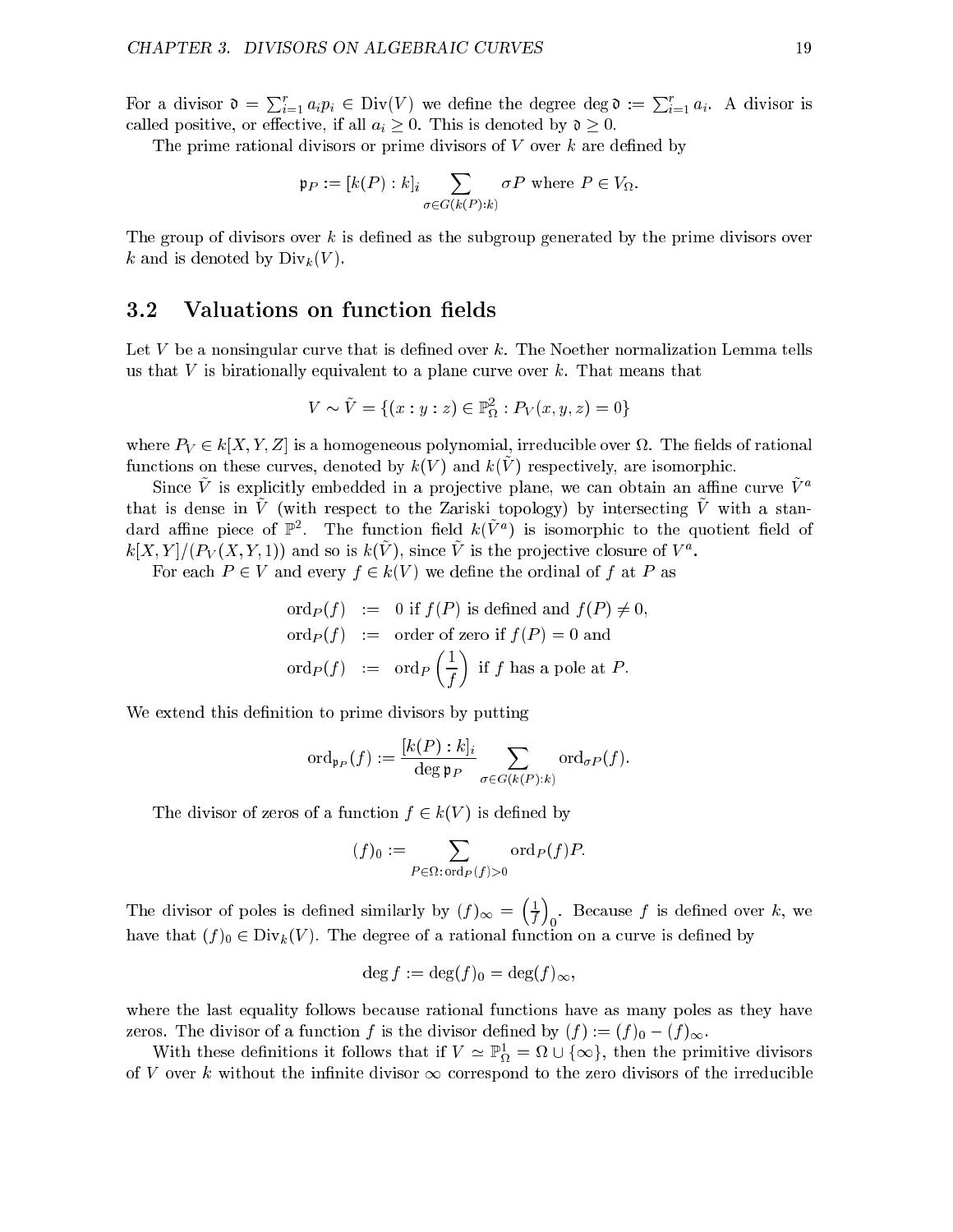For a divisor $\mathfrak{d} = \sum_{i=1}^{r} a_i p_i \in \mathrm{Div}(V)$ we define the degree $\deg \mathfrak{d} := \sum_{i=1}^{r} a_i$. A divisor is called positive, or effective, if all $a_i \geq 0$. This is denoted by $\mathfrak{d} \geq 0$.

The prime rational divisors or prime divisors of $V$ over $k$ are defined by

$$\mathfrak{p}_P := [k(P) : k]_i \sum_{\sigma \in G(k(P):k)} \sigma P \text{ where } P \in V_\Omega.$$

The group of divisors over $k$ is defined as the subgroup generated by the prime divisors over $k$ and is denoted by $\mathrm{Div}_k(V)$.

## 3.2 Valuations on function fields

Let $V$ be a nonsingular curve that is defined over $k$. The Noether normalization Lemma tells us that $V$ is birationally equivalent to a plane curve over $k$. That means that

$$V \sim \tilde{V} = \{(x : y : z) \in \mathbb{P}^2_\Omega : P_V(x, y, z) = 0\}$$

where $P_V \in k[X, Y, Z]$ is a homogeneous polynomial, irreducible over $\Omega$. The fields of rational functions on these curves, denoted by $k(V)$ and $k(\tilde{V})$ respectively, are isomorphic.

Since $\tilde{V}$ is explicitly embedded in a projective plane, we can obtain an affine curve $\tilde{V}^a$ that is dense in $\tilde{V}$ (with respect to the Zariski topology) by intersecting $\tilde{V}$ with a standard affine piece of $\mathbb{P}^2$. The function field $k(\tilde{V}^a)$ is isomorphic to the quotient field of $k[X, Y]/(P_V(X, Y, 1))$ and so is $k(\tilde{V})$, since $\tilde{V}$ is the projective closure of $V^a$.

For each $P \in V$ and every $f \in k(V)$ we define the ordinal of $f$ at $P$ as

$$\begin{aligned}
\mathrm{ord}_P(f) &:= 0 \text{ if } f(P) \text{ is defined and } f(P) \neq 0, \\
\mathrm{ord}_P(f) &:= \text{order of zero if } f(P) = 0 \text{ and} \\
\mathrm{ord}_P(f) &:= \mathrm{ord}_P\left(\frac{1}{f}\right) \text{ if } f \text{ has a pole at } P.
\end{aligned}$$

We extend this definition to prime divisors by putting

$$\mathrm{ord}_{\mathfrak{p}_P}(f) := \frac{[k(P) : k]_i}{\deg \mathfrak{p}_P} \sum_{\sigma \in G(k(P):k)} \mathrm{ord}_{\sigma P}(f).$$

The divisor of zeros of a function $f \in k(V)$ is defined by

$$(f)_0 := \sum_{P \in \Omega :\, \mathrm{ord}_P(f) > 0} \mathrm{ord}_P(f) P.$$

The divisor of poles is defined similarly by $(f)_\infty = \left(\frac{1}{f}\right)_0$. Because $f$ is defined over $k$, we have that $(f)_0 \in \mathrm{Div}_k(V)$. The degree of a rational function on a curve is defined by

$$\deg f := \deg(f)_0 = \deg(f)_\infty,$$

where the last equality follows because rational functions have as many poles as they have zeros. The divisor of a function $f$ is the divisor defined by $(f) := (f)_0 - (f)_\infty$.

With these definitions it follows that if $V \simeq \mathbb{P}^1_\Omega = \Omega \cup \{\infty\}$, then the primitive divisors of $V$ over $k$ without the infinite divisor $\infty$ correspond to the zero divisors of the irreducible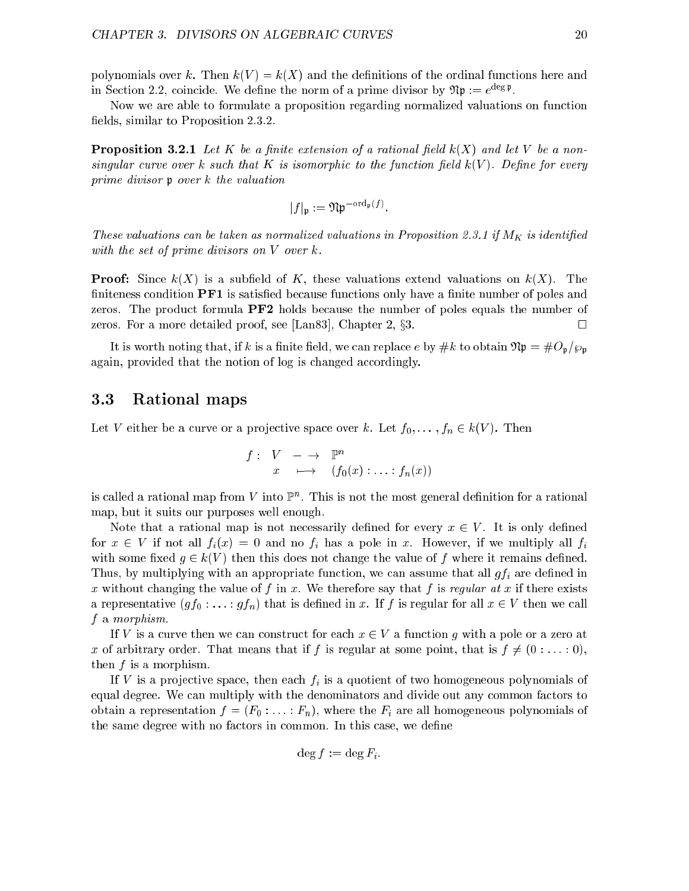polynomials over $k$. Then $k(V) = k(X)$ and the definitions of the ordinal functions here and in Section 2.2, coincide. We define the norm of a prime divisor by $\mathfrak{N}\mathfrak{p} := e^{\deg \mathfrak{p}}$.

Now we are able to formulate a proposition regarding normalized valuations on function fields, similar to Proposition 2.3.2.

**Proposition 3.2.1** *Let $K$ be a finite extension of a rational field $k(X)$ and let $V$ be a non-singular curve over $k$ such that $K$ is isomorphic to the function field $k(V)$. Define for every prime divisor $\mathfrak{p}$ over $k$ the valuation*

$$|f|_{\mathfrak{p}} := \mathfrak{N}\mathfrak{p}^{-\mathrm{ord}_{\mathfrak{p}}(f)}.$$

*These valuations can be taken as normalized valuations in Proposition 2.3.1 if $M_K$ is identified with the set of prime divisors on $V$ over $k$.*

**Proof:** Since $k(X)$ is a subfield of $K$, these valuations extend valuations on $k(X)$. The finiteness condition **PF1** is satisfied because functions only have a finite number of poles and zeros. The product formula **PF2** holds because the number of poles equals the number of zeros. For a more detailed proof, see [Lan83], Chapter 2, §3. □

It is worth noting that, if $k$ is a finite field, we can replace $e$ by $\#k$ to obtain $\mathfrak{N}\mathfrak{p} = \#O_{\mathfrak{p}}/\wp_{\mathfrak{p}}$ again, provided that the notion of log is changed accordingly.

## 3.3 Rational maps

Let $V$ either be a curve or a projective space over $k$. Let $f_0, \ldots, f_n \in k(V)$. Then

$$\begin{array}{rccl} f: & V & \dashrightarrow & \mathbb{P}^n \\ & x & \longmapsto & (f_0(x) : \ldots : f_n(x)) \end{array}$$

is called a rational map from $V$ into $\mathbb{P}^n$. This is not the most general definition for a rational map, but it suits our purposes well enough.

Note that a rational map is not necessarily defined for every $x \in V$. It is only defined for $x \in V$ if not all $f_i(x) = 0$ and no $f_i$ has a pole in $x$. However, if we multiply all $f_i$ with some fixed $g \in k(V)$ then this does not change the value of $f$ where it remains defined. Thus, by multiplying with an appropriate function, we can assume that all $gf_i$ are defined in $x$ without changing the value of $f$ in $x$. We therefore say that $f$ is *regular at* $x$ if there exists a representative $(gf_0 : \ldots : gf_n)$ that is defined in $x$. If $f$ is regular for all $x \in V$ then we call $f$ a *morphism*.

If $V$ is a curve then we can construct for each $x \in V$ a function $g$ with a pole or a zero at $x$ of arbitrary order. That means that if $f$ is regular at some point, that is $f \neq (0 : \ldots : 0)$, then $f$ is a morphism.

If $V$ is a projective space, then each $f_i$ is a quotient of two homogeneous polynomials of equal degree. We can multiply with the denominators and divide out any common factors to obtain a representation $f = (F_0 : \ldots : F_n)$, where the $F_i$ are all homogeneous polynomials of the same degree with no factors in common. In this case, we define

$$\deg f := \deg F_i.$$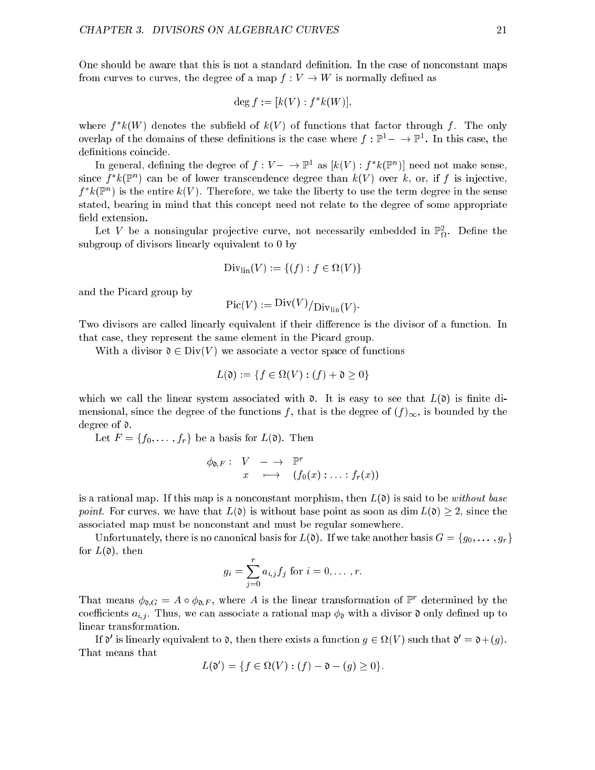One should be aware that this is not a standard definition. In the case of nonconstant maps from curves to curves, the degree of a map $f : V \to W$ is normally defined as

$$\deg f := [k(V) : f^*k(W)],$$

where $f^*k(W)$ denotes the subfield of $k(V)$ of functions that factor through $f$. The only overlap of the domains of these definitions is the case where $f : \mathbb{P}^1 - \to \mathbb{P}^1$. In this case, the definitions coincide.

In general, defining the degree of $f : V - \to \mathbb{P}^1$ as $[k(V) : f^*k(\mathbb{P}^n)]$ need not make sense, since $f^*k(\mathbb{P}^n)$ can be of lower transcendence degree than $k(V)$ over $k$, or, if $f$ is injective, $f^*k(\mathbb{P}^n)$ is the entire $k(V)$. Therefore, we take the liberty to use the term degree in the sense stated, bearing in mind that this concept need not relate to the degree of some appropriate field extension.

Let $V$ be a nonsingular projective curve, not necessarily embedded in $\mathbb{P}^2_\Omega$. Define the subgroup of divisors linearly equivalent to 0 by

$$\mathrm{Div}_{\mathrm{lin}}(V) := \{(f) : f \in \Omega(V)\}$$

and the Picard group by

$$\mathrm{Pic}(V) := \mathrm{Div}(V)/\mathrm{Div}_{\mathrm{lin}}(V).$$

Two divisors are called linearly equivalent if their difference is the divisor of a function. In that case, they represent the same element in the Picard group.

With a divisor $\mathfrak{d} \in \mathrm{Div}(V)$ we associate a vector space of functions

$$L(\mathfrak{d}) := \{f \in \Omega(V) : (f) + \mathfrak{d} \geq 0\}$$

which we call the linear system associated with $\mathfrak{d}$. It is easy to see that $L(\mathfrak{d})$ is finite dimensional, since the degree of the functions $f$, that is the degree of $(f)_\infty$, is bounded by the degree of $\mathfrak{d}$.

Let $F = \{f_0, \ldots, f_r\}$ be a basis for $L(\mathfrak{d})$. Then

$$\begin{array}{rccc} \phi_{\mathfrak{d},F}: & V & - \to & \mathbb{P}^r \\ & x & \longmapsto & (f_0(x) : \ldots : f_r(x)) \end{array}$$

is a rational map. If this map is a nonconstant morphism, then $L(\mathfrak{d})$ is said to be *without base point*. For curves, we have that $L(\mathfrak{d})$ is without base point as soon as $\dim L(\mathfrak{d}) \geq 2$, since the associated map must be nonconstant and must be regular somewhere.

Unfortunately, there is no canonical basis for $L(\mathfrak{d})$. If we take another basis $G = \{g_0, \ldots, g_r\}$ for $L(\mathfrak{d})$, then

$$g_i = \sum_{j=0}^{r} a_{i,j} f_j \text{ for } i = 0, \ldots, r.$$

That means $\phi_{\mathfrak{d},G} = A \circ \phi_{\mathfrak{d},F}$, where $A$ is the linear transformation of $\mathbb{P}^r$ determined by the coefficients $a_{i,j}$. Thus, we can associate a rational map $\phi_\mathfrak{d}$ with a divisor $\mathfrak{d}$ only defined up to linear transformation.

If $\mathfrak{d}'$ is linearly equivalent to $\mathfrak{d}$, then there exists a function $g \in \Omega(V)$ such that $\mathfrak{d}' = \mathfrak{d} + (g)$. That means that

$$L(\mathfrak{d}') = \{f \in \Omega(V) : (f) - \mathfrak{d} - (g) \geq 0\}.$$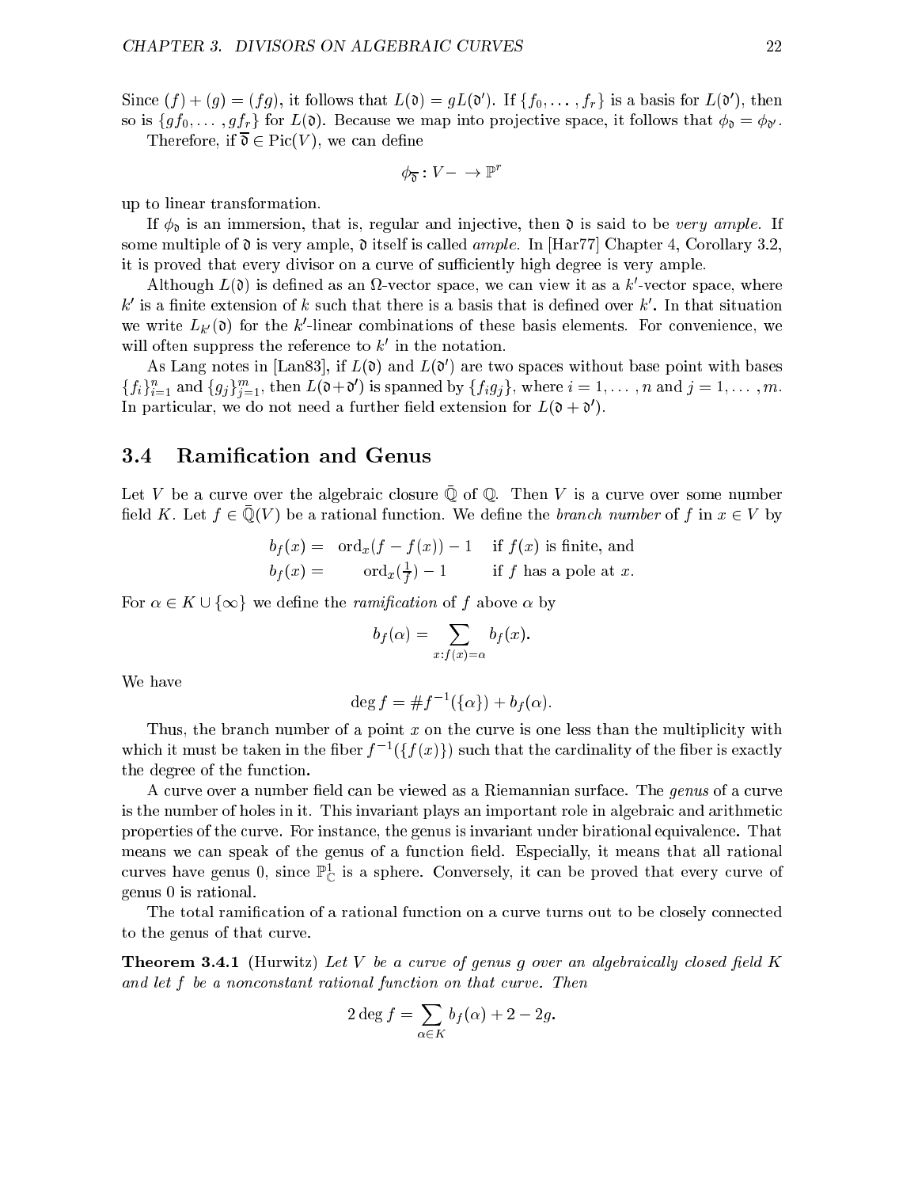Since $(f) + (g) = (fg)$, it follows that $L(\mathfrak{d}) = gL(\mathfrak{d}')$. If $\{f_0, \ldots, f_r\}$ is a basis for $L(\mathfrak{d}')$, then so is $\{gf_0, \ldots, gf_r\}$ for $L(\mathfrak{d})$. Because we map into projective space, it follows that $\phi_{\mathfrak{d}} = \phi_{\mathfrak{d}'}$.

Therefore, if $\overline{\mathfrak{d}} \in \mathrm{Pic}(V)$, we can define

$$\phi_{\overline{\mathfrak{d}}} : V - \to \mathbb{P}^r$$

up to linear transformation.

If $\phi_{\mathfrak{d}}$ is an immersion, that is, regular and injective, then $\mathfrak{d}$ is said to be *very ample*. If some multiple of $\mathfrak{d}$ is very ample, $\mathfrak{d}$ itself is called *ample*. In [Har77] Chapter 4, Corollary 3.2, it is proved that every divisor on a curve of sufficiently high degree is very ample.

Although $L(\mathfrak{d})$ is defined as an $\Omega$-vector space, we can view it as a $k'$-vector space, where $k'$ is a finite extension of $k$ such that there is a basis that is defined over $k'$. In that situation we write $L_{k'}(\mathfrak{d})$ for the $k'$-linear combinations of these basis elements. For convenience, we will often suppress the reference to $k'$ in the notation.

As Lang notes in [Lan83], if $L(\mathfrak{d})$ and $L(\mathfrak{d}')$ are two spaces without base point with bases $\{f_i\}_{i=1}^n$ and $\{g_j\}_{j=1}^m$, then $L(\mathfrak{d}+\mathfrak{d}')$ is spanned by $\{f_i g_j\}$, where $i = 1, \ldots, n$ and $j = 1, \ldots, m$. In particular, we do not need a further field extension for $L(\mathfrak{d} + \mathfrak{d}')$.

## 3.4 Ramification and Genus

Let $V$ be a curve over the algebraic closure $\bar{\mathbb{Q}}$ of $\mathbb{Q}$. Then $V$ is a curve over some number field $K$. Let $f \in \bar{\mathbb{Q}}(V)$ be a rational function. We define the *branch number* of $f$ in $x \in V$ by

$$\begin{aligned} b_f(x) = \quad & \mathrm{ord}_x(f - f(x)) - 1 \quad && \text{if } f(x) \text{ is finite, and} \\ b_f(x) = \quad & \mathrm{ord}_x(\tfrac{1}{f}) - 1 && \text{if } f \text{ has a pole at } x. \end{aligned}$$

For $\alpha \in K \cup \{\infty\}$ we define the *ramification* of $f$ above $\alpha$ by

$$b_f(\alpha) = \sum_{x : f(x) = \alpha} b_f(x).$$

We have

$$\deg f = \# f^{-1}(\{\alpha\}) + b_f(\alpha).$$

Thus, the branch number of a point $x$ on the curve is one less than the multiplicity with which it must be taken in the fiber $f^{-1}(\{f(x)\})$ such that the cardinality of the fiber is exactly the degree of the function.

A curve over a number field can be viewed as a Riemannian surface. The *genus* of a curve is the number of holes in it. This invariant plays an important role in algebraic and arithmetic properties of the curve. For instance, the genus is invariant under birational equivalence. That means we can speak of the genus of a function field. Especially, it means that all rational curves have genus 0, since $\mathbb{P}^1_{\mathbb{C}}$ is a sphere. Conversely, it can be proved that every curve of genus 0 is rational.

The total ramification of a rational function on a curve turns out to be closely connected to the genus of that curve.

**Theorem 3.4.1** (Hurwitz) *Let $V$ be a curve of genus $g$ over an algebraically closed field $K$ and let $f$ be a nonconstant rational function on that curve. Then*

$$2 \deg f = \sum_{\alpha \in K} b_f(\alpha) + 2 - 2g.$$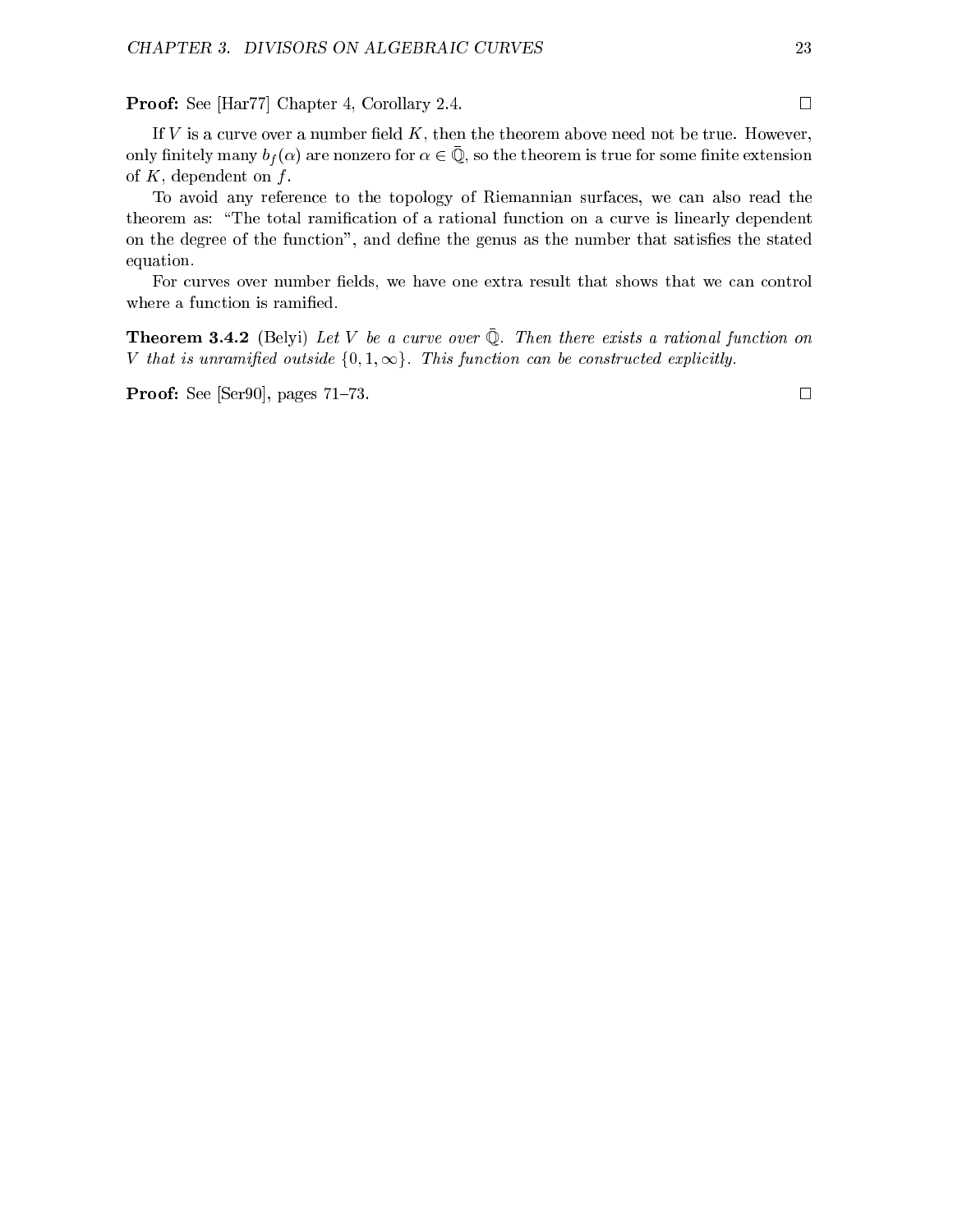**Proof:** See [Har77] Chapter 4, Corollary 2.4. □

If $V$ is a curve over a number field $K$, then the theorem above need not be true. However, only finitely many $b_f(\alpha)$ are nonzero for $\alpha \in \bar{\mathbb{Q}}$, so the theorem is true for some finite extension of $K$, dependent on $f$.

To avoid any reference to the topology of Riemannian surfaces, we can also read the theorem as: "The total ramification of a rational function on a curve is linearly dependent on the degree of the function", and define the genus as the number that satisfies the stated equation.

For curves over number fields, we have one extra result that shows that we can control where a function is ramified.

**Theorem 3.4.2** (Belyi) *Let $V$ be a curve over $\bar{\mathbb{Q}}$. Then there exists a rational function on $V$ that is unramified outside $\{0, 1, \infty\}$. This function can be constructed explicitly.*

**Proof:** See [Ser90], pages 71–73. □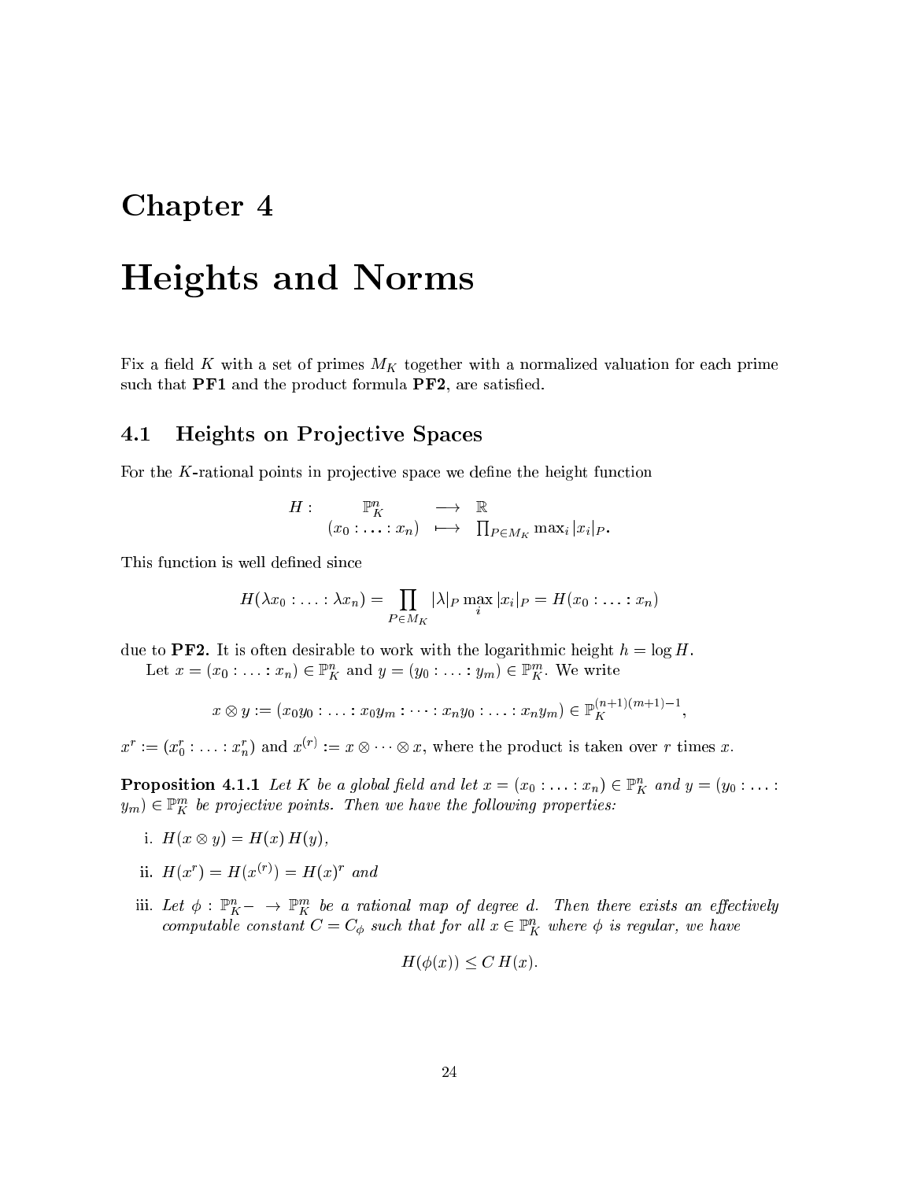# Chapter 4

# Heights and Norms

Fix a field $K$ with a set of primes $M_K$ together with a normalized valuation for each prime such that **PF1** and the product formula **PF2**, are satisfied.

## 4.1 Heights on Projective Spaces

For the $K$-rational points in projective space we define the height function

$$
\begin{array}{rccc}
H: & \mathbb{P}^n_K & \longrightarrow & \mathbb{R} \\
 & (x_0 : \ldots : x_n) & \longmapsto & \prod_{P \in M_K} \max_i |x_i|_P.
\end{array}
$$

This function is well defined since

$$
H(\lambda x_0 : \ldots : \lambda x_n) = \prod_{P \in M_K} |\lambda|_P \max_i |x_i|_P = H(x_0 : \ldots : x_n)
$$

due to **PF2.** It is often desirable to work with the logarithmic height $h = \log H$.

Let $x = (x_0 : \ldots : x_n) \in \mathbb{P}^n_K$ and $y = (y_0 : \ldots : y_m) \in \mathbb{P}^m_K$. We write

$$
x \otimes y := (x_0 y_0 : \ldots : x_0 y_m : \cdots : x_n y_0 : \ldots : x_n y_m) \in \mathbb{P}_K^{(n+1)(m+1)-1},
$$

$x^r := (x_0^r : \ldots : x_n^r)$ and $x^{(r)} := x \otimes \cdots \otimes x$, where the product is taken over $r$ times $x$.

**Proposition 4.1.1** *Let $K$ be a global field and let $x = (x_0 : \ldots : x_n) \in \mathbb{P}^n_K$ and $y = (y_0 : \ldots : y_m) \in \mathbb{P}^m_K$ be projective points. Then we have the following properties:*

i. $H(x \otimes y) = H(x)\, H(y)$,

ii. $H(x^r) = H(x^{(r)}) = H(x)^r$ *and*

iii. *Let $\phi : \mathbb{P}^n_K - \to \mathbb{P}^m_K$ be a rational map of degree $d$. Then there exists an effectively computable constant $C = C_\phi$ such that for all $x \in \mathbb{P}^n_K$ where $\phi$ is regular, we have*

$$
H(\phi(x)) \leq C\, H(x).
$$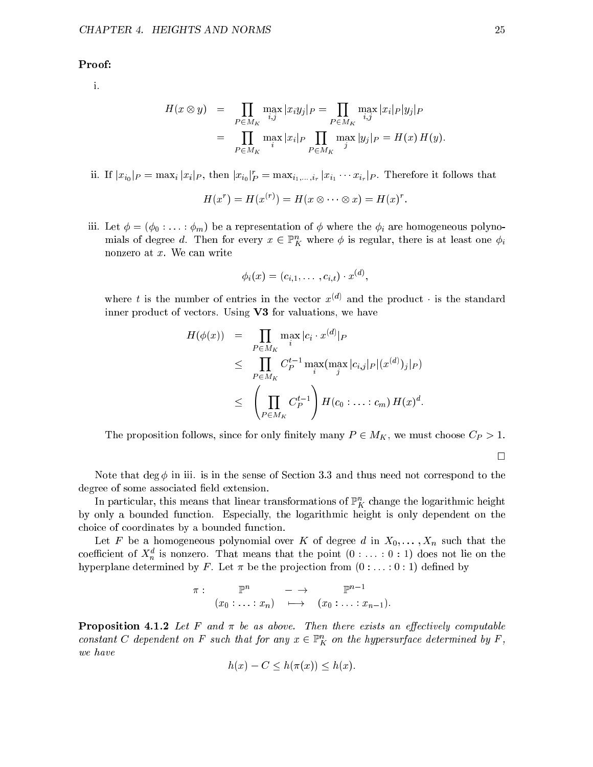**Proof:**

i.

$$\begin{aligned} H(x \otimes y) &= \prod_{P \in M_K} \max_{i,j} |x_i y_j|_P = \prod_{P \in M_K} \max_{i,j} |x_i|_P |y_j|_P \\ &= \prod_{P \in M_K} \max_i |x_i|_P \prod_{P \in M_K} \max_j |y_j|_P = H(x)\, H(y). \end{aligned}$$

ii. If $|x_{i_0}|_P = \max_i |x_i|_P$, then $|x_{i_0}|_P^r = \max_{i_1,\ldots,i_r} |x_{i_1} \cdots x_{i_r}|_P$. Therefore it follows that

$$H(x^r) = H(x^{(r)}) = H(x \otimes \cdots \otimes x) = H(x)^r.$$

iii. Let $\phi = (\phi_0 : \ldots : \phi_m)$ be a representation of $\phi$ where the $\phi_i$ are homogeneous polynomials of degree $d$. Then for every $x \in \mathbb{P}_K^n$ where $\phi$ is regular, there is at least one $\phi_i$ nonzero at $x$. We can write

$$\phi_i(x) = (c_{i,1}, \ldots, c_{i,t}) \cdot x^{(d)},$$

where $t$ is the number of entries in the vector $x^{(d)}$ and the product $\cdot$ is the standard inner product of vectors. Using **V3** for valuations, we have

$$\begin{aligned} H(\phi(x)) &= \prod_{P \in M_K} \max_i |c_i \cdot x^{(d)}|_P \\ &\leq \prod_{P \in M_K} C_P^{t-1} \max_i (\max_j |c_{i,j}|_P |(x^{(d)})_j|_P) \\ &\leq \left( \prod_{P \in M_K} C_P^{t-1} \right) H(c_0 : \ldots : c_m)\, H(x)^d. \end{aligned}$$

The proposition follows, since for only finitely many $P \in M_K$, we must choose $C_P > 1$.

□

Note that $\deg \phi$ in iii. is in the sense of Section 3.3 and thus need not correspond to the degree of some associated field extension.

In particular, this means that linear transformations of $\mathbb{P}_K^n$ change the logarithmic height by only a bounded function. Especially, the logarithmic height is only dependent on the choice of coordinates by a bounded function.

Let $F$ be a homogeneous polynomial over $K$ of degree $d$ in $X_0, \ldots, X_n$ such that the coefficient of $X_n^d$ is nonzero. That means that the point $(0 : \ldots : 0 : 1)$ does not lie on the hyperplane determined by $F$. Let $\pi$ be the projection from $(0 : \ldots : 0 : 1)$ defined by

$$\begin{array}{cccc} \pi : & \mathbb{P}^n & - \rightarrow & \mathbb{P}^{n-1} \\ & (x_0 : \ldots : x_n) & \longmapsto & (x_0 : \ldots : x_{n-1}). \end{array}$$

**Proposition 4.1.2** *Let $F$ and $\pi$ be as above. Then there exists an effectively computable constant $C$ dependent on $F$ such that for any $x \in \mathbb{P}_K^n$ on the hypersurface determined by $F$, we have*

$$h(x) - C \leq h(\pi(x)) \leq h(x).$$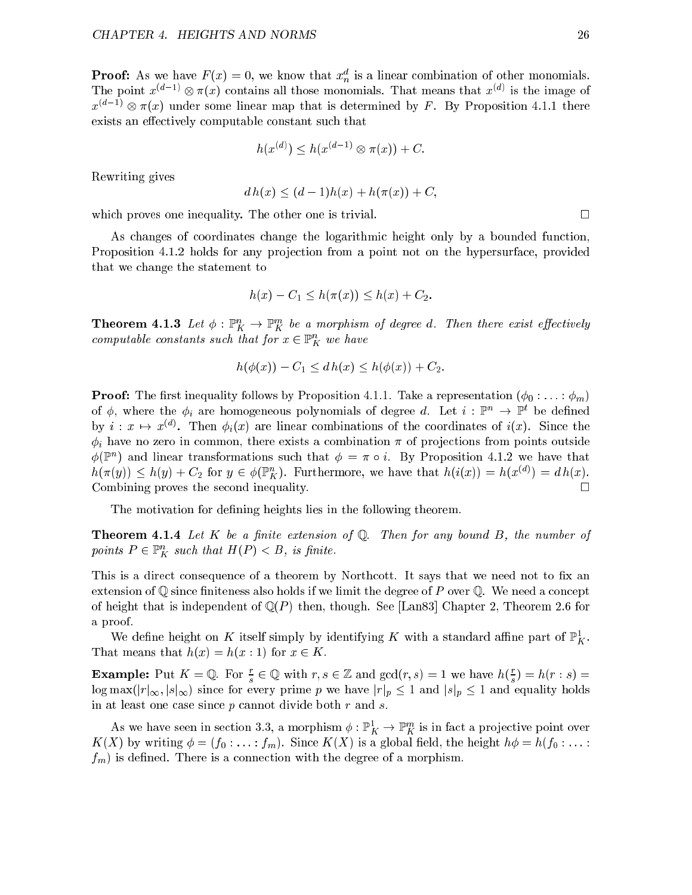**Proof:** As we have $F(x) = 0$, we know that $x_n^d$ is a linear combination of other monomials. The point $x^{(d-1)} \otimes \pi(x)$ contains all those monomials. That means that $x^{(d)}$ is the image of $x^{(d-1)} \otimes \pi(x)$ under some linear map that is determined by $F$. By Proposition 4.1.1 there exists an effectively computable constant such that

$$h(x^{(d)}) \leq h(x^{(d-1)} \otimes \pi(x)) + C.$$

Rewriting gives

$$d\,h(x) \leq (d-1)h(x) + h(\pi(x)) + C,$$

which proves one inequality. The other one is trivial. □

As changes of coordinates change the logarithmic height only by a bounded function, Proposition 4.1.2 holds for any projection from a point not on the hypersurface, provided that we change the statement to

$$h(x) - C_1 \leq h(\pi(x)) \leq h(x) + C_2.$$

**Theorem 4.1.3** *Let $\phi : \mathbb{P}_K^n \to \mathbb{P}_K^m$ be a morphism of degree $d$. Then there exist effectively computable constants such that for $x \in \mathbb{P}_K^n$ we have*

$$h(\phi(x)) - C_1 \leq d\,h(x) \leq h(\phi(x)) + C_2.$$

**Proof:** The first inequality follows by Proposition 4.1.1. Take a representation $(\phi_0 : \ldots : \phi_m)$ of $\phi$, where the $\phi_i$ are homogeneous polynomials of degree $d$. Let $i : \mathbb{P}^n \to \mathbb{P}^t$ be defined by $i : x \mapsto x^{(d)}$. Then $\phi_i(x)$ are linear combinations of the coordinates of $i(x)$. Since the $\phi_i$ have no zero in common, there exists a combination $\pi$ of projections from points outside $\phi(\mathbb{P}^n)$ and linear transformations such that $\phi = \pi \circ i$. By Proposition 4.1.2 we have that $h(\pi(y)) \leq h(y) + C_2$ for $y \in \phi(\mathbb{P}_K^n)$. Furthermore, we have that $h(i(x)) = h(x^{(d)}) = d\,h(x)$. Combining proves the second inequality. □

The motivation for defining heights lies in the following theorem.

**Theorem 4.1.4** *Let $K$ be a finite extension of $\mathbb{Q}$. Then for any bound $B$, the number of points $P \in \mathbb{P}_K^n$ such that $H(P) < B$, is finite.*

This is a direct consequence of a theorem by Northcott. It says that we need not to fix an extension of $\mathbb{Q}$ since finiteness also holds if we limit the degree of $P$ over $\mathbb{Q}$. We need a concept of height that is independent of $\mathbb{Q}(P)$ then, though. See [Lan83] Chapter 2, Theorem 2.6 for a proof.

We define height on $K$ itself simply by identifying $K$ with a standard affine part of $\mathbb{P}_K^1$. That means that $h(x) = h(x : 1)$ for $x \in K$.

**Example:** Put $K = \mathbb{Q}$. For $\frac{r}{s} \in \mathbb{Q}$ with $r, s \in \mathbb{Z}$ and $\gcd(r, s) = 1$ we have $h(\frac{r}{s}) = h(r : s) = \log \max(|r|_\infty, |s|_\infty)$ since for every prime $p$ we have $|r|_p \leq 1$ and $|s|_p \leq 1$ and equality holds in at least one case since $p$ cannot divide both $r$ and $s$.

As we have seen in section 3.3, a morphism $\phi : \mathbb{P}_K^1 \to \mathbb{P}_K^m$ is in fact a projective point over $K(X)$ by writing $\phi = (f_0 : \ldots : f_m)$. Since $K(X)$ is a global field, the height $h\phi = h(f_0 : \ldots : f_m)$ is defined. There is a connection with the degree of a morphism.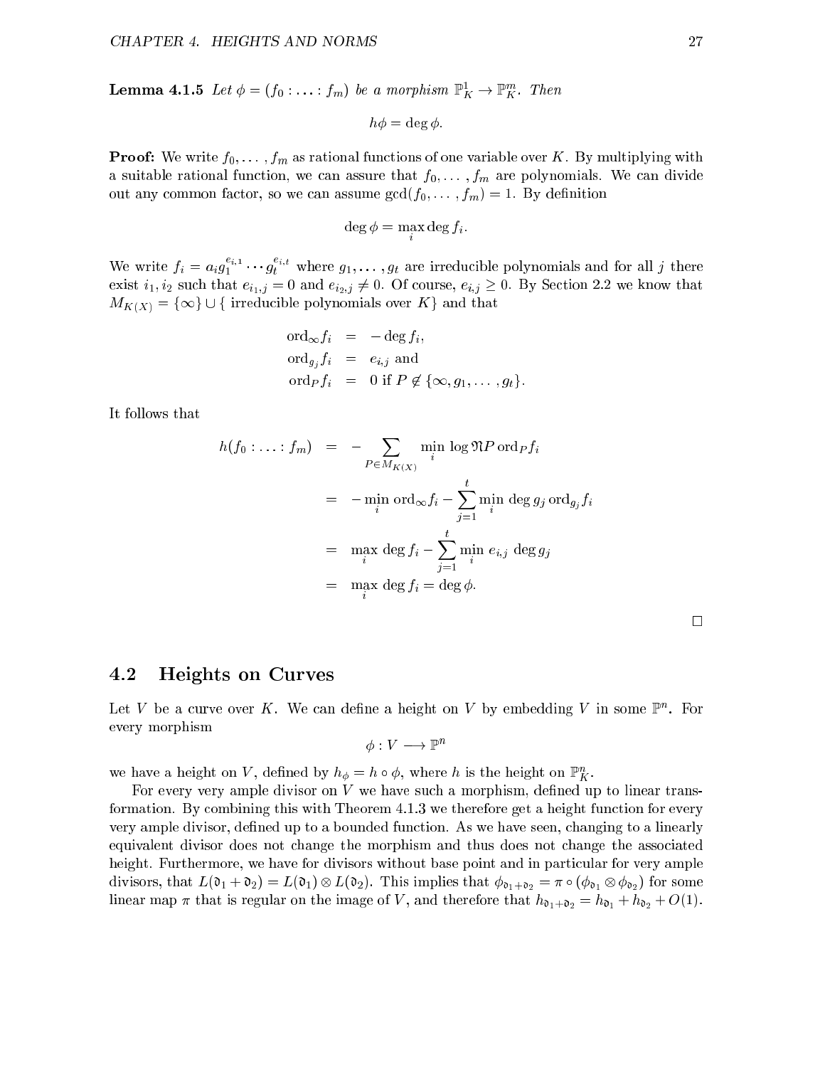**Lemma 4.1.5** *Let $\phi = (f_0 : \ldots : f_m)$ be a morphism $\mathbb{P}^1_K \to \mathbb{P}^m_K$. Then*

$$h\phi = \deg \phi.$$

**Proof:** We write $f_0, \ldots, f_m$ as rational functions of one variable over $K$. By multiplying with a suitable rational function, we can assure that $f_0, \ldots, f_m$ are polynomials. We can divide out any common factor, so we can assume $\gcd(f_0, \ldots, f_m) = 1$. By definition

$$\deg \phi = \max_i \deg f_i.$$

We write $f_i = a_i g_1^{e_{i,1}} \cdots g_t^{e_{i,t}}$ where $g_1, \ldots, g_t$ are irreducible polynomials and for all $j$ there exist $i_1, i_2$ such that $e_{i_1,j} = 0$ and $e_{i_2,j} \neq 0$. Of course, $e_{i,j} \geq 0$. By Section 2.2 we know that $M_{K(X)} = \{\infty\} \cup \{$ irreducible polynomials over $K\}$ and that

$$\begin{aligned}
\mathrm{ord}_\infty f_i &= -\deg f_i, \\
\mathrm{ord}_{g_j} f_i &= e_{i,j} \text{ and} \\
\mathrm{ord}_P f_i &= 0 \text{ if } P \notin \{\infty, g_1, \ldots, g_t\}.
\end{aligned}$$

It follows that

$$\begin{aligned}
h(f_0 : \ldots : f_m) &= -\sum_{P \in M_{K(X)}} \min_i \log \mathfrak{N}P \, \mathrm{ord}_P f_i \\
&= -\min_i \mathrm{ord}_\infty f_i - \sum_{j=1}^{t} \min_i \deg g_j \, \mathrm{ord}_{g_j} f_i \\
&= \max_i \deg f_i - \sum_{j=1}^{t} \min_i e_{i,j} \deg g_j \\
&= \max_i \deg f_i = \deg \phi.
\end{aligned}$$

□

## 4.2 Heights on Curves

Let $V$ be a curve over $K$. We can define a height on $V$ by embedding $V$ in some $\mathbb{P}^n$. For every morphism

$$\phi : V \longrightarrow \mathbb{P}^n$$

we have a height on $V$, defined by $h_\phi = h \circ \phi$, where $h$ is the height on $\mathbb{P}^n_K$.

For every very ample divisor on $V$ we have such a morphism, defined up to linear transformation. By combining this with Theorem 4.1.3 we therefore get a height function for every very ample divisor, defined up to a bounded function. As we have seen, changing to a linearly equivalent divisor does not change the morphism and thus does not change the associated height. Furthermore, we have for divisors without base point and in particular for very ample divisors, that $L(\mathfrak{d}_1 + \mathfrak{d}_2) = L(\mathfrak{d}_1) \otimes L(\mathfrak{d}_2)$. This implies that $\phi_{\mathfrak{d}_1+\mathfrak{d}_2} = \pi \circ (\phi_{\mathfrak{d}_1} \otimes \phi_{\mathfrak{d}_2})$ for some linear map $\pi$ that is regular on the image of $V$, and therefore that $h_{\mathfrak{d}_1+\mathfrak{d}_2} = h_{\mathfrak{d}_1} + h_{\mathfrak{d}_2} + O(1)$.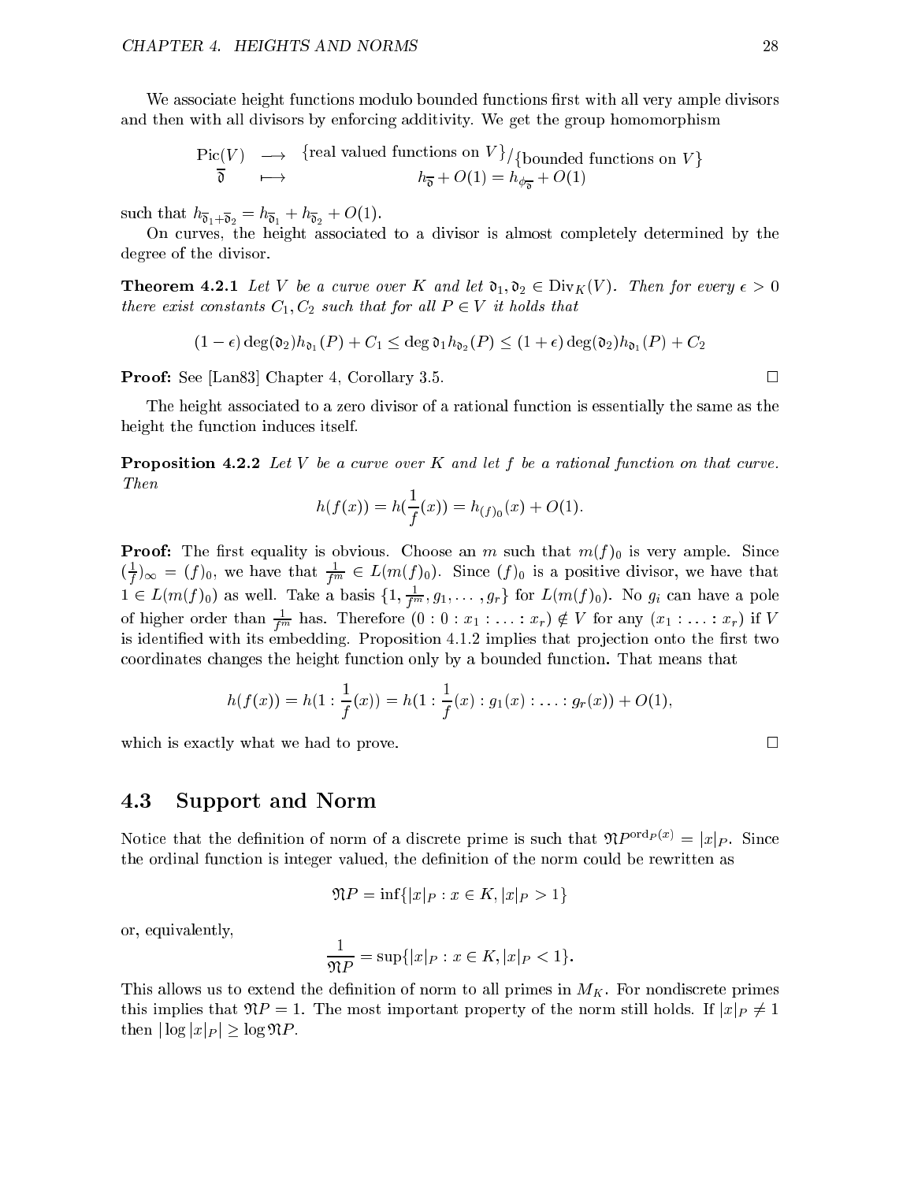We associate height functions modulo bounded functions first with all very ample divisors and then with all divisors by enforcing additivity. We get the group homomorphism

$$\begin{array}{ccc} \mathrm{Pic}(V) & \longrightarrow & \{\text{real valued functions on } V\}/\{\text{bounded functions on } V\} \\ \overline{\mathfrak{d}} & \longmapsto & h_{\overline{\mathfrak{d}}} + O(1) = h_{\phi_{\overline{\mathfrak{d}}}} + O(1) \end{array}$$

such that $h_{\overline{\mathfrak{d}}_1 + \overline{\mathfrak{d}}_2} = h_{\overline{\mathfrak{d}}_1} + h_{\overline{\mathfrak{d}}_2} + O(1)$.

On curves, the height associated to a divisor is almost completely determined by the degree of the divisor.

**Theorem 4.2.1** *Let $V$ be a curve over $K$ and let $\mathfrak{d}_1, \mathfrak{d}_2 \in \mathrm{Div}_K(V)$. Then for every $\epsilon > 0$ there exist constants $C_1, C_2$ such that for all $P \in V$ it holds that*

$$(1-\epsilon)\deg(\mathfrak{d}_2)h_{\mathfrak{d}_1}(P) + C_1 \le \deg \mathfrak{d}_1 h_{\mathfrak{d}_2}(P) \le (1+\epsilon)\deg(\mathfrak{d}_2)h_{\mathfrak{d}_1}(P) + C_2$$

**Proof:** See [Lan83] Chapter 4, Corollary 3.5. □

The height associated to a zero divisor of a rational function is essentially the same as the height the function induces itself.

**Proposition 4.2.2** *Let $V$ be a curve over $K$ and let $f$ be a rational function on that curve. Then*

$$h(f(x)) = h(\frac{1}{f}(x)) = h_{(f)_0}(x) + O(1).$$

**Proof:** The first equality is obvious. Choose an $m$ such that $m(f)_0$ is very ample. Since $(\frac{1}{f})_\infty = (f)_0$, we have that $\frac{1}{f^m} \in L(m(f)_0)$. Since $(f)_0$ is a positive divisor, we have that $1 \in L(m(f)_0)$ as well. Take a basis $\{1, \frac{1}{f^m}, g_1, \ldots, g_r\}$ for $L(m(f)_0)$. No $g_i$ can have a pole of higher order than $\frac{1}{f^m}$ has. Therefore $(0 : 0 : x_1 : \ldots : x_r) \notin V$ for any $(x_1 : \ldots : x_r)$ if $V$ is identified with its embedding. Proposition 4.1.2 implies that projection onto the first two coordinates changes the height function only by a bounded function. That means that

$$h(f(x)) = h(1 : \frac{1}{f}(x)) = h(1 : \frac{1}{f}(x) : g_1(x) : \ldots : g_r(x)) + O(1),$$

which is exactly what we had to prove. □

## 4.3 Support and Norm

Notice that the definition of norm of a discrete prime is such that $\mathfrak{N}P^{\mathrm{ord}_P(x)} = |x|_P$. Since the ordinal function is integer valued, the definition of the norm could be rewritten as

$$\mathfrak{N}P = \inf\{|x|_P : x \in K, |x|_P > 1\}$$

or, equivalently,

$$\frac{1}{\mathfrak{N}P} = \sup\{|x|_P : x \in K, |x|_P < 1\}.$$

This allows us to extend the definition of norm to all primes in $M_K$. For nondiscrete primes this implies that $\mathfrak{N}P = 1$. The most important property of the norm still holds. If $|x|_P \neq 1$ then $|\log |x|_P| \ge \log \mathfrak{N}P$.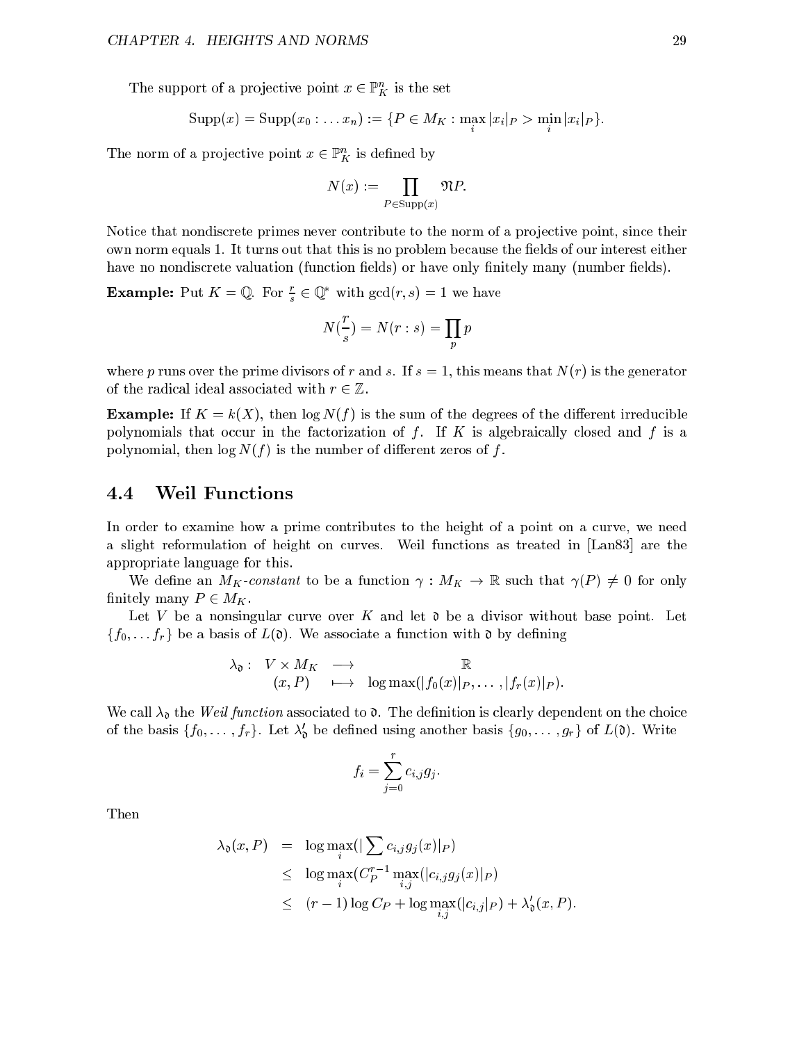The support of a projective point $x \in \mathbb{P}^n_K$ is the set

$$\mathrm{Supp}(x) = \mathrm{Supp}(x_0 : \ldots x_n) := \{P \in M_K : \max_i |x_i|_P > \min_i |x_i|_P\}.$$

The norm of a projective point $x \in \mathbb{P}^n_K$ is defined by

$$N(x) := \prod_{P \in \mathrm{Supp}(x)} \mathfrak{N}P.$$

Notice that nondiscrete primes never contribute to the norm of a projective point, since their own norm equals 1. It turns out that this is no problem because the fields of our interest either have no nondiscrete valuation (function fields) or have only finitely many (number fields).

**Example:** Put $K = \mathbb{Q}$. For $\frac{r}{s} \in \mathbb{Q}^*$ with $\gcd(r, s) = 1$ we have

$$N(\frac{r}{s}) = N(r : s) = \prod_p p$$

where $p$ runs over the prime divisors of $r$ and $s$. If $s = 1$, this means that $N(r)$ is the generator of the radical ideal associated with $r \in \mathbb{Z}$.

**Example:** If $K = k(X)$, then $\log N(f)$ is the sum of the degrees of the different irreducible polynomials that occur in the factorization of $f$. If $K$ is algebraically closed and $f$ is a polynomial, then $\log N(f)$ is the number of different zeros of $f$.

## 4.4 Weil Functions

In order to examine how a prime contributes to the height of a point on a curve, we need a slight reformulation of height on curves. Weil functions as treated in [Lan83] are the appropriate language for this.

We define an *$M_K$-constant* to be a function $\gamma : M_K \to \mathbb{R}$ such that $\gamma(P) \neq 0$ for only finitely many $P \in M_K$.

Let $V$ be a nonsingular curve over $K$ and let $\mathfrak{d}$ be a divisor without base point. Let $\{f_0, \ldots f_r\}$ be a basis of $L(\mathfrak{d})$. We associate a function with $\mathfrak{d}$ by defining

$$\begin{array}{rccc} \lambda_{\mathfrak{d}} : & V \times M_K & \longrightarrow & \mathbb{R} \\ & (x, P) & \longmapsto & \log \max(|f_0(x)|_P, \ldots, |f_r(x)|_P). \end{array}$$

We call $\lambda_{\mathfrak{d}}$ the *Weil function* associated to $\mathfrak{d}$. The definition is clearly dependent on the choice of the basis $\{f_0, \ldots, f_r\}$. Let $\lambda'_{\mathfrak{d}}$ be defined using another basis $\{g_0, \ldots, g_r\}$ of $L(\mathfrak{d})$. Write

$$f_i = \sum_{j=0}^{r} c_{i,j} g_j.$$

Then

$$\begin{aligned} \lambda_{\mathfrak{d}}(x, P) &= \log \max_i (|\sum c_{i,j} g_j(x)|_P) \\ &\leq \log \max_i (C_P^{r-1} \max_{i,j}(|c_{i,j} g_j(x)|_P) \\ &\leq (r-1) \log C_P + \log \max_{i,j}(|c_{i,j}|_P) + \lambda'_{\mathfrak{d}}(x, P). \end{aligned}$$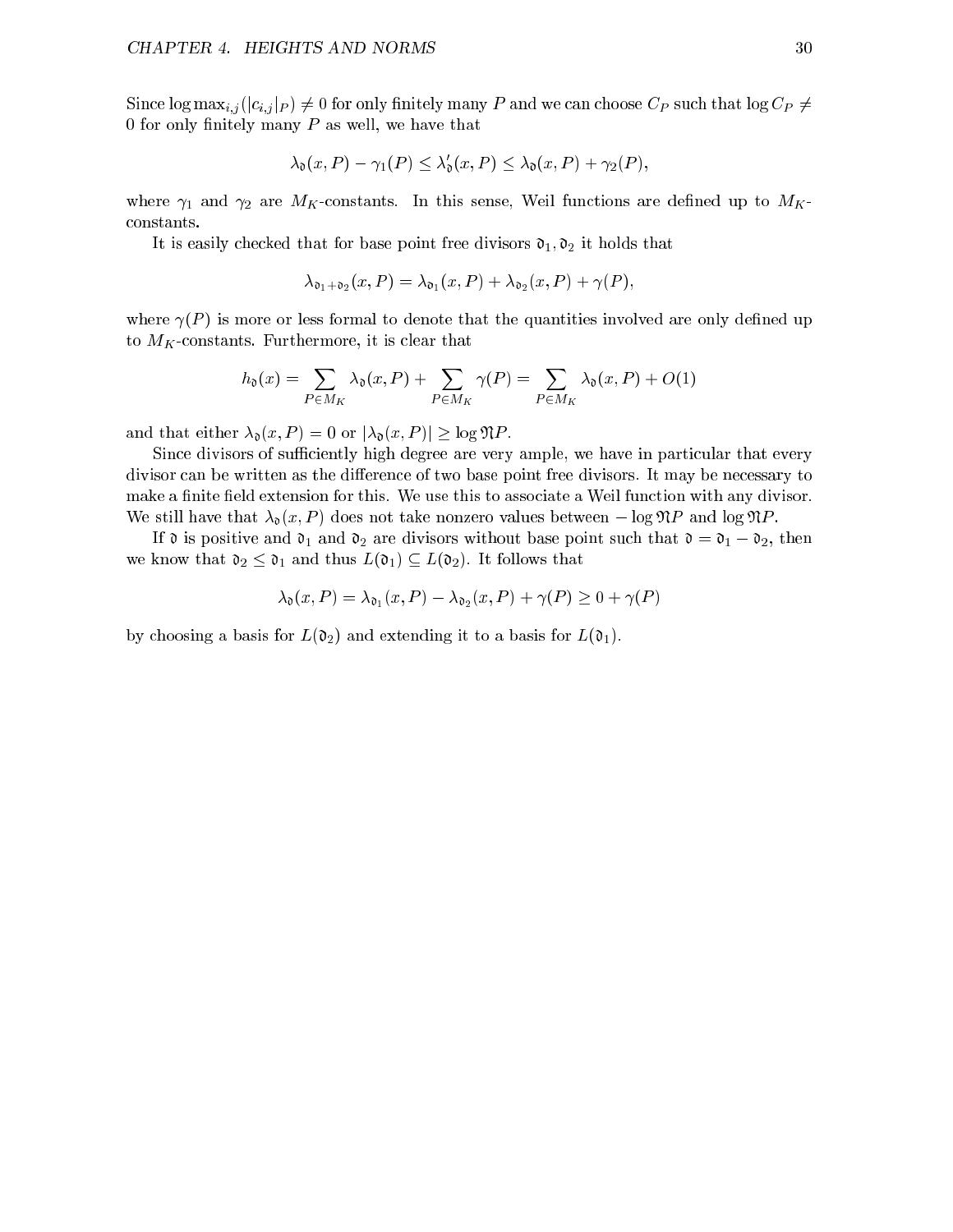Since $\log \max_{i,j}(|c_{i,j}|_P) \neq 0$ for only finitely many $P$ and we can choose $C_P$ such that $\log C_P \neq 0$ for only finitely many $P$ as well, we have that

$$\lambda_{\mathfrak{d}}(x, P) - \gamma_1(P) \leq \lambda'_{\mathfrak{d}}(x, P) \leq \lambda_{\mathfrak{d}}(x, P) + \gamma_2(P),$$

where $\gamma_1$ and $\gamma_2$ are $M_K$-constants. In this sense, Weil functions are defined up to $M_K$-constants.

It is easily checked that for base point free divisors $\mathfrak{d}_1, \mathfrak{d}_2$ it holds that

$$\lambda_{\mathfrak{d}_1+\mathfrak{d}_2}(x, P) = \lambda_{\mathfrak{d}_1}(x, P) + \lambda_{\mathfrak{d}_2}(x, P) + \gamma(P),$$

where $\gamma(P)$ is more or less formal to denote that the quantities involved are only defined up to $M_K$-constants. Furthermore, it is clear that

$$h_{\mathfrak{d}}(x) = \sum_{P \in M_K} \lambda_{\mathfrak{d}}(x, P) + \sum_{P \in M_K} \gamma(P) = \sum_{P \in M_K} \lambda_{\mathfrak{d}}(x, P) + O(1)$$

and that either $\lambda_{\mathfrak{d}}(x, P) = 0$ or $|\lambda_{\mathfrak{d}}(x, P)| \geq \log \mathfrak{N}P$.

Since divisors of sufficiently high degree are very ample, we have in particular that every divisor can be written as the difference of two base point free divisors. It may be necessary to make a finite field extension for this. We use this to associate a Weil function with any divisor. We still have that $\lambda_{\mathfrak{d}}(x, P)$ does not take nonzero values between $-\log \mathfrak{N}P$ and $\log \mathfrak{N}P$.

If $\mathfrak{d}$ is positive and $\mathfrak{d}_1$ and $\mathfrak{d}_2$ are divisors without base point such that $\mathfrak{d} = \mathfrak{d}_1 - \mathfrak{d}_2$, then we know that $\mathfrak{d}_2 \leq \mathfrak{d}_1$ and thus $L(\mathfrak{d}_1) \subseteq L(\mathfrak{d}_2)$. It follows that

$$\lambda_{\mathfrak{d}}(x, P) = \lambda_{\mathfrak{d}_1}(x, P) - \lambda_{\mathfrak{d}_2}(x, P) + \gamma(P) \geq 0 + \gamma(P)$$

by choosing a basis for $L(\mathfrak{d}_2)$ and extending it to a basis for $L(\mathfrak{d}_1)$.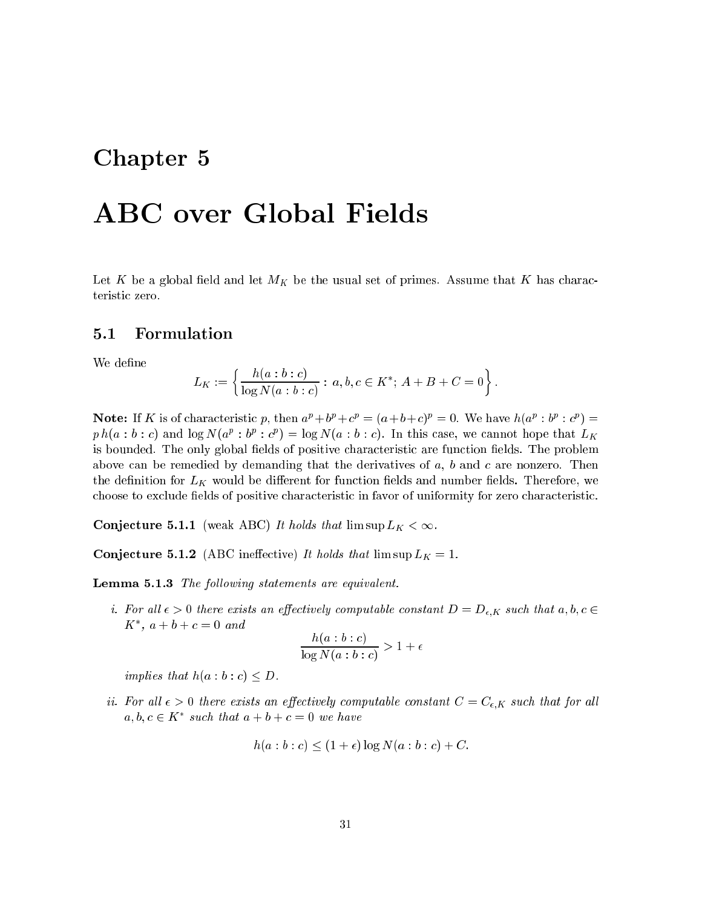# Chapter 5

# ABC over Global Fields

Let $K$ be a global field and let $M_K$ be the usual set of primes. Assume that $K$ has characteristic zero.

## 5.1 Formulation

We define

$$L_K := \left\{ \frac{h(a:b:c)}{\log N(a:b:c)} : a, b, c \in K^*;\ A + B + C = 0 \right\}.$$

**Note:** If $K$ is of characteristic $p$, then $a^p + b^p + c^p = (a+b+c)^p = 0$. We have $h(a^p : b^p : c^p) = p\, h(a:b:c)$ and $\log N(a^p : b^p : c^p) = \log N(a:b:c)$. In this case, we cannot hope that $L_K$ is bounded. The only global fields of positive characteristic are function fields. The problem above can be remedied by demanding that the derivatives of $a$, $b$ and $c$ are nonzero. Then the definition for $L_K$ would be different for function fields and number fields. Therefore, we choose to exclude fields of positive characteristic in favor of uniformity for zero characteristic.

**Conjecture 5.1.1** (weak ABC) *It holds that* $\limsup L_K < \infty$.

**Conjecture 5.1.2** (ABC ineffective) *It holds that* $\limsup L_K = 1$.

**Lemma 5.1.3** *The following statements are equivalent.*

*i. For all $\epsilon > 0$ there exists an effectively computable constant $D = D_{\epsilon,K}$ such that $a, b, c \in K^*$, $a + b + c = 0$ and*

$$\frac{h(a:b:c)}{\log N(a:b:c)} > 1 + \epsilon$$

*implies that $h(a:b:c) \leq D$.*

*ii. For all $\epsilon > 0$ there exists an effectively computable constant $C = C_{\epsilon,K}$ such that for all $a, b, c \in K^*$ such that $a + b + c = 0$ we have*

$$h(a:b:c) \leq (1+\epsilon) \log N(a:b:c) + C.$$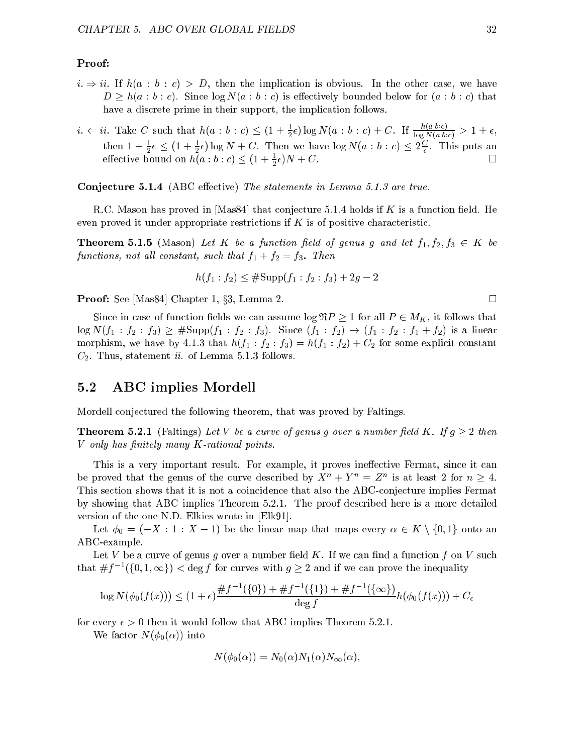**Proof:**

$i. \Rightarrow ii.$ If $h(a:b:c) > D$, then the implication is obvious. In the other case, we have $D \geq h(a:b:c)$. Since $\log N(a:b:c)$ is effectively bounded below for $(a:b:c)$ that have a discrete prime in their support, the implication follows.

$i. \Leftarrow ii.$ Take $C$ such that $h(a:b:c) \leq (1+\frac{1}{2}\epsilon)\log N(a:b:c) + C$. If $\frac{h(a:b:c)}{\log N(a:b:c)} > 1+\epsilon$, then $1+\frac{1}{2}\epsilon \leq (1+\frac{1}{2}\epsilon)\log N + C$. Then we have $\log N(a:b:c) \leq 2\frac{C}{\epsilon}$. This puts an effective bound on $h(a:b:c) \leq (1+\frac{1}{2}\epsilon)N + C$. □

**Conjecture 5.1.4** (ABC effective) *The statements in Lemma 5.1.3 are true.*

R.C. Mason has proved in [Mas84] that conjecture 5.1.4 holds if $K$ is a function field. He even proved it under appropriate restrictions if $K$ is of positive characteristic.

**Theorem 5.1.5** (Mason) *Let $K$ be a function field of genus $g$ and let $f_1, f_2, f_3 \in K$ be functions, not all constant, such that $f_1 + f_2 = f_3$. Then*

$$h(f_1 : f_2) \leq \#\mathrm{Supp}(f_1 : f_2 : f_3) + 2g - 2$$

**Proof:** See [Mas84] Chapter 1, §3, Lemma 2. □

Since in case of function fields we can assume $\log \mathfrak{N}P \geq 1$ for all $P \in M_K$, it follows that $\log N(f_1 : f_2 : f_3) \geq \#\mathrm{Supp}(f_1 : f_2 : f_3)$. Since $(f_1 : f_2) \mapsto (f_1 : f_2 : f_1 + f_2)$ is a linear morphism, we have by 4.1.3 that $h(f_1 : f_2 : f_3) = h(f_1 : f_2) + C_2$ for some explicit constant $C_2$. Thus, statement *ii.* of Lemma 5.1.3 follows.

## 5.2 ABC implies Mordell

Mordell conjectured the following theorem, that was proved by Faltings.

**Theorem 5.2.1** (Faltings) *Let $V$ be a curve of genus $g$ over a number field $K$. If $g \geq 2$ then $V$ only has finitely many $K$-rational points.*

This is a very important result. For example, it proves ineffective Fermat, since it can be proved that the genus of the curve described by $X^n + Y^n = Z^n$ is at least 2 for $n \geq 4$. This section shows that it is not a coincidence that also the ABC-conjecture implies Fermat by showing that ABC implies Theorem 5.2.1. The proof described here is a more detailed version of the one N.D. Elkies wrote in [Elk91].

Let $\phi_0 = (-X : 1 : X-1)$ be the linear map that maps every $\alpha \in K \setminus \{0,1\}$ onto an ABC-example.

Let $V$ be a curve of genus $g$ over a number field $K$. If we can find a function $f$ on $V$ such that $\#f^{-1}(\{0,1,\infty\}) < \deg f$ for curves with $g \geq 2$ and if we can prove the inequality

$$\log N(\phi_0(f(x))) \leq (1+\epsilon)\frac{\#f^{-1}(\{0\}) + \#f^{-1}(\{1\}) + \#f^{-1}(\{\infty\})}{\deg f} h(\phi_0(f(x))) + C_\epsilon$$

for every $\epsilon > 0$ then it would follow that ABC implies Theorem 5.2.1.

We factor $N(\phi_0(\alpha))$ into

$$N(\phi_0(\alpha)) = N_0(\alpha)N_1(\alpha)N_\infty(\alpha),$$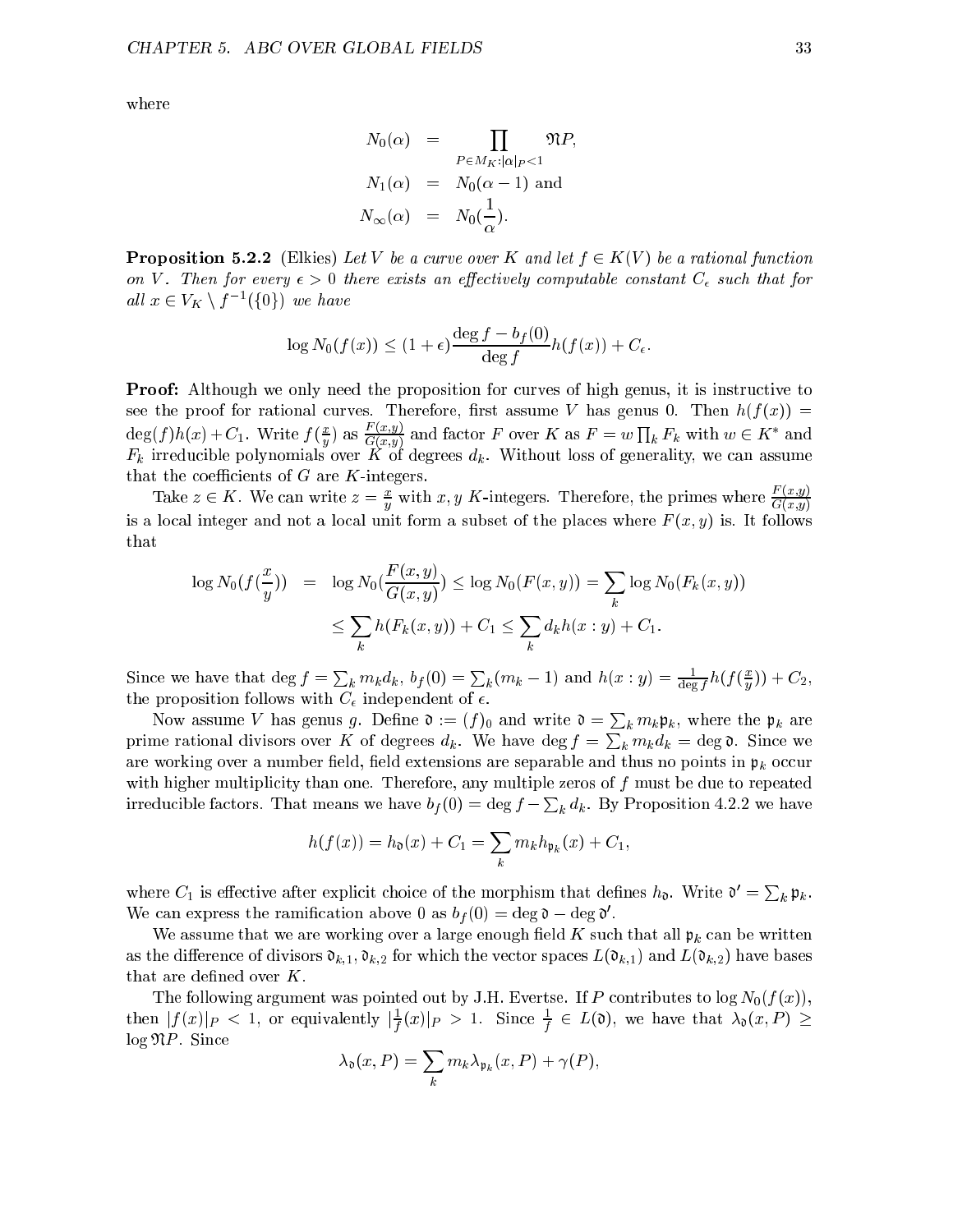where

$$\begin{aligned}
N_0(\alpha) &= \prod_{P \in M_K : |\alpha|_P < 1} \mathfrak{N}P, \\
N_1(\alpha) &= N_0(\alpha - 1) \text{ and} \\
N_\infty(\alpha) &= N_0(\frac{1}{\alpha}).
\end{aligned}$$

**Proposition 5.2.2** (Elkies) *Let $V$ be a curve over $K$ and let $f \in K(V)$ be a rational function on $V$. Then for every $\epsilon > 0$ there exists an effectively computable constant $C_\epsilon$ such that for all $x \in V_K \setminus f^{-1}(\{0\})$ we have*

$$\log N_0(f(x)) \leq (1+\epsilon)\frac{\deg f - b_f(0)}{\deg f} h(f(x)) + C_\epsilon.$$

**Proof:** Although we only need the proposition for curves of high genus, it is instructive to see the proof for rational curves. Therefore, first assume $V$ has genus 0. Then $h(f(x)) = \deg(f)h(x) + C_1$. Write $f(\frac{x}{y})$ as $\frac{F(x,y)}{G(x,y)}$ and factor $F$ over $K$ as $F = w\prod_k F_k$ with $w \in K^*$ and $F_k$ irreducible polynomials over $K$ of degrees $d_k$. Without loss of generality, we can assume that the coefficients of $G$ are $K$-integers.

Take $z \in K$. We can write $z = \frac{x}{y}$ with $x, y$ $K$-integers. Therefore, the primes where $\frac{F(x,y)}{G(x,y)}$ is a local integer and not a local unit form a subset of the places where $F(x,y)$ is. It follows that

$$\begin{aligned}
\log N_0(f(\frac{x}{y})) &= \log N_0(\frac{F(x,y)}{G(x,y)}) \leq \log N_0(F(x,y)) = \sum_k \log N_0(F_k(x,y)) \\
&\leq \sum_k h(F_k(x,y)) + C_1 \leq \sum_k d_k h(x:y) + C_1.
\end{aligned}$$

Since we have that $\deg f = \sum_k m_k d_k$, $b_f(0) = \sum_k (m_k - 1)$ and $h(x:y) = \frac{1}{\deg f} h(f(\frac{x}{y})) + C_2$, the proposition follows with $C_\epsilon$ independent of $\epsilon$.

Now assume $V$ has genus $g$. Define $\mathfrak{d} := (f)_0$ and write $\mathfrak{d} = \sum_k m_k \mathfrak{p}_k$, where the $\mathfrak{p}_k$ are prime rational divisors over $K$ of degrees $d_k$. We have $\deg f = \sum_k m_k d_k = \deg \mathfrak{d}$. Since we are working over a number field, field extensions are separable and thus no points in $\mathfrak{p}_k$ occur with higher multiplicity than one. Therefore, any multiple zeros of $f$ must be due to repeated irreducible factors. That means we have $b_f(0) = \deg f - \sum_k d_k$. By Proposition 4.2.2 we have

$$h(f(x)) = h_\mathfrak{d}(x) + C_1 = \sum_k m_k h_{\mathfrak{p}_k}(x) + C_1,$$

where $C_1$ is effective after explicit choice of the morphism that defines $h_\mathfrak{d}$. Write $\mathfrak{d}' = \sum_k \mathfrak{p}_k$. We can express the ramification above 0 as $b_f(0) = \deg \mathfrak{d} - \deg \mathfrak{d}'$.

We assume that we are working over a large enough field $K$ such that all $\mathfrak{p}_k$ can be written as the difference of divisors $\mathfrak{d}_{k,1}, \mathfrak{d}_{k,2}$ for which the vector spaces $L(\mathfrak{d}_{k,1})$ and $L(\mathfrak{d}_{k,2})$ have bases that are defined over $K$.

The following argument was pointed out by J.H. Evertse. If $P$ contributes to $\log N_0(f(x))$, then $|f(x)|_P < 1$, or equivalently $|\frac{1}{f}(x)|_P > 1$. Since $\frac{1}{f} \in L(\mathfrak{d})$, we have that $\lambda_\mathfrak{d}(x,P) \geq \log \mathfrak{N}P$. Since

$$\lambda_\mathfrak{d}(x,P) = \sum_k m_k \lambda_{\mathfrak{p}_k}(x,P) + \gamma(P),$$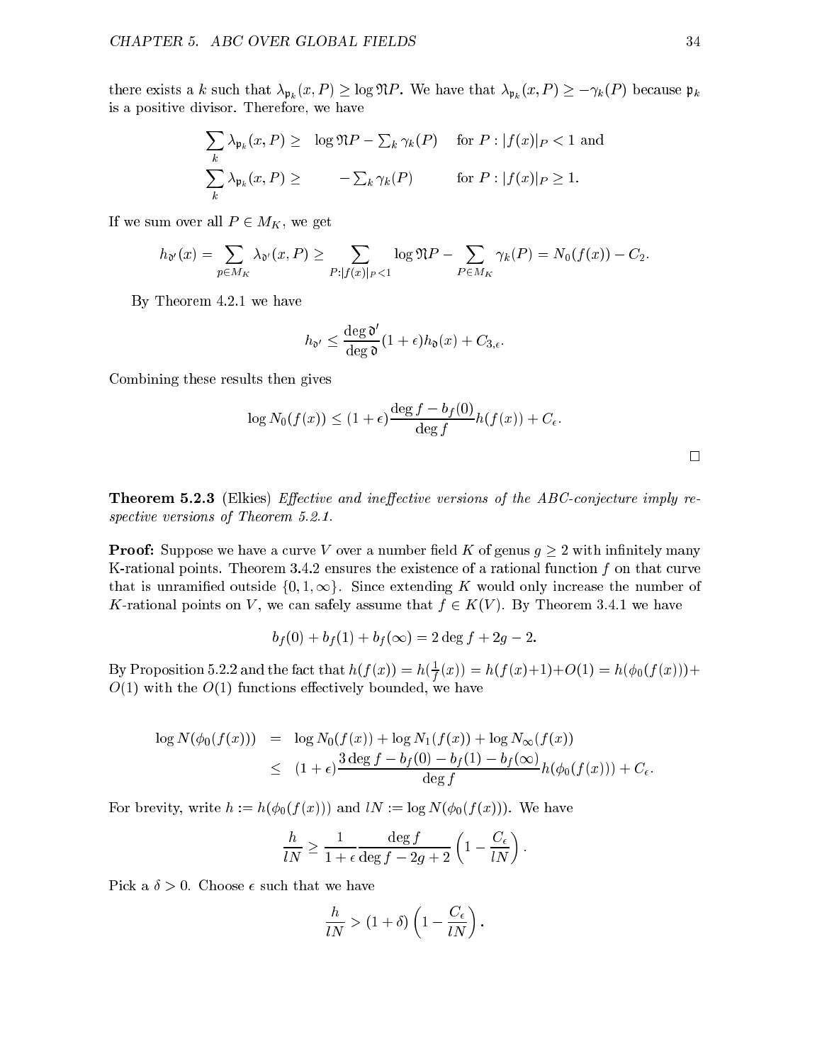there exists a $k$ such that $\lambda_{\mathfrak{p}_k}(x, P) \geq \log \mathfrak{N}P$. We have that $\lambda_{\mathfrak{p}_k}(x, P) \geq -\gamma_k(P)$ because $\mathfrak{p}_k$ is a positive divisor. Therefore, we have

$$\begin{aligned}
\sum_k \lambda_{\mathfrak{p}_k}(x, P) &\geq \log \mathfrak{N}P - \textstyle\sum_k \gamma_k(P) \quad \text{for } P : |f(x)|_P < 1 \text{ and} \\
\sum_k \lambda_{\mathfrak{p}_k}(x, P) &\geq \qquad\quad - \textstyle\sum_k \gamma_k(P) \quad \text{for } P : |f(x)|_P \geq 1.
\end{aligned}$$

If we sum over all $P \in M_K$, we get

$$h_{\mathfrak{d}'}(x) = \sum_{p \in M_K} \lambda_{\mathfrak{d}'}(x, P) \geq \sum_{P : |f(x)|_P < 1} \log \mathfrak{N}P - \sum_{P \in M_K} \gamma_k(P) = N_0(f(x)) - C_2.$$

By Theorem 4.2.1 we have

$$h_{\mathfrak{d}'} \leq \frac{\deg \mathfrak{d}'}{\deg \mathfrak{d}}(1 + \epsilon) h_{\mathfrak{d}}(x) + C_{3,\epsilon}.$$

Combining these results then gives

$$\log N_0(f(x)) \leq (1 + \epsilon) \frac{\deg f - b_f(0)}{\deg f} h(f(x)) + C_\epsilon.$$

□

**Theorem 5.2.3** (Elkies) *Effective and ineffective versions of the ABC-conjecture imply respective versions of Theorem 5.2.1.*

**Proof:** Suppose we have a curve $V$ over a number field $K$ of genus $g \geq 2$ with infinitely many K-rational points. Theorem 3.4.2 ensures the existence of a rational function $f$ on that curve that is unramified outside $\{0, 1, \infty\}$. Since extending $K$ would only increase the number of $K$-rational points on $V$, we can safely assume that $f \in K(V)$. By Theorem 3.4.1 we have

$$b_f(0) + b_f(1) + b_f(\infty) = 2 \deg f + 2g - 2.$$

By Proposition 5.2.2 and the fact that $h(f(x)) = h(\frac{1}{f}(x)) = h(f(x)+1) + O(1) = h(\phi_0(f(x))) + O(1)$ with the $O(1)$ functions effectively bounded, we have

$$\begin{aligned}
\log N(\phi_0(f(x))) &= \log N_0(f(x)) + \log N_1(f(x)) + \log N_\infty(f(x)) \\
&\leq (1 + \epsilon) \frac{3 \deg f - b_f(0) - b_f(1) - b_f(\infty)}{\deg f} h(\phi_0(f(x))) + C_\epsilon.
\end{aligned}$$

For brevity, write $h := h(\phi_0(f(x)))$ and $lN := \log N(\phi_0(f(x)))$. We have

$$\frac{h}{lN} \geq \frac{1}{1 + \epsilon} \frac{\deg f}{\deg f - 2g + 2} \left(1 - \frac{C_\epsilon}{lN}\right).$$

Pick a $\delta > 0$. Choose $\epsilon$ such that we have

$$\frac{h}{lN} > (1 + \delta) \left(1 - \frac{C_\epsilon}{lN}\right).$$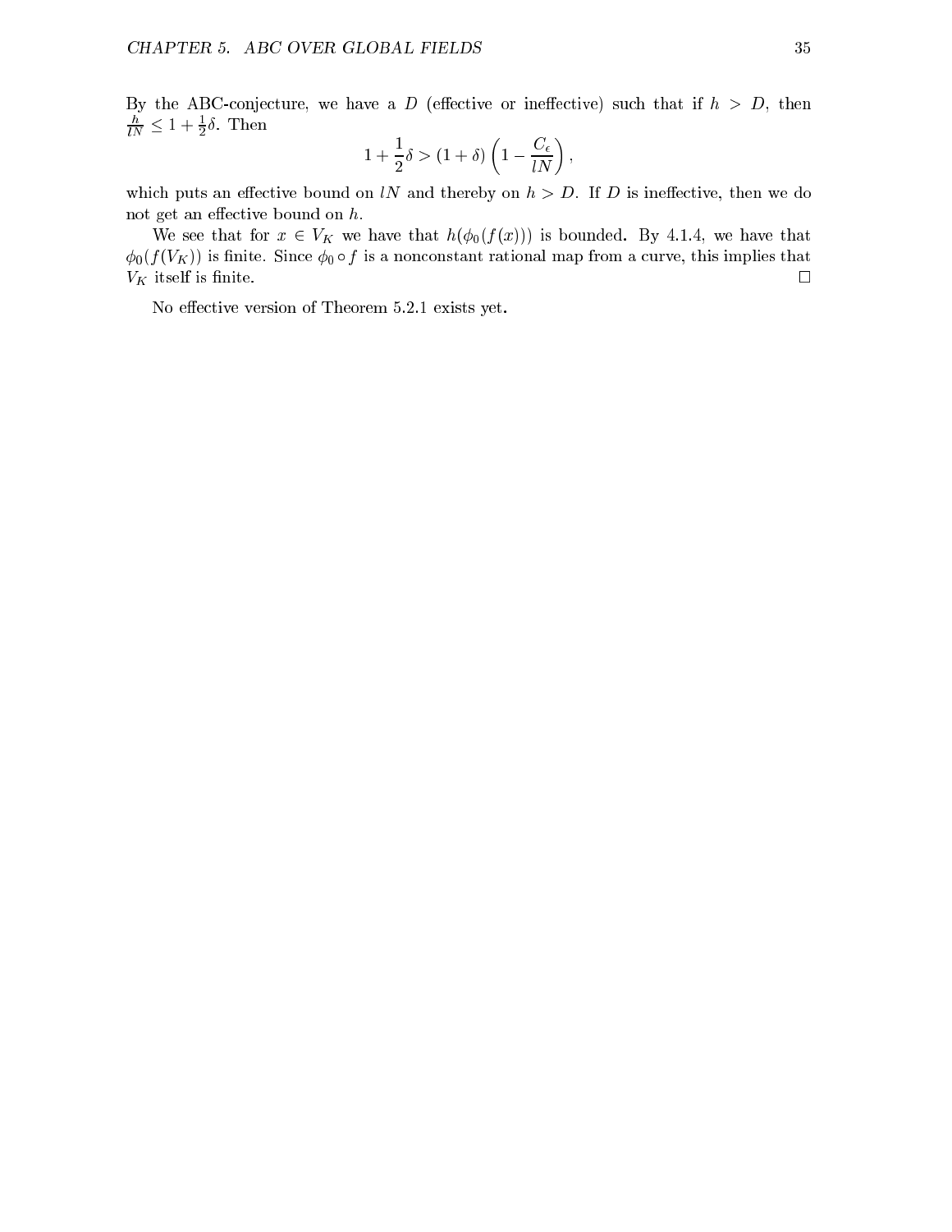By the ABC-conjecture, we have a $D$ (effective or ineffective) such that if $h > D$, then $\frac{h}{lN} \leq 1 + \frac{1}{2}\delta$. Then

$$1 + \frac{1}{2}\delta > (1+\delta)\left(1 - \frac{C_\epsilon}{lN}\right),$$

which puts an effective bound on $lN$ and thereby on $h > D$. If $D$ is ineffective, then we do not get an effective bound on $h$.

We see that for $x \in V_K$ we have that $h(\phi_0(f(x)))$ is bounded. By 4.1.4, we have that $\phi_0(f(V_K))$ is finite. Since $\phi_0 \circ f$ is a nonconstant rational map from a curve, this implies that $V_K$ itself is finite. □

No effective version of Theorem 5.2.1 exists yet.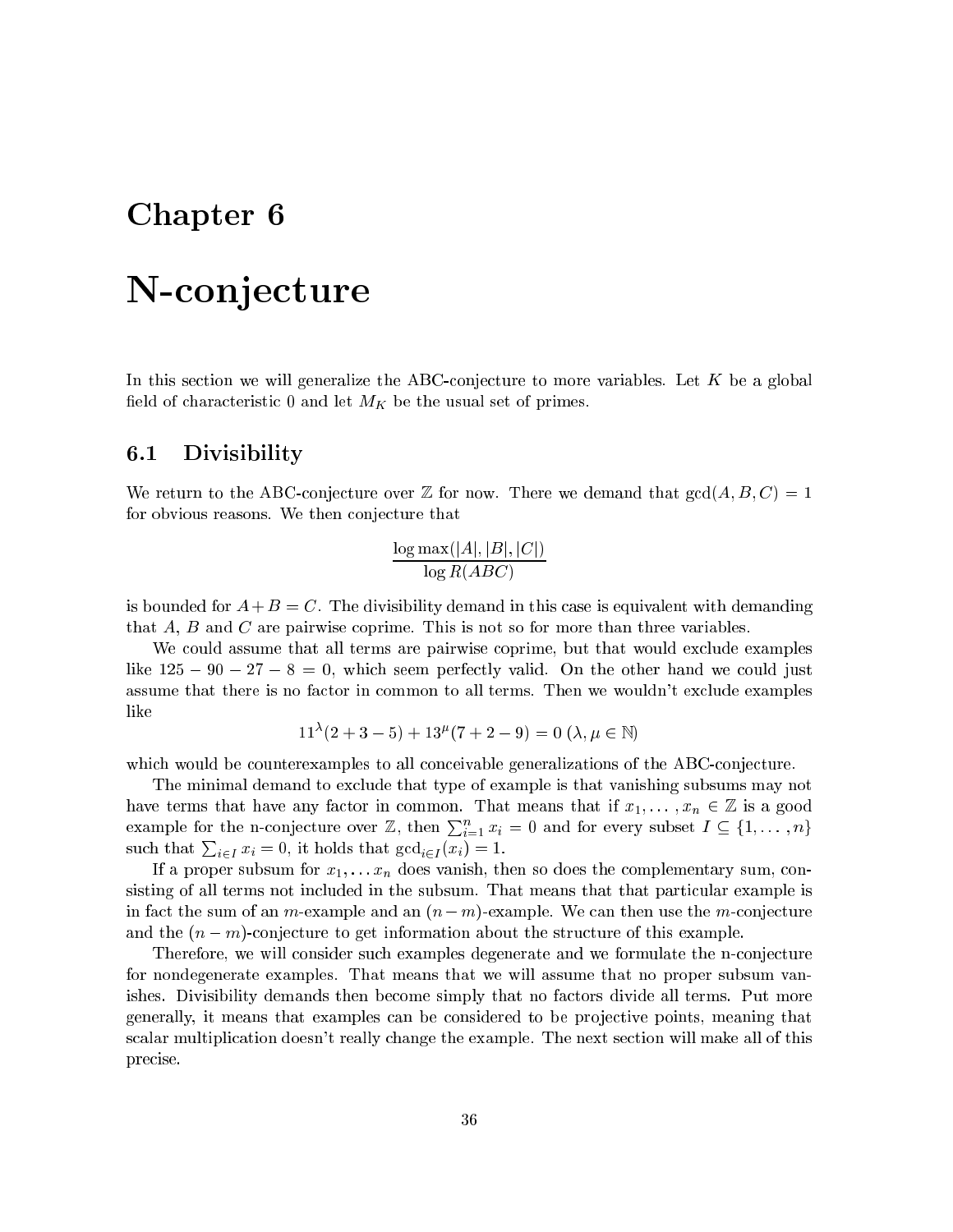# Chapter 6

# N-conjecture

In this section we will generalize the ABC-conjecture to more variables. Let $K$ be a global field of characteristic 0 and let $M_K$ be the usual set of primes.

## 6.1 Divisibility

We return to the ABC-conjecture over $\mathbb{Z}$ for now. There we demand that $\gcd(A, B, C) = 1$ for obvious reasons. We then conjecture that

$$\frac{\log \max(|A|, |B|, |C|)}{\log R(ABC)}$$

is bounded for $A + B = C$. The divisibility demand in this case is equivalent with demanding that $A$, $B$ and $C$ are pairwise coprime. This is not so for more than three variables.

We could assume that all terms are pairwise coprime, but that would exclude examples like $125 - 90 - 27 - 8 = 0$, which seem perfectly valid. On the other hand we could just assume that there is no factor in common to all terms. Then we wouldn't exclude examples like

$$11^{\lambda}(2 + 3 - 5) + 13^{\mu}(7 + 2 - 9) = 0 \ (\lambda, \mu \in \mathbb{N})$$

which would be counterexamples to all conceivable generalizations of the ABC-conjecture.

The minimal demand to exclude that type of example is that vanishing subsums may not have terms that have any factor in common. That means that if $x_1, \ldots, x_n \in \mathbb{Z}$ is a good example for the n-conjecture over $\mathbb{Z}$, then $\sum_{i=1}^{n} x_i = 0$ and for every subset $I \subseteq \{1, \ldots, n\}$ such that $\sum_{i \in I} x_i = 0$, it holds that $\gcd_{i \in I}(x_i) = 1$.

If a proper subsum for $x_1, \ldots x_n$ does vanish, then so does the complementary sum, consisting of all terms not included in the subsum. That means that that particular example is in fact the sum of an $m$-example and an $(n - m)$-example. We can then use the $m$-conjecture and the $(n - m)$-conjecture to get information about the structure of this example.

Therefore, we will consider such examples degenerate and we formulate the n-conjecture for nondegenerate examples. That means that we will assume that no proper subsum vanishes. Divisibility demands then become simply that no factors divide all terms. Put more generally, it means that examples can be considered to be projective points, meaning that scalar multiplication doesn't really change the example. The next section will make all of this precise.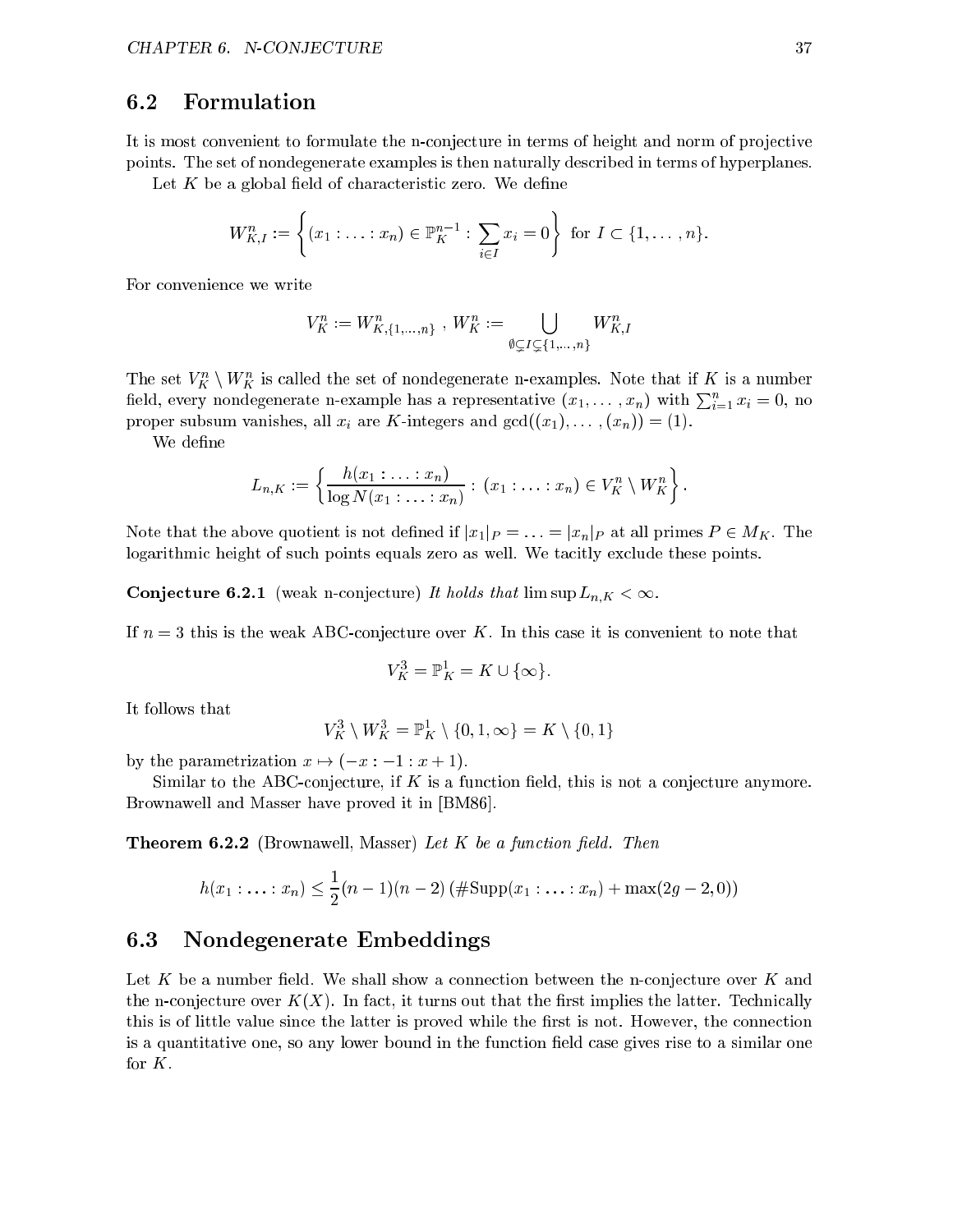## 6.2 Formulation

It is most convenient to formulate the n-conjecture in terms of height and norm of projective points. The set of nondegenerate examples is then naturally described in terms of hyperplanes.

Let $K$ be a global field of characteristic zero. We define

$$W_{K,I}^n := \left\{ (x_1 : \ldots : x_n) \in \mathbb{P}_K^{n-1} : \sum_{i \in I} x_i = 0 \right\} \text{ for } I \subset \{1, \ldots, n\}.$$

For convenience we write

$$V_K^n := W_{K,\{1,\ldots,n\}}^n \,,\; W_K^n := \bigcup_{\emptyset \subsetneq I \subsetneq \{1,\ldots,n\}} W_{K,I}^n$$

The set $V_K^n \setminus W_K^n$ is called the set of nondegenerate n-examples. Note that if $K$ is a number field, every nondegenerate n-example has a representative $(x_1, \ldots, x_n)$ with $\sum_{i=1}^n x_i = 0$, no proper subsum vanishes, all $x_i$ are $K$-integers and $\gcd((x_1), \ldots, (x_n)) = (1)$.

We define

$$L_{n,K} := \left\{ \frac{h(x_1 : \ldots : x_n)}{\log N(x_1 : \ldots : x_n)} : (x_1 : \ldots : x_n) \in V_K^n \setminus W_K^n \right\}.$$

Note that the above quotient is not defined if $|x_1|_P = \ldots = |x_n|_P$ at all primes $P \in M_K$. The logarithmic height of such points equals zero as well. We tacitly exclude these points.

**Conjecture 6.2.1** (weak n-conjecture) *It holds that* $\limsup L_{n,K} < \infty$.

If $n = 3$ this is the weak ABC-conjecture over $K$. In this case it is convenient to note that

$$V_K^3 = \mathbb{P}_K^1 = K \cup \{\infty\}.$$

It follows that

$$V_K^3 \setminus W_K^3 = \mathbb{P}_K^1 \setminus \{0, 1, \infty\} = K \setminus \{0, 1\}$$

by the parametrization $x \mapsto (-x : -1 : x + 1)$.

Similar to the ABC-conjecture, if $K$ is a function field, this is not a conjecture anymore. Brownawell and Masser have proved it in [BM86].

**Theorem 6.2.2** (Brownawell, Masser) *Let $K$ be a function field. Then*

$$h(x_1 : \ldots : x_n) \le \frac{1}{2}(n-1)(n-2)\left(\#\mathrm{Supp}(x_1 : \ldots : x_n) + \max(2g - 2, 0)\right)$$

## 6.3 Nondegenerate Embeddings

Let $K$ be a number field. We shall show a connection between the n-conjecture over $K$ and the n-conjecture over $K(X)$. In fact, it turns out that the first implies the latter. Technically this is of little value since the latter is proved while the first is not. However, the connection is a quantitative one, so any lower bound in the function field case gives rise to a similar one for $K$.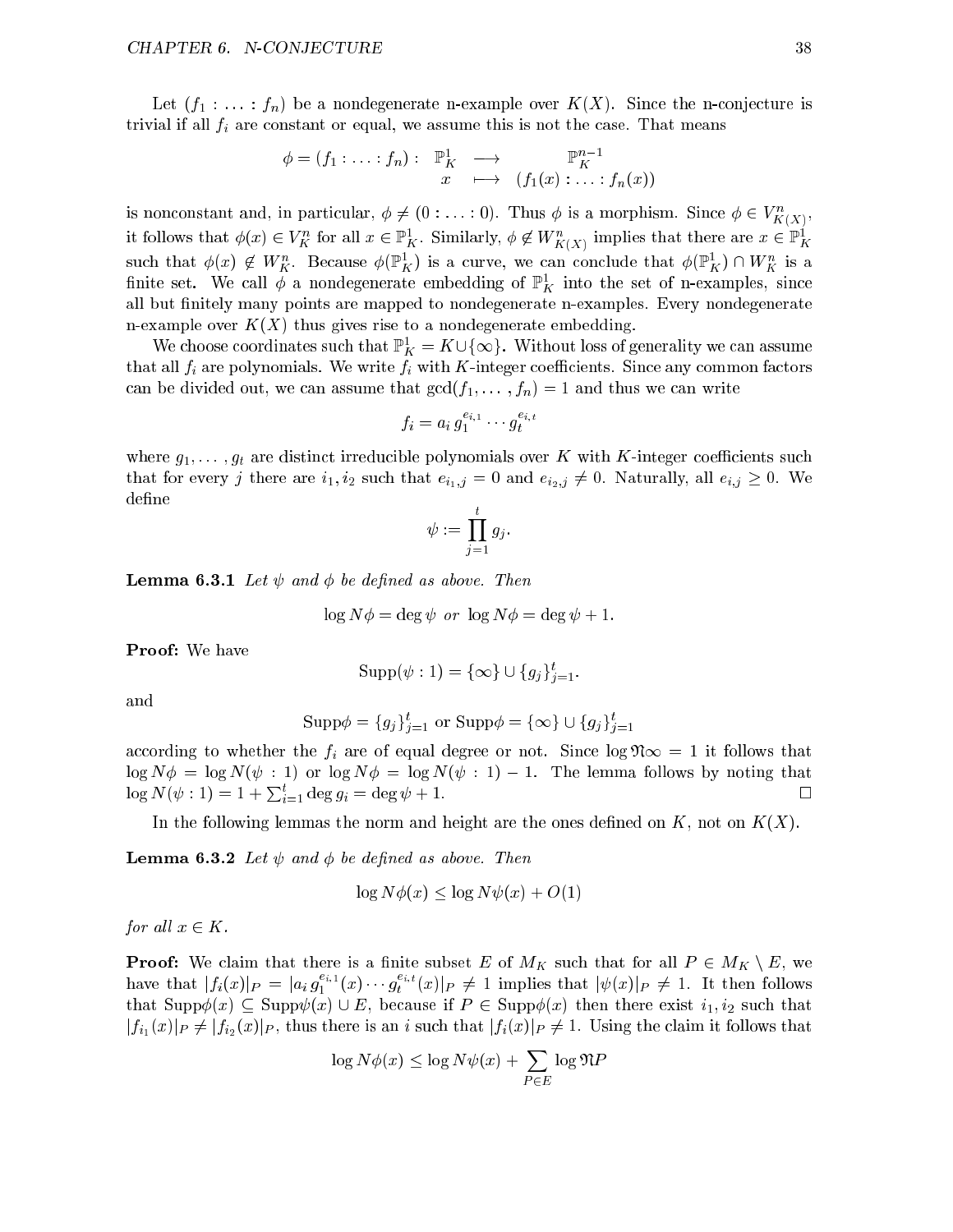Let $(f_1 : \ldots : f_n)$ be a nondegenerate n-example over $K(X)$. Since the n-conjecture is trivial if all $f_i$ are constant or equal, we assume this is not the case. That means

$$\phi = (f_1 : \ldots : f_n) : \begin{array}{ccc} \mathbb{P}^1_K & \longrightarrow & \mathbb{P}^{n-1}_K \\ x & \longmapsto & (f_1(x) : \ldots : f_n(x)) \end{array}$$

is nonconstant and, in particular, $\phi \neq (0 : \ldots : 0)$. Thus $\phi$ is a morphism. Since $\phi \in V^n_{K(X)}$, it follows that $\phi(x) \in V^n_K$ for all $x \in \mathbb{P}^1_K$. Similarly, $\phi \notin W^n_{K(X)}$ implies that there are $x \in \mathbb{P}^1_K$ such that $\phi(x) \notin W^n_K$. Because $\phi(\mathbb{P}^1_K)$ is a curve, we can conclude that $\phi(\mathbb{P}^1_K) \cap W^n_K$ is a finite set. We call $\phi$ a nondegenerate embedding of $\mathbb{P}^1_K$ into the set of n-examples, since all but finitely many points are mapped to nondegenerate n-examples. Every nondegenerate n-example over $K(X)$ thus gives rise to a nondegenerate embedding.

We choose coordinates such that $\mathbb{P}^1_K = K \cup \{\infty\}$. Without loss of generality we can assume that all $f_i$ are polynomials. We write $f_i$ with $K$-integer coefficients. Since any common factors can be divided out, we can assume that $\gcd(f_1, \ldots, f_n) = 1$ and thus we can write

$$f_i = a_i \, g_1^{e_{i,1}} \cdots g_t^{e_{i,t}}$$

where $g_1, \ldots, g_t$ are distinct irreducible polynomials over $K$ with $K$-integer coefficients such that for every $j$ there are $i_1, i_2$ such that $e_{i_1,j} = 0$ and $e_{i_2,j} \neq 0$. Naturally, all $e_{i,j} \geq 0$. We define

$$\psi := \prod_{j=1}^{t} g_j.$$

**Lemma 6.3.1** *Let $\psi$ and $\phi$ be defined as above. Then*

$$\log N\phi = \deg \psi \ \text{ or } \ \log N\phi = \deg \psi + 1.$$

**Proof:** We have

$$\mathrm{Supp}(\psi : 1) = \{\infty\} \cup \{g_j\}_{j=1}^t.$$

and

$$\mathrm{Supp}\phi = \{g_j\}_{j=1}^t \text{ or } \mathrm{Supp}\phi = \{\infty\} \cup \{g_j\}_{j=1}^t$$

according to whether the $f_i$ are of equal degree or not. Since $\log \mathfrak{N}\infty = 1$ it follows that $\log N\phi = \log N(\psi : 1)$ or $\log N\phi = \log N(\psi : 1) - 1$. The lemma follows by noting that $\log N(\psi : 1) = 1 + \sum_{i=1}^t \deg g_i = \deg \psi + 1$. $\square$

In the following lemmas the norm and height are the ones defined on $K$, not on $K(X)$.

**Lemma 6.3.2** *Let $\psi$ and $\phi$ be defined as above. Then*

$$\log N\phi(x) \leq \log N\psi(x) + O(1)$$

*for all $x \in K$.*

**Proof:** We claim that there is a finite subset $E$ of $M_K$ such that for all $P \in M_K \setminus E$, we have that $|f_i(x)|_P = |a_i \, g_1^{e_{i,1}}(x) \cdots g_t^{e_{i,t}}(x)|_P \neq 1$ implies that $|\psi(x)|_P \neq 1$. It then follows that $\mathrm{Supp}\phi(x) \subseteq \mathrm{Supp}\psi(x) \cup E$, because if $P \in \mathrm{Supp}\phi(x)$ then there exist $i_1, i_2$ such that $|f_{i_1}(x)|_P \neq |f_{i_2}(x)|_P$, thus there is an $i$ such that $|f_i(x)|_P \neq 1$. Using the claim it follows that

$$\log N\phi(x) \leq \log N\psi(x) + \sum_{P \in E} \log \mathfrak{N}P$$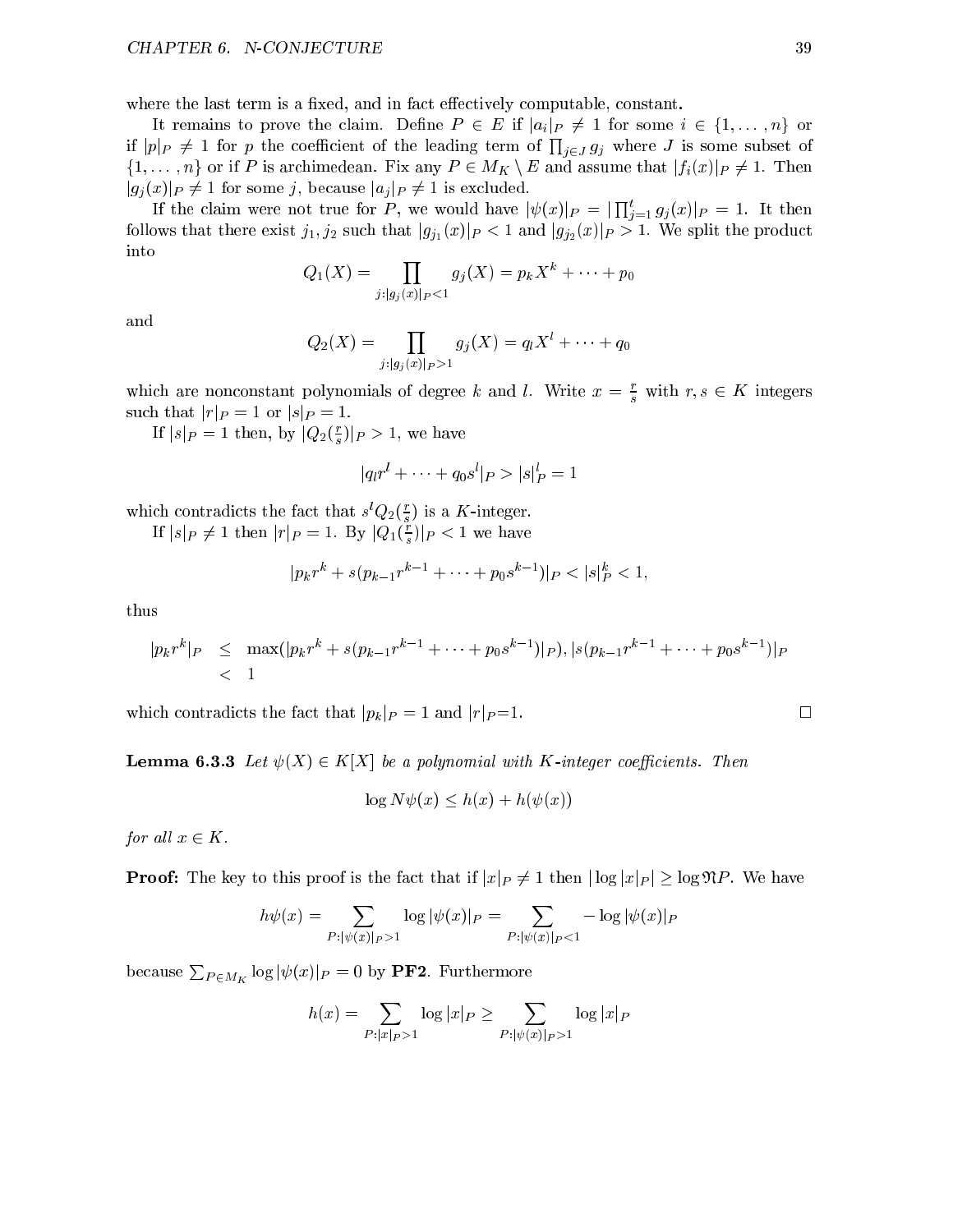where the last term is a fixed, and in fact effectively computable, constant.

It remains to prove the claim. Define $P \in E$ if $|a_i|_P \neq 1$ for some $i \in \{1, \dots, n\}$ or if $|p|_P \neq 1$ for $p$ the coefficient of the leading term of $\prod_{j \in J} g_j$ where $J$ is some subset of $\{1, \dots, n\}$ or if $P$ is archimedean. Fix any $P \in M_K \setminus E$ and assume that $|f_i(x)|_P \neq 1$. Then $|g_j(x)|_P \neq 1$ for some $j$, because $|a_j|_P \neq 1$ is excluded.

If the claim were not true for $P$, we would have $|\psi(x)|_P = |\prod_{j=1}^{t} g_j(x)|_P = 1$. It then follows that there exist $j_1, j_2$ such that $|g_{j_1}(x)|_P < 1$ and $|g_{j_2}(x)|_P > 1$. We split the product into

$$Q_1(X) = \prod_{j:|g_j(x)|_P<1} g_j(X) = p_k X^k + \dots + p_0$$

and

$$Q_2(X) = \prod_{j:|g_j(x)|_P>1} g_j(X) = q_l X^l + \dots + q_0$$

which are nonconstant polynomials of degree $k$ and $l$. Write $x = \frac{r}{s}$ with $r, s \in K$ integers such that $|r|_P = 1$ or $|s|_P = 1$.

If $|s|_P = 1$ then, by $|Q_2(\frac{r}{s})|_P > 1$, we have

$$|q_l r^l + \dots + q_0 s^l|_P > |s|_P^l = 1$$

which contradicts the fact that $s^l Q_2(\frac{r}{s})$ is a $K$-integer.

If $|s|_P \neq 1$ then $|r|_P = 1$. By $|Q_1(\frac{r}{s})|_P < 1$ we have

$$|p_k r^k + s(p_{k-1} r^{k-1} + \dots + p_0 s^{k-1})|_P < |s|_P^k < 1,$$

thus

$$\begin{aligned} |p_k r^k|_P &\leq \max(|p_k r^k + s(p_{k-1} r^{k-1} + \dots + p_0 s^{k-1})|_P), |s(p_{k-1} r^{k-1} + \dots + p_0 s^{k-1})|_P \\ &< 1 \end{aligned}$$

which contradicts the fact that $|p_k|_P = 1$ and $|r|_P$=1. □

**Lemma 6.3.3** *Let $\psi(X) \in K[X]$ be a polynomial with $K$-integer coefficients. Then*

$$\log N\psi(x) \leq h(x) + h(\psi(x))$$

*for all $x \in K$.*

**Proof:** The key to this proof is the fact that if $|x|_P \neq 1$ then $|\log |x|_P| \geq \log \mathfrak{N}P$. We have

$$h\psi(x) = \sum_{P:|\psi(x)|_P>1} \log |\psi(x)|_P = \sum_{P:|\psi(x)|_P<1} -\log |\psi(x)|_P$$

because $\sum_{P \in M_K} \log |\psi(x)|_P = 0$ by **PF2**. Furthermore

$$h(x) = \sum_{P:|x|_P>1} \log |x|_P \geq \sum_{P:|\psi(x)|_P>1} \log |x|_P$$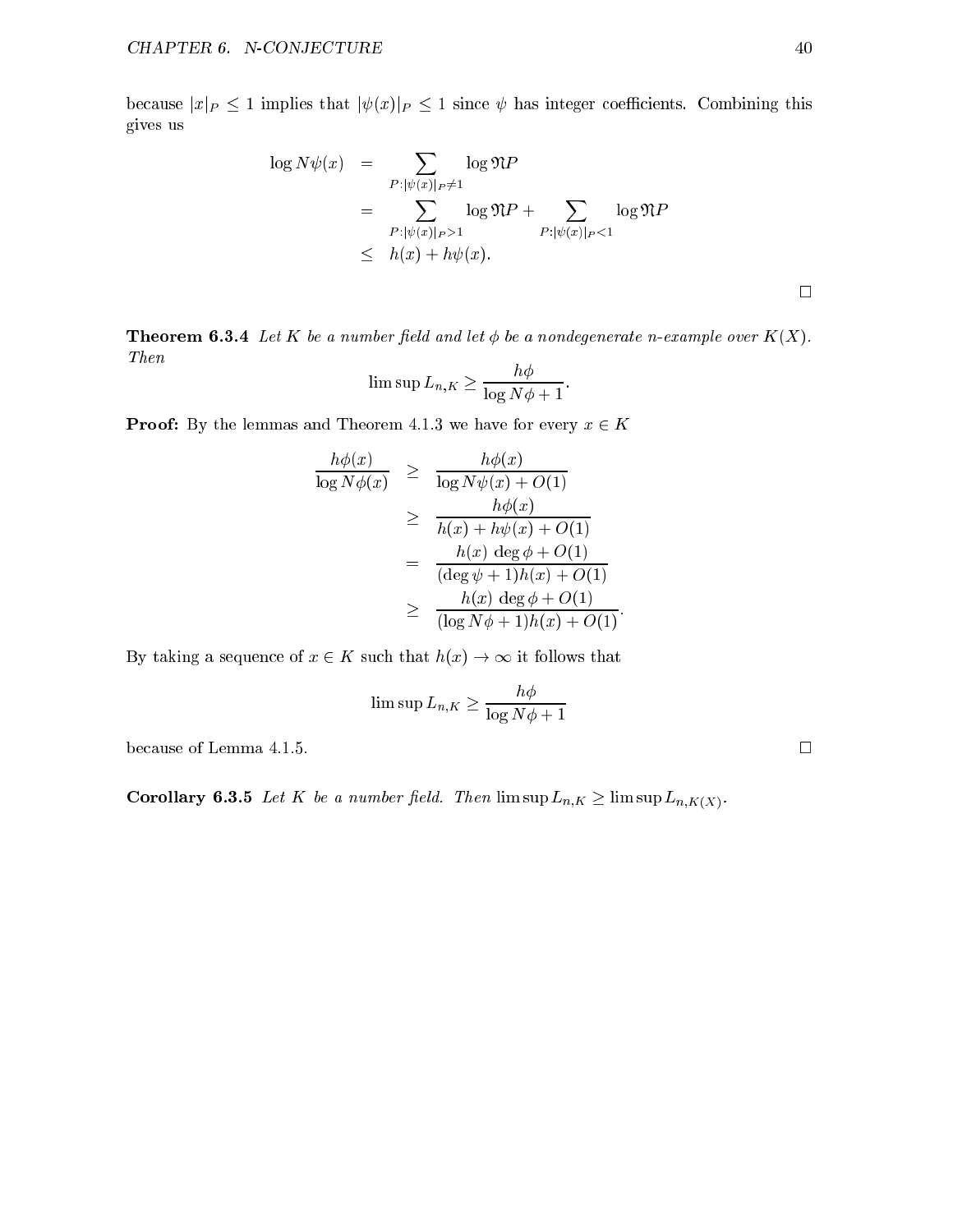because $|x|_P \leq 1$ implies that $|\psi(x)|_P \leq 1$ since $\psi$ has integer coefficients. Combining this gives us

$$
\begin{aligned}
\log N\psi(x) &= \sum_{P:|\psi(x)|_P \neq 1} \log \mathfrak{N}P \\
&= \sum_{P:|\psi(x)|_P > 1} \log \mathfrak{N}P + \sum_{P:|\psi(x)|_P < 1} \log \mathfrak{N}P \\
&\leq h(x) + h\psi(x).
\end{aligned}
$$

□

**Theorem 6.3.4** *Let $K$ be a number field and let $\phi$ be a nondegenerate n-example over $K(X)$. Then*

$$\limsup L_{n,K} \geq \frac{h\phi}{\log N\phi + 1}.$$

**Proof:** By the lemmas and Theorem 4.1.3 we have for every $x \in K$

$$
\begin{aligned}
\frac{h\phi(x)}{\log N\phi(x)} &\geq \frac{h\phi(x)}{\log N\psi(x) + O(1)} \\
&\geq \frac{h\phi(x)}{h(x) + h\psi(x) + O(1)} \\
&= \frac{h(x)\ \deg \phi + O(1)}{(\deg \psi + 1)h(x) + O(1)} \\
&\geq \frac{h(x)\ \deg \phi + O(1)}{(\log N\phi + 1)h(x) + O(1)}.
\end{aligned}
$$

By taking a sequence of $x \in K$ such that $h(x) \to \infty$ it follows that

$$\limsup L_{n,K} \geq \frac{h\phi}{\log N\phi + 1}$$

because of Lemma 4.1.5. □

**Corollary 6.3.5** *Let $K$ be a number field. Then $\limsup L_{n,K} \geq \limsup L_{n,K(X)}$.*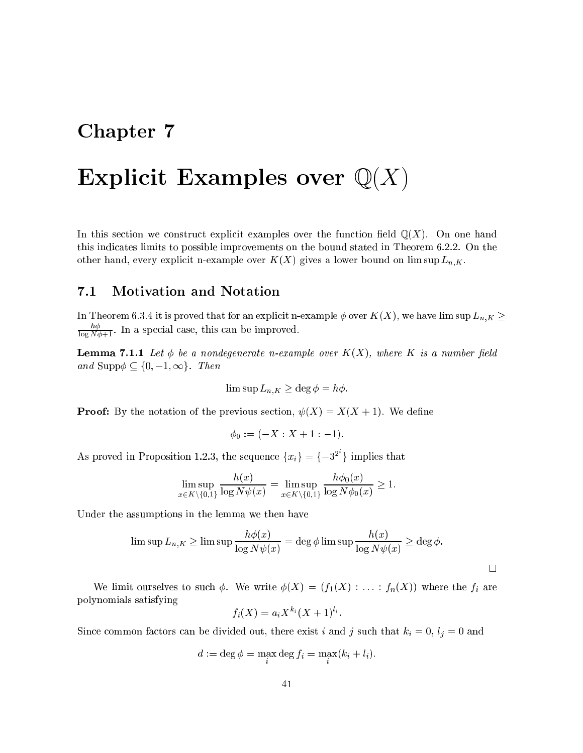# Chapter 7

# Explicit Examples over $\mathbb{Q}(X)$

In this section we construct explicit examples over the function field $\mathbb{Q}(X)$. On one hand this indicates limits to possible improvements on the bound stated in Theorem 6.2.2. On the other hand, every explicit n-example over $K(X)$ gives a lower bound on $\limsup L_{n,K}$.

## 7.1 Motivation and Notation

In Theorem 6.3.4 it is proved that for an explicit n-example $\phi$ over $K(X)$, we have $\limsup L_{n,K} \geq \frac{h\phi}{\log N\phi + 1}$. In a special case, this can be improved.

**Lemma 7.1.1** *Let $\phi$ be a nondegenerate n-example over $K(X)$, where $K$ is a number field and $\mathrm{Supp}\phi \subseteq \{0, -1, \infty\}$. Then*

$$\limsup L_{n,K} \geq \deg \phi = h\phi.$$

**Proof:** By the notation of the previous section, $\psi(X) = X(X+1)$. We define

$$\phi_0 := (-X : X+1 : -1).$$

As proved in Proposition 1.2.3, the sequence $\{x_i\} = \{-3^{2^i}\}$ implies that

$$\limsup_{x \in K \setminus \{0,1\}} \frac{h(x)}{\log N\psi(x)} = \limsup_{x \in K \setminus \{0,1\}} \frac{h\phi_0(x)}{\log N\phi_0(x)} \geq 1.$$

Under the assumptions in the lemma we then have

$$\limsup L_{n,K} \geq \limsup \frac{h\phi(x)}{\log N\psi(x)} = \deg \phi \limsup \frac{h(x)}{\log N\psi(x)} \geq \deg \phi.$$

$\square$

We limit ourselves to such $\phi$. We write $\phi(X) = (f_1(X) : \ldots : f_n(X))$ where the $f_i$ are polynomials satisfying

$$f_i(X) = a_i X^{k_i}(X+1)^{l_i}.$$

Since common factors can be divided out, there exist $i$ and $j$ such that $k_i = 0$, $l_j = 0$ and

$$d := \deg \phi = \max_i \deg f_i = \max_i (k_i + l_i).$$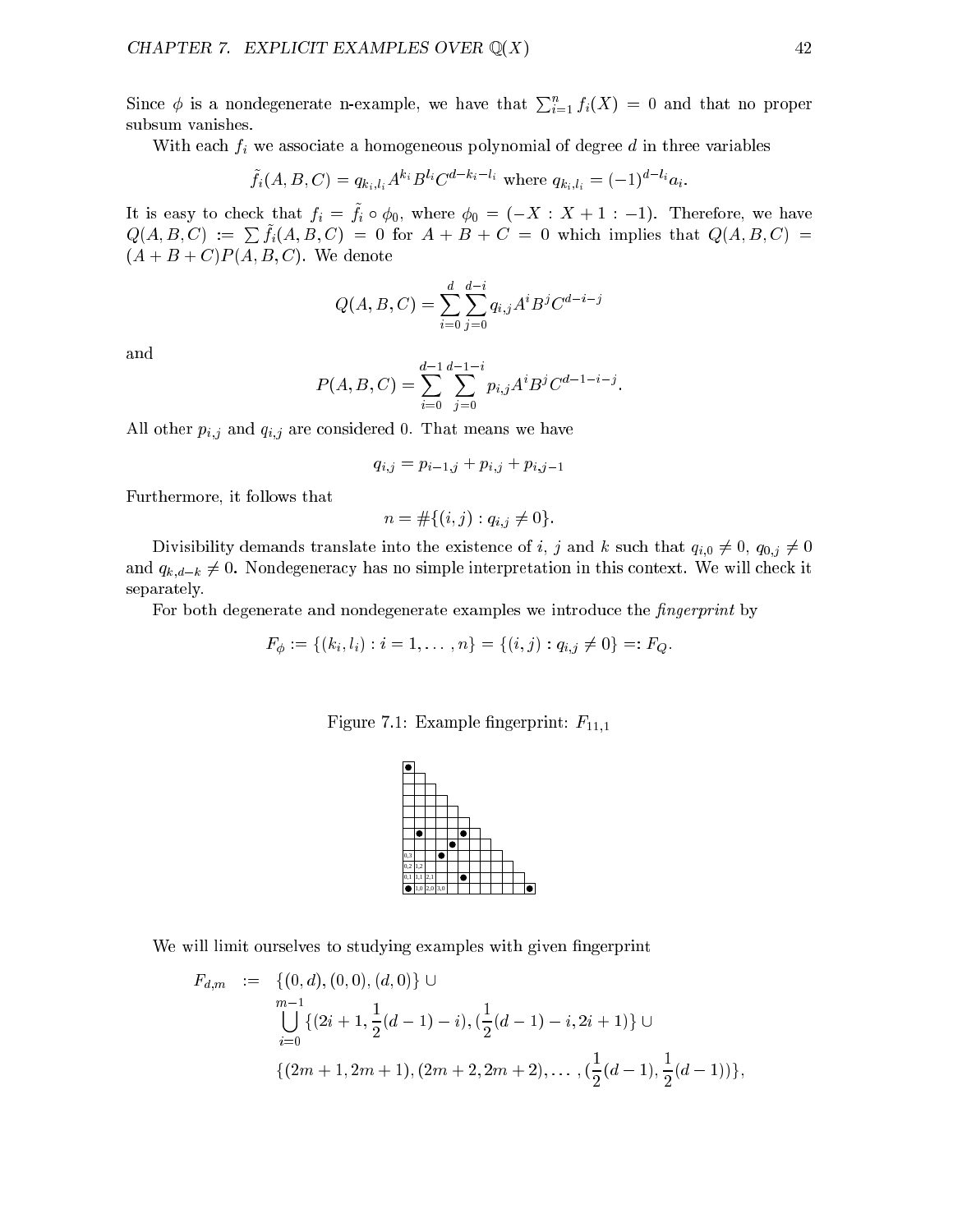Since $\phi$ is a nondegenerate n-example, we have that $\sum_{i=1}^{n} f_i(X) = 0$ and that no proper subsum vanishes.

With each $f_i$ we associate a homogeneous polynomial of degree $d$ in three variables

$$\tilde{f}_i(A, B, C) = q_{k_i, l_i} A^{k_i} B^{l_i} C^{d-k_i-l_i} \text{ where } q_{k_i,l_i} = (-1)^{d-l_i} a_i.$$

It is easy to check that $f_i = \tilde{f}_i \circ \phi_0$, where $\phi_0 = (-X : X+1 : -1)$. Therefore, we have $Q(A, B, C) := \sum \tilde{f}_i(A, B, C) = 0$ for $A + B + C = 0$ which implies that $Q(A, B, C) = (A + B + C)P(A, B, C)$. We denote

$$Q(A, B, C) = \sum_{i=0}^{d} \sum_{j=0}^{d-i} q_{i,j} A^i B^j C^{d-i-j}$$

and

$$P(A, B, C) = \sum_{i=0}^{d-1} \sum_{j=0}^{d-1-i} p_{i,j} A^i B^j C^{d-1-i-j}.$$

All other $p_{i,j}$ and $q_{i,j}$ are considered 0. That means we have

$$q_{i,j} = p_{i-1,j} + p_{i,j} + p_{i,j-1}$$

Furthermore, it follows that

$$n = \#\{(i, j) : q_{i,j} \neq 0\}.$$

Divisibility demands translate into the existence of $i$, $j$ and $k$ such that $q_{i,0} \neq 0$, $q_{0,j} \neq 0$ and $q_{k,d-k} \neq 0$. Nondegeneracy has no simple interpretation in this context. We will check it separately.

For both degenerate and nondegenerate examples we introduce the *fingerprint* by

$$F_\phi := \{(k_i, l_i) : i = 1, \ldots, n\} = \{(i, j) : q_{i,j} \neq 0\} =: F_Q.$$

Figure 7.1: Example fingerprint: $F_{11,1}$

We will limit ourselves to studying examples with given fingerprint

$$\begin{aligned} F_{d,m} \quad := \quad & \{(0, d), (0, 0), (d, 0)\} \cup \\ & \bigcup_{i=0}^{m-1} \{(2i + 1, \tfrac{1}{2}(d-1) - i), (\tfrac{1}{2}(d-1) - i, 2i + 1)\} \cup \\ & \{(2m + 1, 2m + 1), (2m + 2, 2m + 2), \ldots, (\tfrac{1}{2}(d-1), \tfrac{1}{2}(d-1))\}, \end{aligned}$$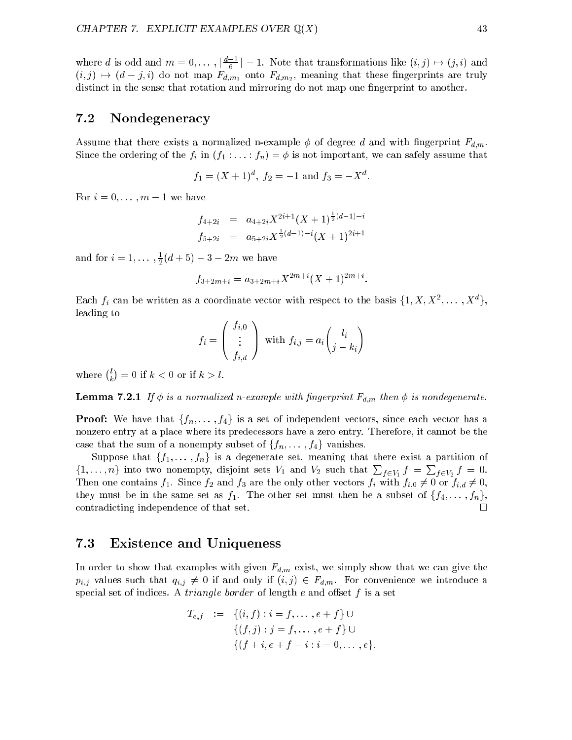where $d$ is odd and $m = 0, \ldots, \lceil \frac{d-1}{6} \rceil - 1$. Note that transformations like $(i,j) \mapsto (j,i)$ and $(i,j) \mapsto (d-j,i)$ do not map $F_{d,m_1}$ onto $F_{d,m_2}$, meaning that these fingerprints are truly distinct in the sense that rotation and mirroring do not map one fingerprint to another.

## 7.2 Nondegeneracy

Assume that there exists a normalized n-example $\phi$ of degree $d$ and with fingerprint $F_{d,m}$. Since the ordering of the $f_i$ in $(f_1 : \ldots : f_n) = \phi$ is not important, we can safely assume that

$$f_1 = (X+1)^d, \; f_2 = -1 \text{ and } f_3 = -X^d.$$

For $i = 0, \ldots, m-1$ we have

$$\begin{aligned} f_{4+2i} &= a_{4+2i} X^{2i+1} (X+1)^{\frac{1}{2}(d-1)-i} \\ f_{5+2i} &= a_{5+2i} X^{\frac{1}{2}(d-1)-i} (X+1)^{2i+1} \end{aligned}$$

and for $i = 1, \ldots, \frac{1}{2}(d+5) - 3 - 2m$ we have

$$f_{3+2m+i} = a_{3+2m+i} X^{2m+i} (X+1)^{2m+i}.$$

Each $f_i$ can be written as a coordinate vector with respect to the basis $\{1, X, X^2, \ldots, X^d\}$, leading to

$$f_i = \begin{pmatrix} f_{i,0} \\ \vdots \\ f_{i,d} \end{pmatrix} \text{ with } f_{i,j} = a_i \binom{l_i}{j - k_i}$$

where $\binom{l}{k} = 0$ if $k < 0$ or if $k > l$.

**Lemma 7.2.1** *If $\phi$ is a normalized n-example with fingerprint $F_{d,m}$ then $\phi$ is nondegenerate.*

**Proof:** We have that $\{f_n, \ldots, f_4\}$ is a set of independent vectors, since each vector has a nonzero entry at a place where its predecessors have a zero entry. Therefore, it cannot be the case that the sum of a nonempty subset of $\{f_n, \ldots, f_4\}$ vanishes.

Suppose that $\{f_1, \ldots, f_n\}$ is a degenerate set, meaning that there exist a partition of $\{1, \ldots, n\}$ into two nonempty, disjoint sets $V_1$ and $V_2$ such that $\sum_{f \in V_1} f = \sum_{f \in V_2} f = 0$. Then one contains $f_1$. Since $f_2$ and $f_3$ are the only other vectors $f_i$ with $f_{i,0} \neq 0$ or $f_{i,d} \neq 0$, they must be in the same set as $f_1$. The other set must then be a subset of $\{f_4, \ldots, f_n\}$, contradicting independence of that set. $\square$

## 7.3 Existence and Uniqueness

In order to show that examples with given $F_{d,m}$ exist, we simply show that we can give the $p_{i,j}$ values such that $q_{i,j} \neq 0$ if and only if $(i,j) \in F_{d,m}$. For convenience we introduce a special set of indices. A *triangle border* of length $e$ and offset $f$ is a set

$$\begin{aligned} T_{e,f} \;\; := \;\; & \{(i,f) : i = f, \ldots, e+f\} \cup \\ & \{(f,j) : j = f, \ldots, e+f\} \cup \\ & \{(f+i, e+f-i : i = 0, \ldots, e\}. \end{aligned}$$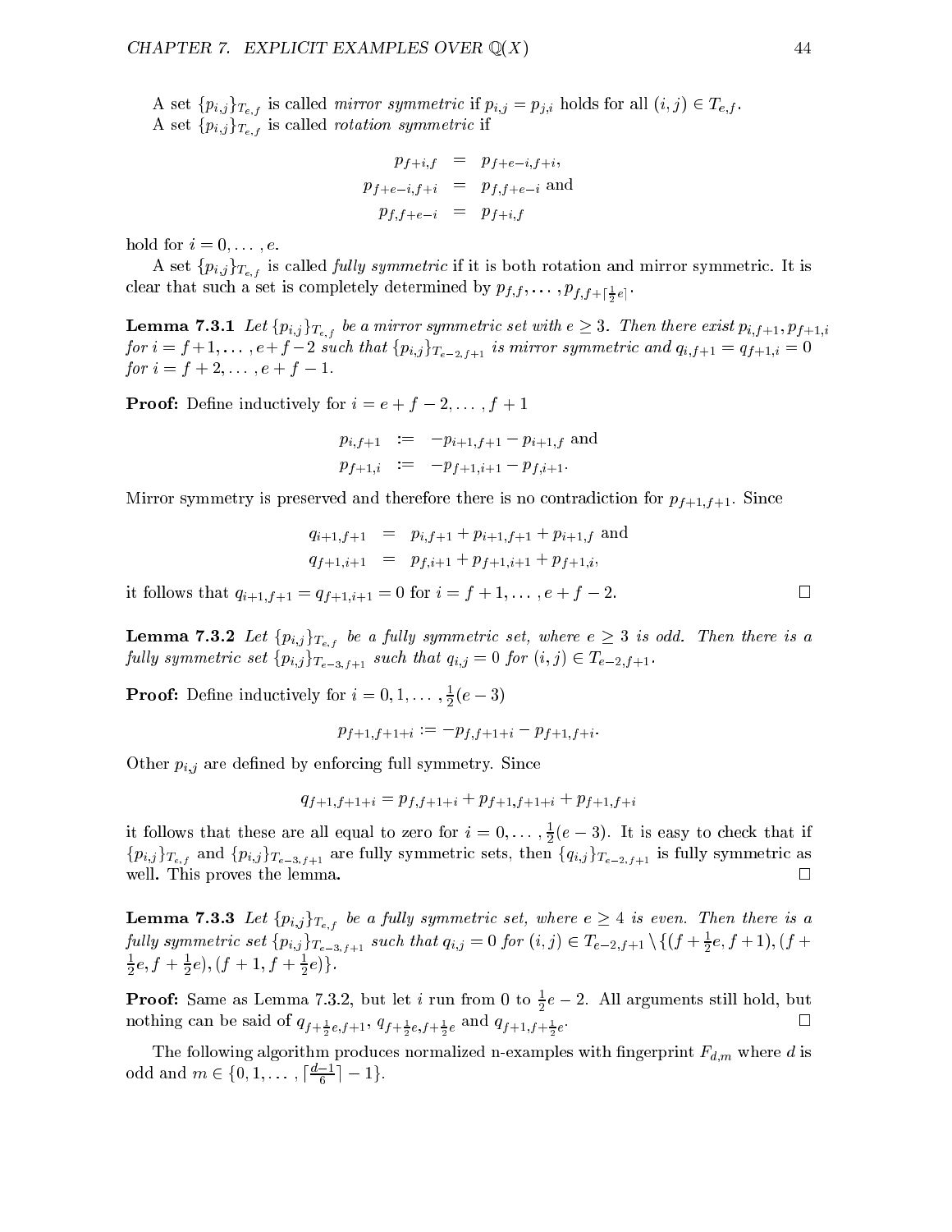A set $\{p_{i,j}\}_{T_{e,f}}$ is called *mirror symmetric* if $p_{i,j} = p_{j,i}$ holds for all $(i,j) \in T_{e,f}$.

A set $\{p_{i,j}\}_{T_{e,f}}$ is called *rotation symmetric* if

$$
\begin{aligned}
p_{f+i,f} &= p_{f+e-i,f+i}, \\
p_{f+e-i,f+i} &= p_{f,f+e-i} \text{ and} \\
p_{f,f+e-i} &= p_{f+i,f}
\end{aligned}
$$

hold for $i = 0, \ldots, e$.

A set $\{p_{i,j}\}_{T_{e,f}}$ is called *fully symmetric* if it is both rotation and mirror symmetric. It is clear that such a set is completely determined by $p_{f,f}, \ldots, p_{f,f+\lceil \frac{1}{2}e \rceil}$.

**Lemma 7.3.1** *Let $\{p_{i,j}\}_{T_{e,f}}$ be a mirror symmetric set with $e \geq 3$. Then there exist $p_{i,f+1}, p_{f+1,i}$ for $i = f+1, \ldots, e+f-2$ such that $\{p_{i,j}\}_{T_{e-2,f+1}}$ is mirror symmetric and $q_{i,f+1} = q_{f+1,i} = 0$ for $i = f+2, \ldots, e+f-1$.*

**Proof:** Define inductively for $i = e+f-2, \ldots, f+1$

$$
\begin{aligned}
p_{i,f+1} &:= -p_{i+1,f+1} - p_{i+1,f} \text{ and} \\
p_{f+1,i} &:= -p_{f+1,i+1} - p_{f,i+1}.
\end{aligned}
$$

Mirror symmetry is preserved and therefore there is no contradiction for $p_{f+1,f+1}$. Since

$$
\begin{aligned}
q_{i+1,f+1} &= p_{i,f+1} + p_{i+1,f+1} + p_{i+1,f} \text{ and} \\
q_{f+1,i+1} &= p_{f,i+1} + p_{f+1,i+1} + p_{f+1,i},
\end{aligned}
$$

it follows that $q_{i+1,f+1} = q_{f+1,i+1} = 0$ for $i = f+1, \ldots, e+f-2$. $\square$

**Lemma 7.3.2** *Let $\{p_{i,j}\}_{T_{e,f}}$ be a fully symmetric set, where $e \geq 3$ is odd. Then there is a fully symmetric set $\{p_{i,j}\}_{T_{e-3,f+1}}$ such that $q_{i,j} = 0$ for $(i,j) \in T_{e-2,f+1}$.*

**Proof:** Define inductively for $i = 0, 1, \ldots, \frac{1}{2}(e-3)$

$$
p_{f+1,f+1+i} := -p_{f,f+1+i} - p_{f+1,f+i}.
$$

Other $p_{i,j}$ are defined by enforcing full symmetry. Since

$$
q_{f+1,f+1+i} = p_{f,f+1+i} + p_{f+1,f+1+i} + p_{f+1,f+i}
$$

it follows that these are all equal to zero for $i = 0, \ldots, \frac{1}{2}(e-3)$. It is easy to check that if $\{p_{i,j}\}_{T_{e,f}}$ and $\{p_{i,j}\}_{T_{e-3,f+1}}$ are fully symmetric sets, then $\{q_{i,j}\}_{T_{e-2,f+1}}$ is fully symmetric as well. This proves the lemma. $\square$

**Lemma 7.3.3** *Let $\{p_{i,j}\}_{T_{e,f}}$ be a fully symmetric set, where $e \geq 4$ is even. Then there is a fully symmetric set $\{p_{i,j}\}_{T_{e-3,f+1}}$ such that $q_{i,j} = 0$ for $(i,j) \in T_{e-2,f+1} \setminus \{(f+\frac{1}{2}e, f+1), (f+\frac{1}{2}e, f+\frac{1}{2}e), (f+1, f+\frac{1}{2}e)\}$.*

**Proof:** Same as Lemma 7.3.2, but let $i$ run from 0 to $\frac{1}{2}e - 2$. All arguments still hold, but nothing can be said of $q_{f+\frac{1}{2}e,f+1}$, $q_{f+\frac{1}{2}e,f+\frac{1}{2}e}$ and $q_{f+1,f+\frac{1}{2}e}$. $\square$

The following algorithm produces normalized n-examples with fingerprint $F_{d,m}$ where $d$ is odd and $m \in \{0, 1, \ldots, \lceil \frac{d-1}{6} \rceil - 1\}$.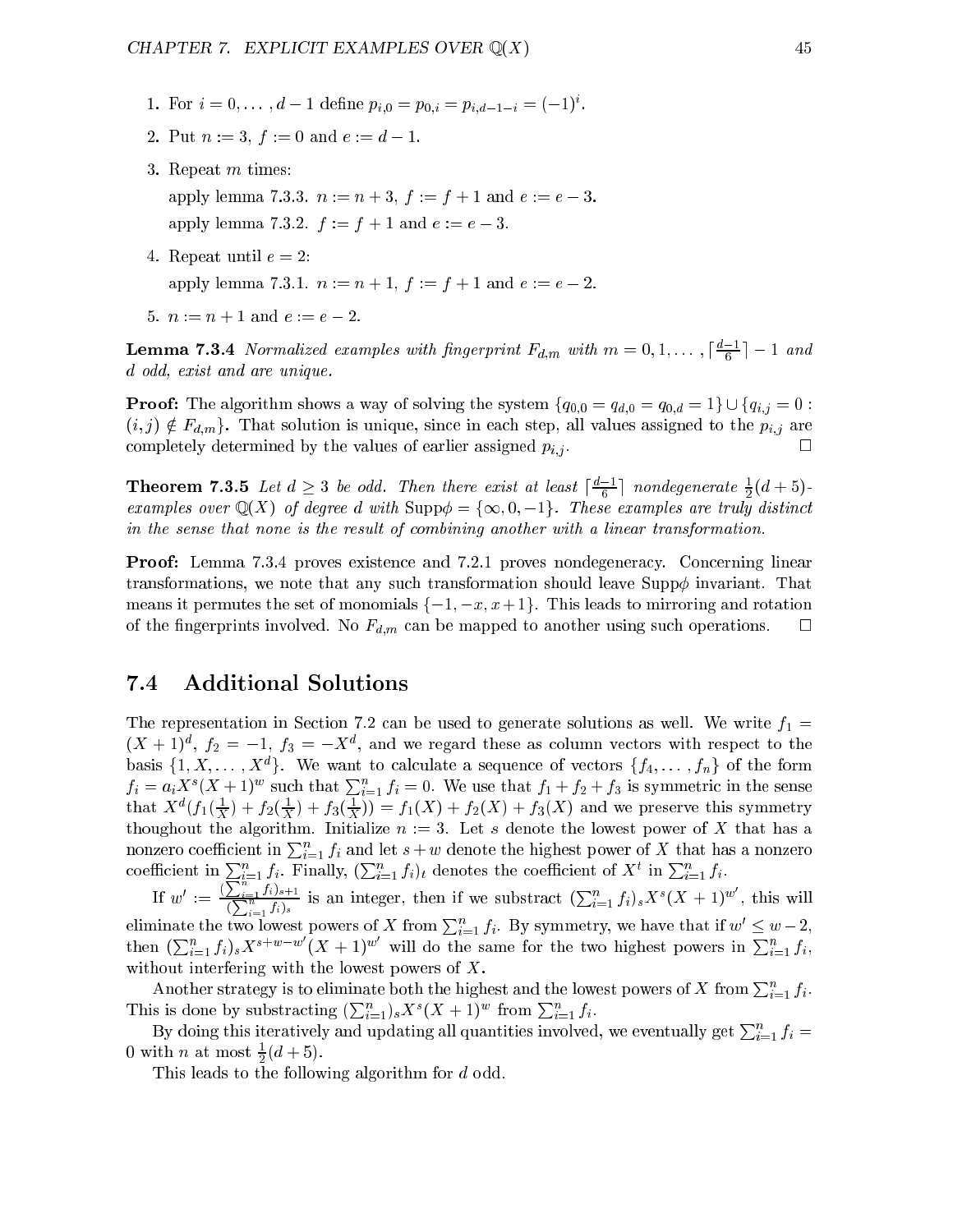1. For $i = 0, \ldots, d-1$ define $p_{i,0} = p_{0,i} = p_{i,d-1-i} = (-1)^i$.

2. Put $n := 3$, $f := 0$ and $e := d-1$.

3. Repeat $m$ times:

   apply lemma 7.3.3. $n := n+3$, $f := f+1$ and $e := e-3$.

   apply lemma 7.3.2. $f := f+1$ and $e := e-3$.

4. Repeat until $e = 2$:

   apply lemma 7.3.1. $n := n+1$, $f := f+1$ and $e := e-2$.

5. $n := n+1$ and $e := e-2$.

**Lemma 7.3.4** *Normalized examples with fingerprint $F_{d,m}$ with $m = 0, 1, \ldots, \lceil \frac{d-1}{6} \rceil - 1$ and $d$ odd, exist and are unique.*

**Proof:** The algorithm shows a way of solving the system $\{q_{0,0} = q_{d,0} = q_{0,d} = 1\} \cup \{q_{i,j} = 0 : (i,j) \notin F_{d,m}\}$. That solution is unique, since in each step, all values assigned to the $p_{i,j}$ are completely determined by the values of earlier assigned $p_{i,j}$. □

**Theorem 7.3.5** *Let $d \geq 3$ be odd. Then there exist at least $\lceil \frac{d-1}{6} \rceil$ nondegenerate $\frac{1}{2}(d+5)$-examples over $\mathbb{Q}(X)$ of degree $d$ with $\mathrm{Supp}\phi = \{\infty, 0, -1\}$. These examples are truly distinct in the sense that none is the result of combining another with a linear transformation.*

**Proof:** Lemma 7.3.4 proves existence and 7.2.1 proves nondegeneracy. Concerning linear transformations, we note that any such transformation should leave $\mathrm{Supp}\phi$ invariant. That means it permutes the set of monomials $\{-1, -x, x+1\}$. This leads to mirroring and rotation of the fingerprints involved. No $F_{d,m}$ can be mapped to another using such operations. □

## 7.4 Additional Solutions

The representation in Section 7.2 can be used to generate solutions as well. We write $f_1 = (X+1)^d$, $f_2 = -1$, $f_3 = -X^d$, and we regard these as column vectors with respect to the basis $\{1, X, \ldots, X^d\}$. We want to calculate a sequence of vectors $\{f_4, \ldots, f_n\}$ of the form $f_i = a_i X^s (X+1)^w$ such that $\sum_{i=1}^n f_i = 0$. We use that $f_1 + f_2 + f_3$ is symmetric in the sense that $X^d(f_1(\frac{1}{X}) + f_2(\frac{1}{X}) + f_3(\frac{1}{X})) = f_1(X) + f_2(X) + f_3(X)$ and we preserve this symmetry thoughout the algorithm. Initialize $n := 3$. Let $s$ denote the lowest power of $X$ that has a nonzero coefficient in $\sum_{i=1}^n f_i$ and let $s + w$ denote the highest power of $X$ that has a nonzero coefficient in $\sum_{i=1}^n f_i$. Finally, $(\sum_{i=1}^n f_i)_t$ denotes the coefficient of $X^t$ in $\sum_{i=1}^n f_i$.

If $w' := \frac{(\sum_{i=1}^n f_i)_{s+1}}{(\sum_{i=1}^n f_i)_s}$ is an integer, then if we substract $(\sum_{i=1}^n f_i)_s X^s (X+1)^{w'}$, this will eliminate the two lowest powers of $X$ from $\sum_{i=1}^n f_i$. By symmetry, we have that if $w' \leq w - 2$, then $(\sum_{i=1}^n f_i)_s X^{s+w-w'}(X+1)^{w'}$ will do the same for the two highest powers in $\sum_{i=1}^n f_i$, without interfering with the lowest powers of $X$.

Another strategy is to eliminate both the highest and the lowest powers of $X$ from $\sum_{i=1}^n f_i$. This is done by substracting $(\sum_{i=1}^n)_s X^s (X+1)^w$ from $\sum_{i=1}^n f_i$.

By doing this iteratively and updating all quantities involved, we eventually get $\sum_{i=1}^n f_i = 0$ with $n$ at most $\frac{1}{2}(d+5)$.

This leads to the following algorithm for $d$ odd.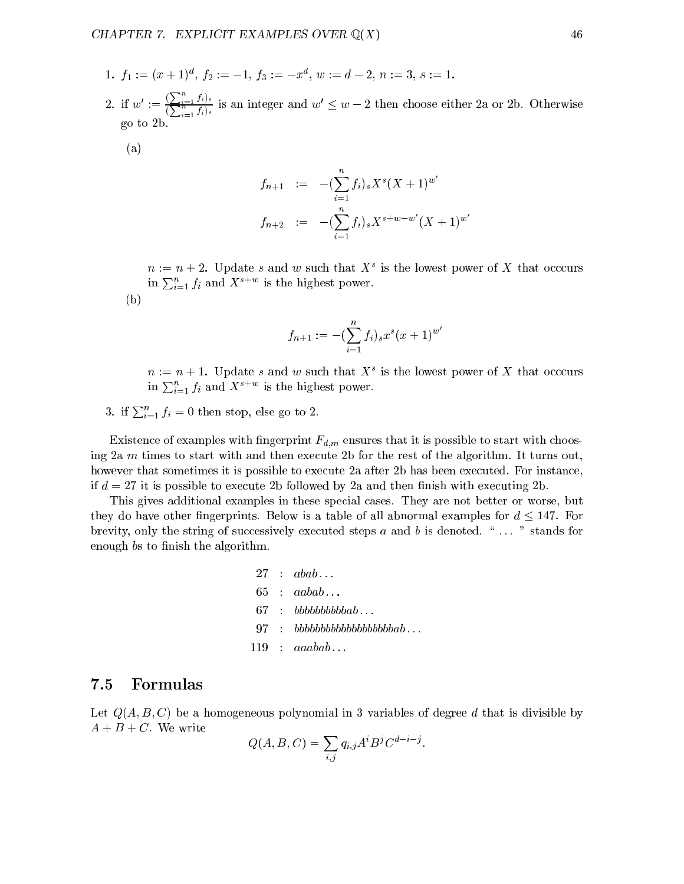1. $f_1 := (x+1)^d$, $f_2 := -1$, $f_3 := -x^d$, $w := d-2$, $n := 3$, $s := 1$.

2. if $w' := \frac{(\sum_{i=1}^n f_i)_s}{(\sum_{i=1}^n f_i)_s}$ is an integer and $w' \leq w-2$ then choose either 2a or 2b. Otherwise go to 2b.

   (a)

$$f_{n+1} := -(\sum_{i=1}^{n} f_i)_s X^s (X+1)^{w'}$$
$$f_{n+2} := -(\sum_{i=1}^{n} f_i)_s X^{s+w-w'} (X+1)^{w'}$$

   $n := n+2$. Update $s$ and $w$ such that $X^s$ is the lowest power of $X$ that occcurs in $\sum_{i=1}^n f_i$ and $X^{s+w}$ is the highest power.

   (b)

$$f_{n+1} := -(\sum_{i=1}^{n} f_i)_s x^s (x+1)^{w'}$$

   $n := n+1$. Update $s$ and $w$ such that $X^s$ is the lowest power of $X$ that occcurs in $\sum_{i=1}^n f_i$ and $X^{s+w}$ is the highest power.

3. if $\sum_{i=1}^n f_i = 0$ then stop, else go to 2.

Existence of examples with fingerprint $F_{d,m}$ ensures that it is possible to start with choosing 2a $m$ times to start with and then execute 2b for the rest of the algorithm. It turns out, however that sometimes it is possible to execute 2a after 2b has been executed. For instance, if $d = 27$ it is possible to execute 2b followed by 2a and then finish with executing 2b.

This gives additional examples in these special cases. They are not better or worse, but they do have other fingerprints. Below is a table of all abnormal examples for $d \leq 147$. For brevity, only the string of successively executed steps $a$ and $b$ is denoted. " ... " stands for enough $b$s to finish the algorithm.

| | | |
|---|---|---|
| 27 | : | *abab* ... |
| 65 | : | *aabab* ... |
| 67 | : | *bbbbbbbbbbab* ... |
| 97 | : | *bbbbbbbbbbbbbbbbbbbab* ... |
| 119 | : | *aaabab* ... |

## 7.5 Formulas

Let $Q(A, B, C)$ be a homogeneous polynomial in 3 variables of degree $d$ that is divisible by $A + B + C$. We write

$$Q(A, B, C) = \sum_{i,j} q_{i,j} A^i B^j C^{d-i-j}.$$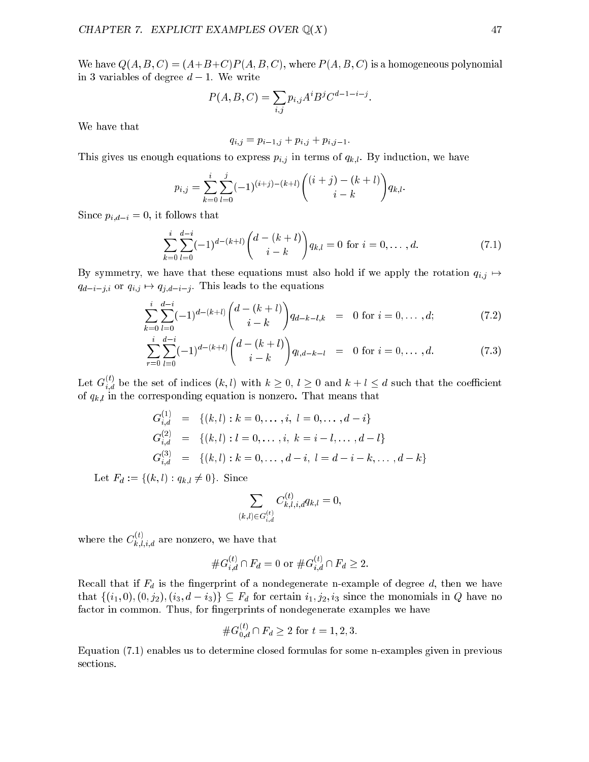We have $Q(A,B,C) = (A+B+C)P(A,B,C)$, where $P(A,B,C)$ is a homogeneous polynomial in 3 variables of degree $d-1$. We write

$$P(A,B,C) = \sum_{i,j} p_{i,j} A^i B^j C^{d-1-i-j}.$$

We have that

$$q_{i,j} = p_{i-1,j} + p_{i,j} + p_{i,j-1}.$$

This gives us enough equations to express $p_{i,j}$ in terms of $q_{k,l}$. By induction, we have

$$p_{i,j} = \sum_{k=0}^{i} \sum_{l=0}^{j} (-1)^{(i+j)-(k+l)} \binom{(i+j)-(k+l)}{i-k} q_{k,l}.$$

Since $p_{i,d-i} = 0$, it follows that

$$\sum_{k=0}^{i} \sum_{l=0}^{d-i} (-1)^{d-(k+l)} \binom{d-(k+l)}{i-k} q_{k,l} = 0 \text{ for } i = 0, \ldots, d. \tag{7.1}$$

By symmetry, we have that these equations must also hold if we apply the rotation $q_{i,j} \mapsto q_{d-i-j,i}$ or $q_{i,j} \mapsto q_{j,d-i-j}$. This leads to the equations

$$\sum_{k=0}^{i} \sum_{l=0}^{d-i} (-1)^{d-(k+l)} \binom{d-(k+l)}{i-k} q_{d-k-l,k} = 0 \text{ for } i = 0, \ldots, d; \tag{7.2}$$

$$\sum_{r=0}^{i} \sum_{l=0}^{d-i} (-1)^{d-(k+l)} \binom{d-(k+l)}{i-k} q_{l,d-k-l} = 0 \text{ for } i = 0, \ldots, d. \tag{7.3}$$

Let $G_{i,d}^{(t)}$ be the set of indices $(k,l)$ with $k \geq 0$, $l \geq 0$ and $k+l \leq d$ such that the coefficient of $q_{k,l}$ in the corresponding equation is nonzero. That means that

$$\begin{aligned}
G_{i,d}^{(1)} &= \{(k,l) : k = 0, \ldots, i,\ l = 0, \ldots, d-i\} \\
G_{i,d}^{(2)} &= \{(k,l) : l = 0, \ldots, i,\ k = i-l, \ldots, d-l\} \\
G_{i,d}^{(3)} &= \{(k,l) : k = 0, \ldots, d-i,\ l = d-i-k, \ldots, d-k\}
\end{aligned}$$

Let $F_d := \{(k,l) : q_{k,l} \neq 0\}$. Since

$$\sum_{(k,l) \in G_{i,d}^{(t)}} C_{k,l,i,d}^{(t)} q_{k,l} = 0,$$

where the $C_{k,l,i,d}^{(t)}$ are nonzero, we have that

$$\# G_{i,d}^{(t)} \cap F_d = 0 \text{ or } \# G_{i,d}^{(t)} \cap F_d \geq 2.$$

Recall that if $F_d$ is the fingerprint of a nondegenerate n-example of degree $d$, then we have that $\{(i_1,0),(0,j_2),(i_3,d-i_3)\} \subseteq F_d$ for certain $i_1, j_2, i_3$ since the monomials in $Q$ have no factor in common. Thus, for fingerprints of nondegenerate examples we have

$$\# G_{0,d}^{(t)} \cap F_d \geq 2 \text{ for } t = 1, 2, 3.$$

Equation (7.1) enables us to determine closed formulas for some n-examples given in previous sections.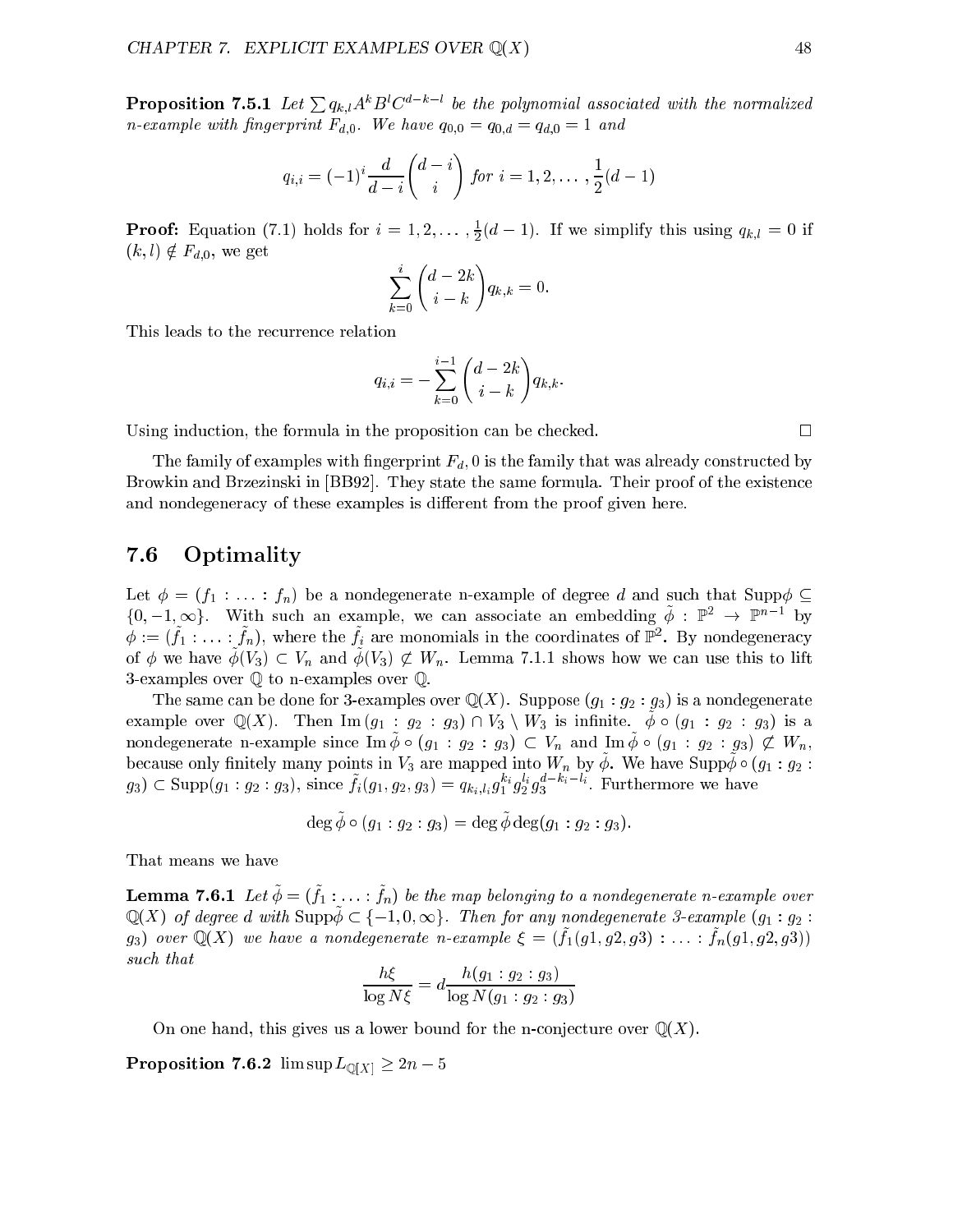**Proposition 7.5.1** *Let $\sum q_{k,l} A^k B^l C^{d-k-l}$ be the polynomial associated with the normalized n-example with fingerprint $F_{d,0}$. We have $q_{0,0} = q_{0,d} = q_{d,0} = 1$ and*

$$q_{i,i} = (-1)^i \frac{d}{d-i}\binom{d-i}{i} \text{ for } i = 1, 2, \ldots, \frac{1}{2}(d-1)$$

**Proof:** Equation (7.1) holds for $i = 1, 2, \ldots, \frac{1}{2}(d-1)$. If we simplify this using $q_{k,l} = 0$ if $(k,l) \notin F_{d,0}$, we get

$$\sum_{k=0}^{i} \binom{d-2k}{i-k} q_{k,k} = 0.$$

This leads to the recurrence relation

$$q_{i,i} = -\sum_{k=0}^{i-1} \binom{d-2k}{i-k} q_{k,k}.$$

Using induction, the formula in the proposition can be checked. $\square$

The family of examples with fingerprint $F_d, 0$ is the family that was already constructed by Browkin and Brzezinski in [BB92]. They state the same formula. Their proof of the existence and nondegeneracy of these examples is different from the proof given here.

## 7.6 Optimality

Let $\phi = (f_1 : \ldots : f_n)$ be a nondegenerate n-example of degree $d$ and such that $\mathrm{Supp}\phi \subseteq \{0, -1, \infty\}$. With such an example, we can associate an embedding $\tilde{\phi} : \mathbb{P}^2 \to \mathbb{P}^{n-1}$ by $\phi := (\tilde{f}_1 : \ldots : \tilde{f}_n)$, where the $\tilde{f}_i$ are monomials in the coordinates of $\mathbb{P}^2$. By nondegeneracy of $\phi$ we have $\tilde{\phi}(V_3) \subset V_n$ and $\tilde{\phi}(V_3) \not\subset W_n$. Lemma 7.1.1 shows how we can use this to lift 3-examples over $\mathbb{Q}$ to n-examples over $\mathbb{Q}$.

The same can be done for 3-examples over $\mathbb{Q}(X)$. Suppose $(g_1 : g_2 : g_3)$ is a nondegenerate example over $\mathbb{Q}(X)$. Then $\mathrm{Im}\,(g_1 : g_2 : g_3) \cap V_3 \setminus W_3$ is infinite. $\tilde{\phi} \circ (g_1 : g_2 : g_3)$ is a nondegenerate n-example since $\mathrm{Im}\,\tilde{\phi} \circ (g_1 : g_2 : g_3) \subset V_n$ and $\mathrm{Im}\,\tilde{\phi} \circ (g_1 : g_2 : g_3) \not\subset W_n$, because only finitely many points in $V_3$ are mapped into $W_n$ by $\tilde{\phi}$. We have $\mathrm{Supp}\tilde{\phi} \circ (g_1 : g_2 : g_3) \subset \mathrm{Supp}(g_1 : g_2 : g_3)$, since $\tilde{f}_i(g_1, g_2, g_3) = q_{k_i,l_i} g_1^{k_i} g_2^{l_i} g_3^{d-k_i-l_i}$. Furthermore we have

$$\deg \tilde{\phi} \circ (g_1 : g_2 : g_3) = \deg \tilde{\phi} \deg(g_1 : g_2 : g_3).$$

That means we have

**Lemma 7.6.1** *Let $\tilde{\phi} = (\tilde{f}_1 : \ldots : \tilde{f}_n)$ be the map belonging to a nondegenerate n-example over $\mathbb{Q}(X)$ of degree $d$ with $\mathrm{Supp}\tilde{\phi} \subset \{-1, 0, \infty\}$. Then for any nondegenerate 3-example $(g_1 : g_2 : g_3)$ over $\mathbb{Q}(X)$ we have a nondegenerate n-example $\xi = (\tilde{f}_1(g1, g2, g3) : \ldots : \tilde{f}_n(g1, g2, g3))$ such that*

$$\frac{h\xi}{\log N\xi} = d\frac{h(g_1 : g_2 : g_3)}{\log N(g_1 : g_2 : g_3)}$$

On one hand, this gives us a lower bound for the n-conjecture over $\mathbb{Q}(X)$.

**Proposition 7.6.2** $\limsup L_{\mathbb{Q}[X]} \geq 2n - 5$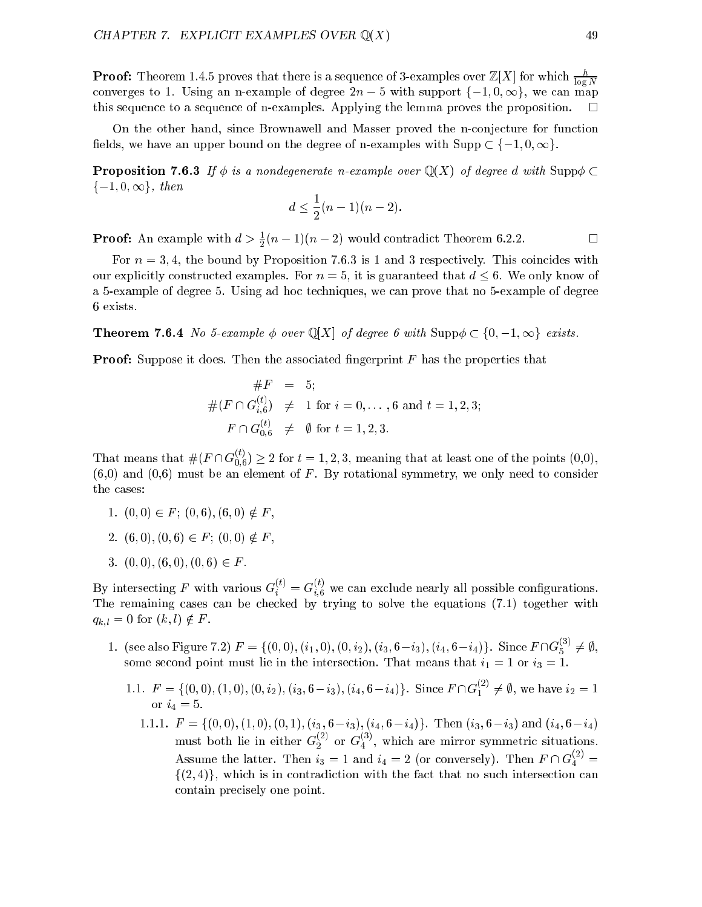**Proof:** Theorem 1.4.5 proves that there is a sequence of 3-examples over $\mathbb{Z}[X]$ for which $\frac{h}{\log N}$ converges to 1. Using an n-example of degree $2n-5$ with support $\{-1, 0, \infty\}$, we can map this sequence to a sequence of n-examples. Applying the lemma proves the proposition. $\square$

On the other hand, since Brownawell and Masser proved the n-conjecture for function fields, we have an upper bound on the degree of n-examples with Supp $\subset \{-1, 0, \infty\}$.

**Proposition 7.6.3** *If $\phi$ is a nondegenerate n-example over $\mathbb{Q}(X)$ of degree $d$ with* Supp$\phi \subset \{-1, 0, \infty\}$*, then*

$$d \leq \frac{1}{2}(n-1)(n-2).$$

**Proof:** An example with $d > \frac{1}{2}(n-1)(n-2)$ would contradict Theorem 6.2.2. $\square$

For $n = 3, 4$, the bound by Proposition 7.6.3 is 1 and 3 respectively. This coincides with our explicitly constructed examples. For $n = 5$, it is guaranteed that $d \leq 6$. We only know of a 5-example of degree 5. Using ad hoc techniques, we can prove that no 5-example of degree 6 exists.

**Theorem 7.6.4** *No 5-example $\phi$ over $\mathbb{Q}[X]$ of degree 6 with* Supp$\phi \subset \{0, -1, \infty\}$ *exists.*

**Proof:** Suppose it does. Then the associated fingerprint $F$ has the properties that

$$\begin{aligned} \#F &= 5; \\ \#(F \cap G_{i,6}^{(t)}) &\neq 1 \text{ for } i = 0, \ldots, 6 \text{ and } t = 1, 2, 3; \\ F \cap G_{0,6}^{(t)} &\neq \emptyset \text{ for } t = 1, 2, 3. \end{aligned}$$

That means that $\#(F \cap G_{0,6}^{(t)}) \geq 2$ for $t = 1, 2, 3$, meaning that at least one of the points (0,0), (6,0) and (0,6) must be an element of $F$. By rotational symmetry, we only need to consider the cases:

1. $(0, 0) \in F$; $(0, 6), (6, 0) \notin F$,
2. $(6, 0), (0, 6) \in F$; $(0, 0) \notin F$,
3. $(0, 0), (6, 0), (0, 6) \in F$.

By intersecting $F$ with various $G_i^{(t)} = G_{i,6}^{(t)}$ we can exclude nearly all possible configurations. The remaining cases can be checked by trying to solve the equations (7.1) together with $q_{k,l} = 0$ for $(k, l) \notin F$.

1. (see also Figure 7.2) $F = \{(0, 0), (i_1, 0), (0, i_2), (i_3, 6-i_3), (i_4, 6-i_4)\}$. Since $F \cap G_5^{(3)} \neq \emptyset$, some second point must lie in the intersection. That means that $i_1 = 1$ or $i_3 = 1$.

    1.1. $F = \{(0, 0), (1, 0), (0, i_2), (i_3, 6-i_3), (i_4, 6-i_4)\}$. Since $F \cap G_1^{(2)} \neq \emptyset$, we have $i_2 = 1$ or $i_4 = 5$.

    1.1.1. $F = \{(0, 0), (1, 0), (0, 1), (i_3, 6-i_3), (i_4, 6-i_4)\}$. Then $(i_3, 6-i_3)$ and $(i_4, 6-i_4)$ must both lie in either $G_2^{(2)}$ or $G_4^{(3)}$, which are mirror symmetric situations. Assume the latter. Then $i_3 = 1$ and $i_4 = 2$ (or conversely). Then $F \cap G_4^{(2)} = \{(2, 4)\}$, which is in contradiction with the fact that no such intersection can contain precisely one point.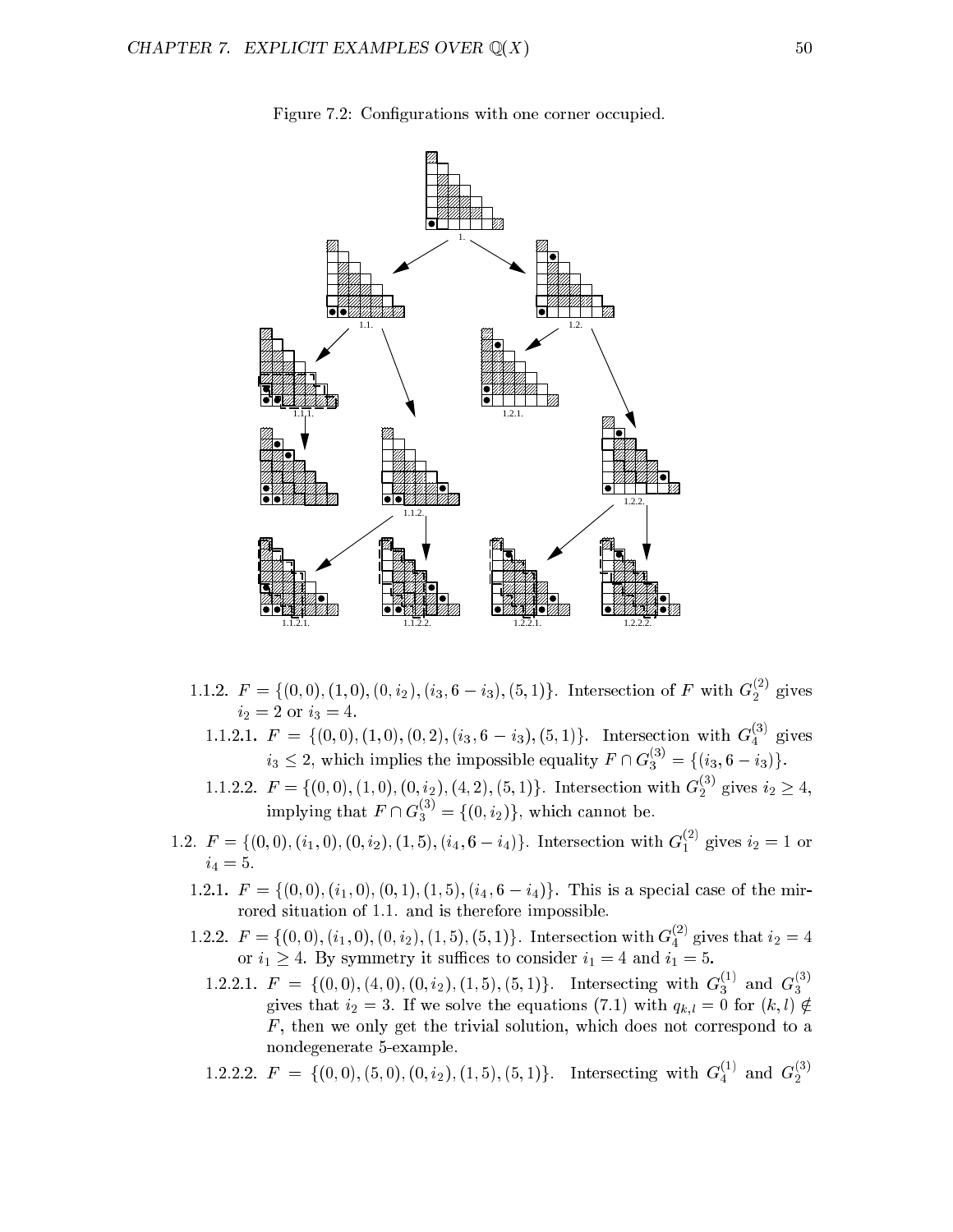Figure 7.2: Configurations with one corner occupied.

1.1.2. $F = \{(0,0),(1,0),(0,i_2),(i_3,6-i_3),(5,1)\}$. Intersection of $F$ with $G_2^{(2)}$ gives $i_2 = 2$ or $i_3 = 4$.

1.1.2.1. $F = \{(0,0),(1,0),(0,2),(i_3,6-i_3),(5,1)\}$. Intersection with $G_4^{(3)}$ gives $i_3 \leq 2$, which implies the impossible equality $F \cap G_3^{(3)} = \{(i_3, 6-i_3)\}$.

1.1.2.2. $F = \{(0,0),(1,0),(0,i_2),(4,2),(5,1)\}$. Intersection with $G_2^{(3)}$ gives $i_2 \geq 4$, implying that $F \cap G_3^{(3)} = \{(0,i_2)\}$, which cannot be.

1.2. $F = \{(0,0),(i_1,0),(0,i_2),(1,5),(i_4,6-i_4)\}$. Intersection with $G_1^{(2)}$ gives $i_2 = 1$ or $i_4 = 5$.

1.2.1. $F = \{(0,0),(i_1,0),(0,1),(1,5),(i_4,6-i_4)\}$. This is a special case of the mirrored situation of 1.1. and is therefore impossible.

1.2.2. $F = \{(0,0),(i_1,0),(0,i_2),(1,5),(5,1)\}$. Intersection with $G_4^{(2)}$ gives that $i_2 = 4$ or $i_1 \geq 4$. By symmetry it suffices to consider $i_1 = 4$ and $i_1 = 5$.

1.2.2.1. $F = \{(0,0),(4,0),(0,i_2),(1,5),(5,1)\}$. Intersecting with $G_3^{(1)}$ and $G_3^{(3)}$ gives that $i_2 = 3$. If we solve the equations (7.1) with $q_{k,l} = 0$ for $(k,l) \notin F$, then we only get the trivial solution, which does not correspond to a nondegenerate 5-example.

1.2.2.2. $F = \{(0,0),(5,0),(0,i_2),(1,5),(5,1)\}$. Intersecting with $G_4^{(1)}$ and $G_2^{(3)}$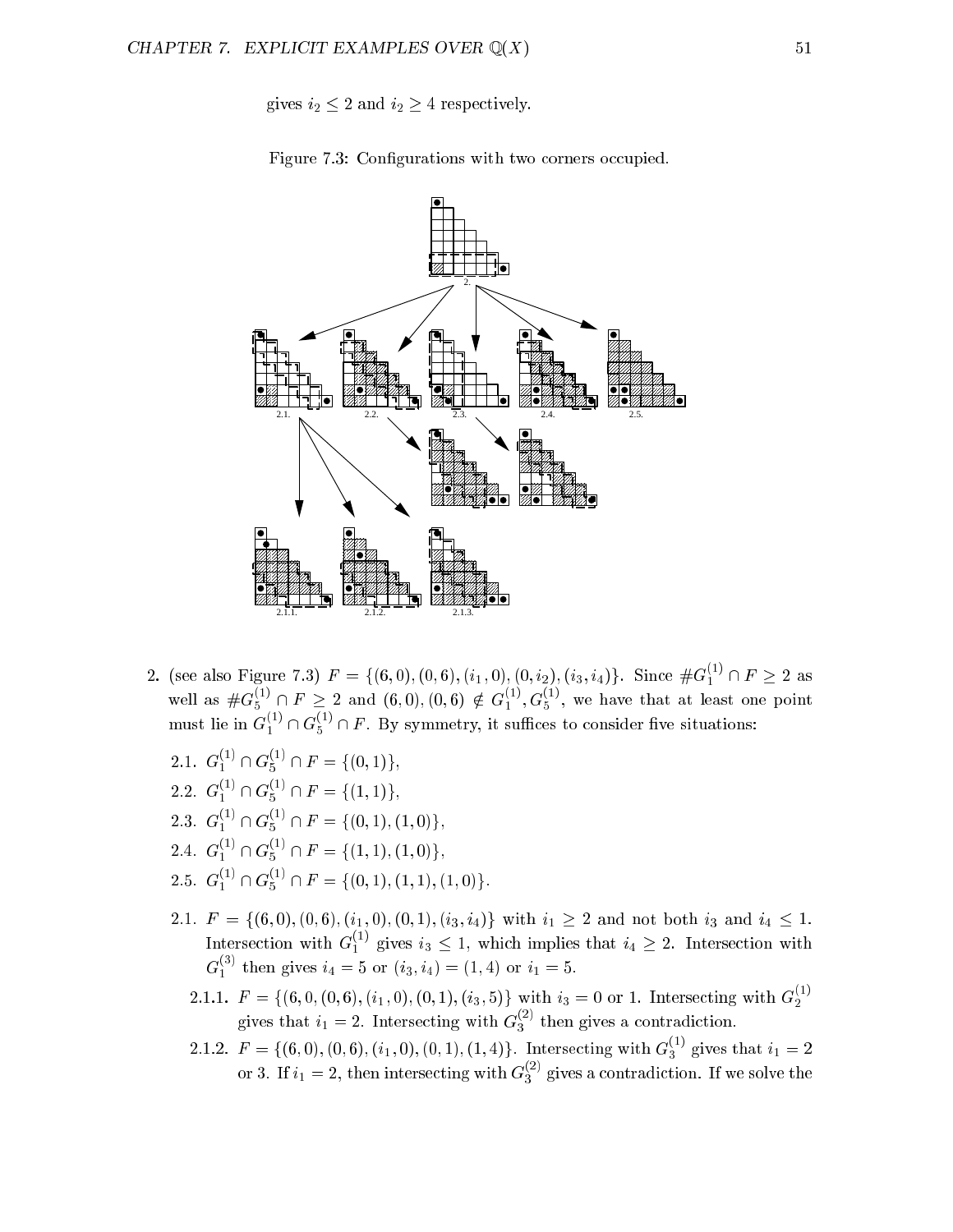gives $i_2 \leq 2$ and $i_2 \geq 4$ respectively.

Figure 7.3: Configurations with two corners occupied.

2. (see also Figure 7.3) $F = \{(6,0),(0,6),(i_1,0),(0,i_2),(i_3,i_4)\}$. Since $\#G_1^{(1)} \cap F \geq 2$ as well as $\#G_5^{(1)} \cap F \geq 2$ and $(6,0),(0,6) \notin G_1^{(1)}, G_5^{(1)}$, we have that at least one point must lie in $G_1^{(1)} \cap G_5^{(1)} \cap F$. By symmetry, it suffices to consider five situations:

   2.1. $G_1^{(1)} \cap G_5^{(1)} \cap F = \{(0,1)\}$,

   2.2. $G_1^{(1)} \cap G_5^{(1)} \cap F = \{(1,1)\}$,

   2.3. $G_1^{(1)} \cap G_5^{(1)} \cap F = \{(0,1),(1,0)\}$,

   2.4. $G_1^{(1)} \cap G_5^{(1)} \cap F = \{(1,1),(1,0)\}$,

   2.5. $G_1^{(1)} \cap G_5^{(1)} \cap F = \{(0,1),(1,1),(1,0)\}$.

   2.1. $F = \{(6,0),(0,6),(i_1,0),(0,1),(i_3,i_4)\}$ with $i_1 \geq 2$ and not both $i_3$ and $i_4 \leq 1$. Intersection with $G_1^{(1)}$ gives $i_3 \leq 1$, which implies that $i_4 \geq 2$. Intersection with $G_1^{(3)}$ then gives $i_4 = 5$ or $(i_3,i_4) = (1,4)$ or $i_1 = 5$.

      2.1.1. $F = \{(6,0,(0,6),(i_1,0),(0,1),(i_3,5)\}$ with $i_3 = 0$ or $1$. Intersecting with $G_2^{(1)}$ gives that $i_1 = 2$. Intersecting with $G_3^{(2)}$ then gives a contradiction.

      2.1.2. $F = \{(6,0),(0,6),(i_1,0),(0,1),(1,4)\}$. Intersecting with $G_3^{(1)}$ gives that $i_1 = 2$ or $3$. If $i_1 = 2$, then intersecting with $G_3^{(2)}$ gives a contradiction. If we solve the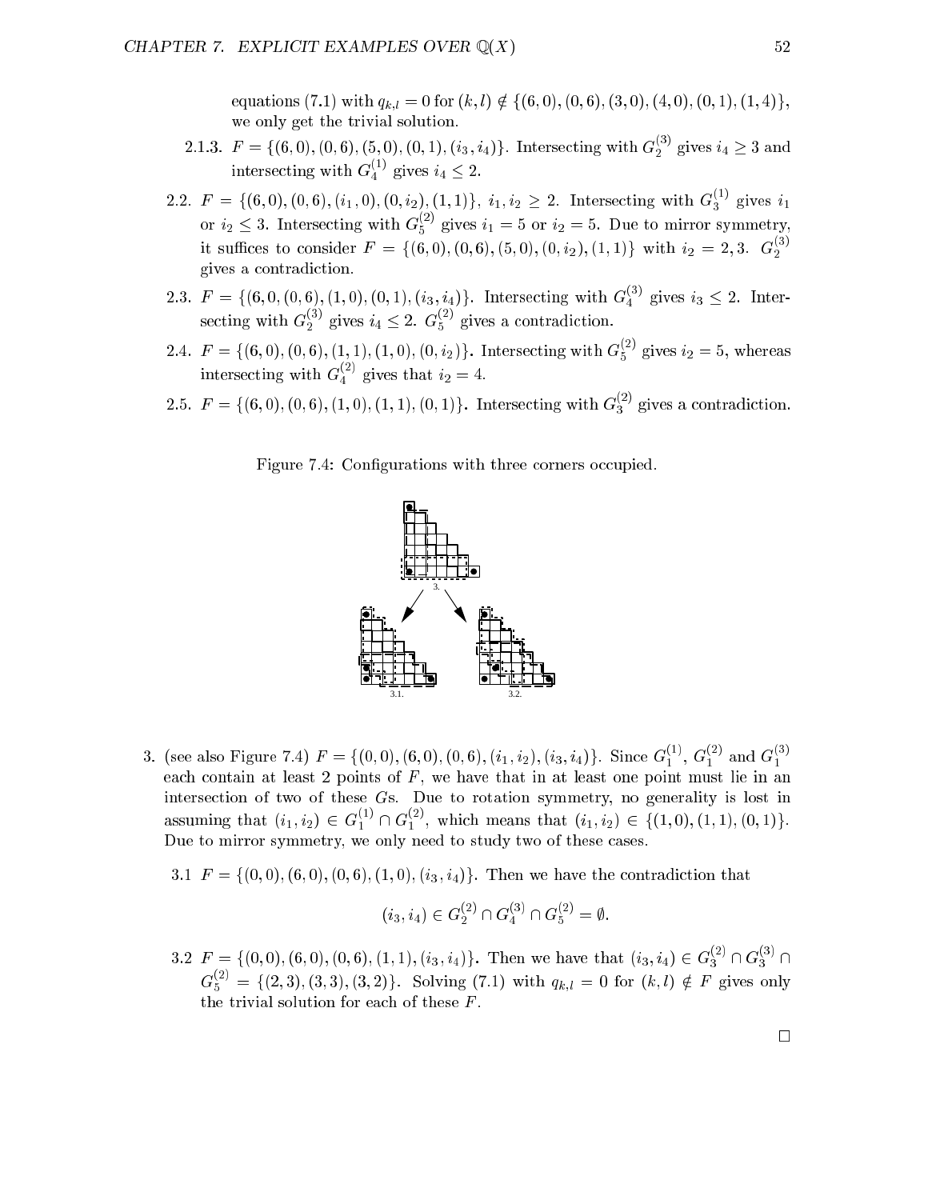equations (7.1) with $q_{k,l} = 0$ for $(k,l) \notin \{(6,0),(0,6),(3,0),(4,0),(0,1),(1,4)\}$, we only get the trivial solution.

2.1.3. $F = \{(6,0),(0,6),(5,0),(0,1),(i_3,i_4)\}$. Intersecting with $G_2^{(3)}$ gives $i_4 \geq 3$ and intersecting with $G_4^{(1)}$ gives $i_4 \leq 2$.

2.2. $F = \{(6,0),(0,6),(i_1,0),(0,i_2),(1,1)\}$, $i_1, i_2 \geq 2$. Intersecting with $G_3^{(1)}$ gives $i_1$ or $i_2 \leq 3$. Intersecting with $G_5^{(2)}$ gives $i_1 = 5$ or $i_2 = 5$. Due to mirror symmetry, it suffices to consider $F = \{(6,0),(0,6),(5,0),(0,i_2),(1,1)\}$ with $i_2 = 2, 3$. $G_2^{(3)}$ gives a contradiction.

2.3. $F = \{(6,0,(0,6),(1,0),(0,1),(i_3,i_4)\}$. Intersecting with $G_4^{(3)}$ gives $i_3 \leq 2$. Intersecting with $G_2^{(3)}$ gives $i_4 \leq 2$. $G_5^{(2)}$ gives a contradiction.

2.4. $F = \{(6,0),(0,6),(1,1),(1,0),(0,i_2)\}$. Intersecting with $G_5^{(2)}$ gives $i_2 = 5$, whereas intersecting with $G_4^{(2)}$ gives that $i_2 = 4$.

2.5. $F = \{(6,0),(0,6),(1,0),(1,1),(0,1)\}$. Intersecting with $G_3^{(2)}$ gives a contradiction.

Figure 7.4: Configurations with three corners occupied.

3. (see also Figure 7.4) $F = \{(0,0),(6,0),(0,6),(i_1,i_2),(i_3,i_4)\}$. Since $G_1^{(1)}$, $G_1^{(2)}$ and $G_1^{(3)}$ each contain at least 2 points of $F$, we have that in at least one point must lie in an intersection of two of these $G$s. Due to rotation symmetry, no generality is lost in assuming that $(i_1,i_2) \in G_1^{(1)} \cap G_1^{(2)}$, which means that $(i_1,i_2) \in \{(1,0),(1,1),(0,1)\}$. Due to mirror symmetry, we only need to study two of these cases.

   3.1 $F = \{(0,0),(6,0),(0,6),(1,0),(i_3,i_4)\}$. Then we have the contradiction that

$$(i_3,i_4) \in G_2^{(2)} \cap G_4^{(3)} \cap G_5^{(2)} = \emptyset.$$

   3.2 $F = \{(0,0),(6,0),(0,6),(1,1),(i_3,i_4)\}$. Then we have that $(i_3,i_4) \in G_3^{(2)} \cap G_3^{(3)} \cap G_5^{(2)} = \{(2,3),(3,3),(3,2)\}$. Solving (7.1) with $q_{k,l} = 0$ for $(k,l) \notin F$ gives only the trivial solution for each of these $F$.

□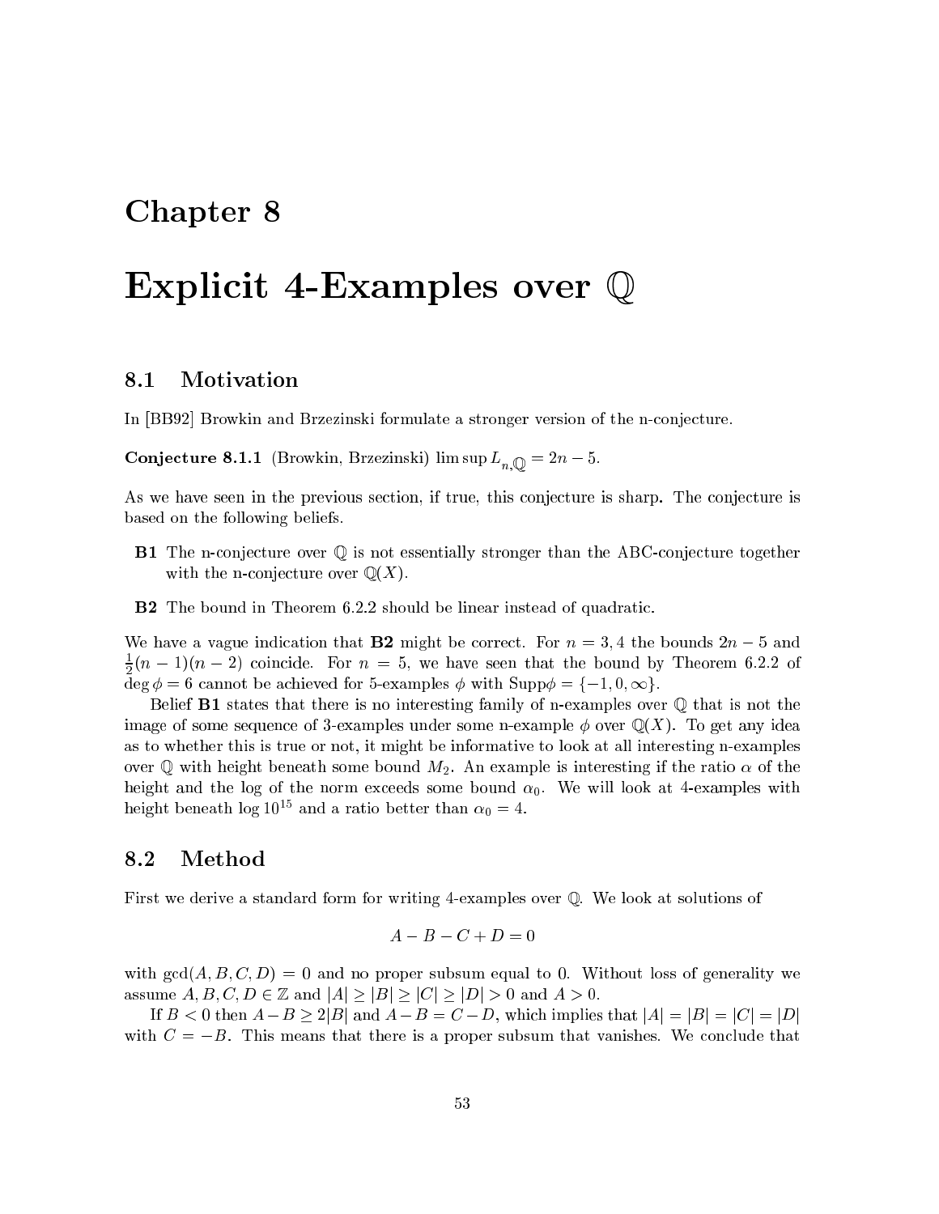# Chapter 8

# Explicit 4-Examples over $\mathbb{Q}$

## 8.1 Motivation

In [BB92] Browkin and Brzezinski formulate a stronger version of the n-conjecture.

**Conjecture 8.1.1** (Browkin, Brzezinski) $\limsup L_{n,\mathbb{Q}} = 2n - 5$.

As we have seen in the previous section, if true, this conjecture is sharp**.** The conjecture is based on the following beliefs.

- **B1** The n-conjecture over $\mathbb{Q}$ is not essentially stronger than the ABC-conjecture together with the n-conjecture over $\mathbb{Q}(X)$.

- **B2** The bound in Theorem 6.2.2 should be linear instead of quadratic.

We have a vague indication that **B2** might be correct. For $n = 3, 4$ the bounds $2n - 5$ and $\frac{1}{2}(n-1)(n-2)$ coincide. For $n = 5$, we have seen that the bound by Theorem 6.2.2 of $\deg \phi = 6$ cannot be achieved for 5-examples $\phi$ with $\text{Supp}\phi = \{-1, 0, \infty\}$.

Belief **B1** states that there is no interesting family of n-examples over $\mathbb{Q}$ that is not the image of some sequence of 3-examples under some n-example $\phi$ over $\mathbb{Q}(X)$. To get any idea as to whether this is true or not, it might be informative to look at all interesting n-examples over $\mathbb{Q}$ with height beneath some bound $M_2$. An example is interesting if the ratio $\alpha$ of the height and the log of the norm exceeds some bound $\alpha_0$. We will look at 4-examples with height beneath $\log 10^{15}$ and a ratio better than $\alpha_0 = 4$.

## 8.2 Method

First we derive a standard form for writing 4-examples over $\mathbb{Q}$. We look at solutions of

$$A - B - C + D = 0$$

with $\gcd(A, B, C, D) = 0$ and no proper subsum equal to 0. Without loss of generality we assume $A, B, C, D \in \mathbb{Z}$ and $|A| \geq |B| \geq |C| \geq |D| > 0$ and $A > 0$.

If $B < 0$ then $A - B \geq 2|B|$ and $A - B = C - D$, which implies that $|A| = |B| = |C| = |D|$ with $C = -B$. This means that there is a proper subsum that vanishes. We conclude that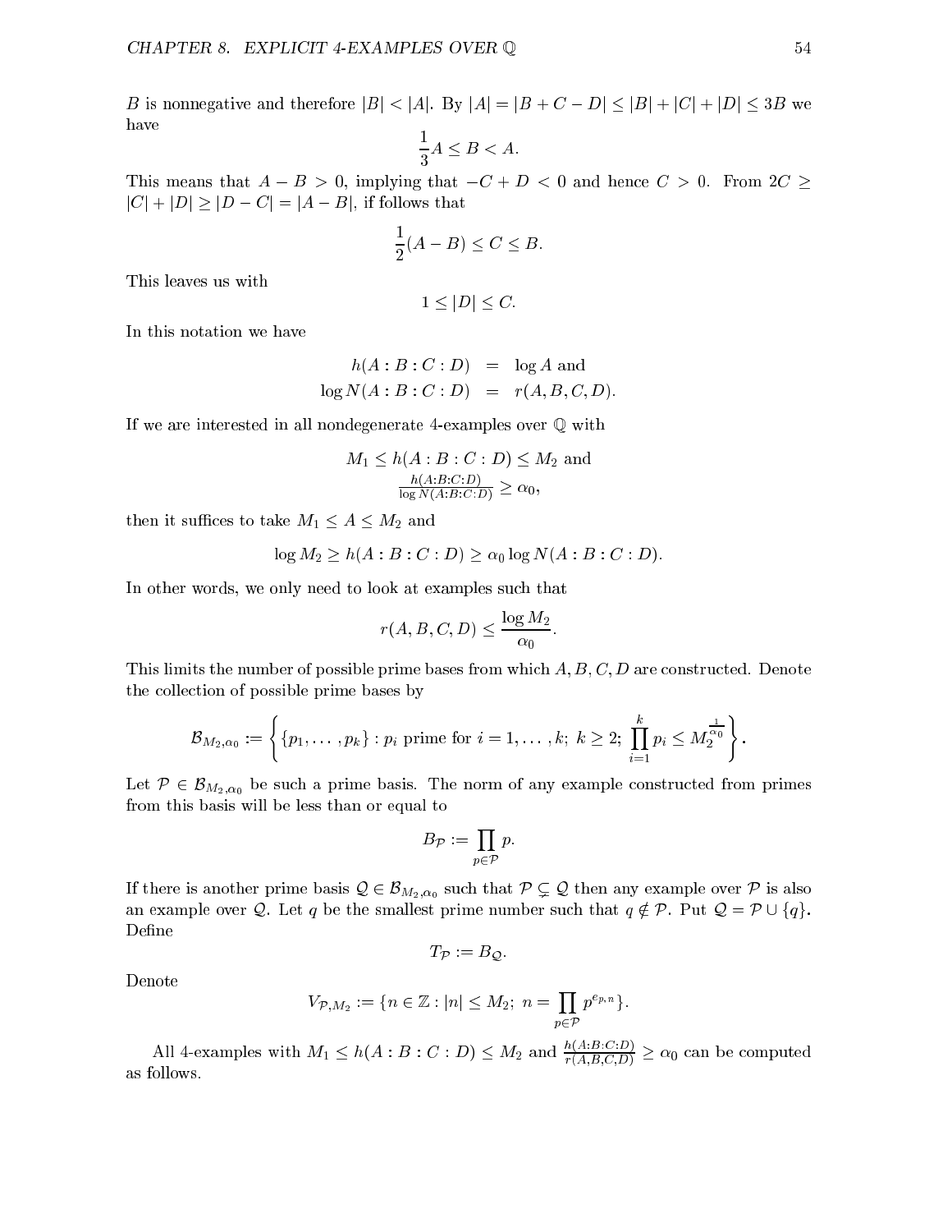$B$ is nonnegative and therefore $|B| < |A|$. By $|A| = |B + C - D| \leq |B| + |C| + |D| \leq 3B$ we have

$$\frac{1}{3}A \leq B < A.$$

This means that $A - B > 0$, implying that $-C + D < 0$ and hence $C > 0$. From $2C \geq |C| + |D| \geq |D - C| = |A - B|$, if follows that

$$\frac{1}{2}(A - B) \leq C \leq B.$$

This leaves us with

$$1 \leq |D| \leq C.$$

In this notation we have

$$\begin{aligned} h(A : B : C : D) &= \log A \text{ and} \\ \log N(A : B : C : D) &= r(A, B, C, D). \end{aligned}$$

If we are interested in all nondegenerate 4-examples over $\mathbb{Q}$ with

$$M_1 \leq h(A : B : C : D) \leq M_2 \text{ and}$$
$$\frac{h(A:B:C:D)}{\log N(A:B:C:D)} \geq \alpha_0,$$

then it suffices to take $M_1 \leq A \leq M_2$ and

$$\log M_2 \geq h(A : B : C : D) \geq \alpha_0 \log N(A : B : C : D).$$

In other words, we only need to look at examples such that

$$r(A, B, C, D) \leq \frac{\log M_2}{\alpha_0}.$$

This limits the number of possible prime bases from which $A, B, C, D$ are constructed. Denote the collection of possible prime bases by

$$\mathcal{B}_{M_2,\alpha_0} := \left\{ \{p_1, \ldots, p_k\} : p_i \text{ prime for } i = 1, \ldots, k;\ k \geq 2;\ \prod_{i=1}^{k} p_i \leq M_2^{\frac{1}{\alpha_0}} \right\}.$$

Let $\mathcal{P} \in \mathcal{B}_{M_2,\alpha_0}$ be such a prime basis. The norm of any example constructed from primes from this basis will be less than or equal to

$$B_{\mathcal{P}} := \prod_{p \in \mathcal{P}} p.$$

If there is another prime basis $\mathcal{Q} \in \mathcal{B}_{M_2,\alpha_0}$ such that $\mathcal{P} \subsetneq \mathcal{Q}$ then any example over $\mathcal{P}$ is also an example over $\mathcal{Q}$. Let $q$ be the smallest prime number such that $q \notin \mathcal{P}$. Put $\mathcal{Q} = \mathcal{P} \cup \{q\}$. Define

$$T_{\mathcal{P}} := B_{\mathcal{Q}}.$$

Denote

$$V_{\mathcal{P},M_2} := \{n \in \mathbb{Z} : |n| \leq M_2;\ n = \prod_{p \in \mathcal{P}} p^{e_{p,n}}\}.$$

All 4-examples with $M_1 \leq h(A : B : C : D) \leq M_2$ and $\frac{h(A:B:C:D)}{r(A,B,C,D)} \geq \alpha_0$ can be computed as follows.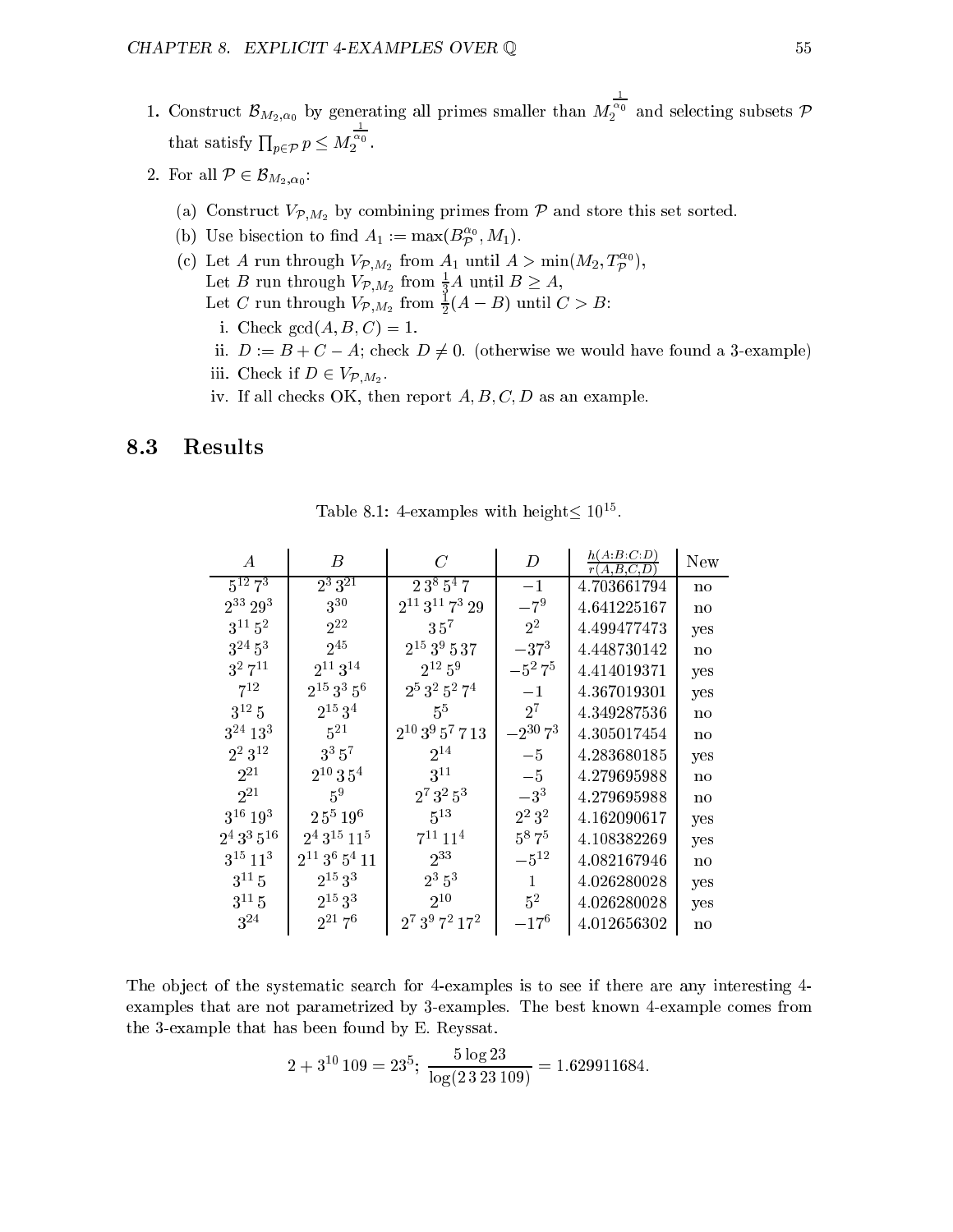1. Construct $\mathcal{B}_{M_2,\alpha_0}$ by generating all primes smaller than $M_2^{\frac{1}{\alpha_0}}$ and selecting subsets $\mathcal{P}$ that satisfy $\prod_{p\in\mathcal{P}} p \leq M_2^{\frac{1}{\alpha_0}}$.
2. For all $\mathcal{P} \in \mathcal{B}_{M_2,\alpha_0}$:
   - (a) Construct $V_{\mathcal{P},M_2}$ by combining primes from $\mathcal{P}$ and store this set sorted.
   - (b) Use bisection to find $A_1 := \max(B_{\mathcal{P}}^{\alpha_0}, M_1)$.
   - (c) Let $A$ run through $V_{\mathcal{P},M_2}$ from $A_1$ until $A > \min(M_2, T_{\mathcal{P}}^{\alpha_0})$,
     Let $B$ run through $V_{\mathcal{P},M_2}$ from $\frac{1}{3}A$ until $B \geq A$,
     Let $C$ run through $V_{\mathcal{P},M_2}$ from $\frac{1}{2}(A-B)$ until $C > B$:
       - i. Check $\gcd(A,B,C) = 1$.
       - ii. $D := B + C - A$; check $D \neq 0$. (otherwise we would have found a 3-example)
       - iii. Check if $D \in V_{\mathcal{P},M_2}$.
       - iv. If all checks OK, then report $A, B, C, D$ as an example.

## 8.3 Results

Table 8.1: 4-examples with height$\leq 10^{15}$.

| $A$ | $B$ | $C$ | $D$ | $\frac{h(A:B:C:D)}{r(A,B,C,D)}$ | New |
|---|---|---|---|---|---|
| $5^{12}\,7^3$ | $2^3\,3^{21}$ | $2\,3^8\,5^4\,7$ | $-1$ | 4.703661794 | no |
| $2^{33}\,29^3$ | $3^{30}$ | $2^{11}\,3^{11}\,7^3\,29$ | $-7^9$ | 4.641225167 | no |
| $3^{11}\,5^2$ | $2^{22}$ | $3\,5^7$ | $2^2$ | 4.499477473 | yes |
| $3^{24}\,5^3$ | $2^{45}$ | $2^{15}\,3^9\,5\,37$ | $-37^3$ | 4.448730142 | no |
| $3^2\,7^{11}$ | $2^{11}\,3^{14}$ | $2^{12}\,5^9$ | $-5^2\,7^5$ | 4.414019371 | yes |
| $7^{12}$ | $2^{15}\,3^3\,5^6$ | $2^5\,3^2\,5^2\,7^4$ | $-1$ | 4.367019301 | yes |
| $3^{12}\,5$ | $2^{15}\,3^4$ | $5^5$ | $2^7$ | 4.349287536 | no |
| $3^{24}\,13^3$ | $5^{21}$ | $2^{10}\,3^9\,5^7\,7\,13$ | $-2^{30}\,7^3$ | 4.305017454 | no |
| $2^2\,3^{12}$ | $3^3\,5^7$ | $2^{14}$ | $-5$ | 4.283680185 | yes |
| $2^{21}$ | $2^{10}\,3\,5^4$ | $3^{11}$ | $-5$ | 4.279695988 | no |
| $2^{21}$ | $5^9$ | $2^7\,3^2\,5^3$ | $-3^3$ | 4.279695988 | no |
| $3^{16}\,19^3$ | $2\,5^5\,19^6$ | $5^{13}$ | $2^2\,3^2$ | 4.162090617 | yes |
| $2^4\,3^3\,5^{16}$ | $2^4\,3^{15}\,11^5$ | $7^{11}\,11^4$ | $5^8\,7^5$ | 4.108382269 | yes |
| $3^{15}\,11^3$ | $2^{11}\,3^6\,5^4\,11$ | $2^{33}$ | $-5^{12}$ | 4.082167946 | no |
| $3^{11}\,5$ | $2^{15}\,3^3$ | $2^3\,5^3$ | $1$ | 4.026280028 | yes |
| $3^{11}\,5$ | $2^{15}\,3^3$ | $2^{10}$ | $5^2$ | 4.026280028 | yes |
| $3^{24}$ | $2^{21}\,7^6$ | $2^7\,3^9\,7^2\,17^2$ | $-17^6$ | 4.012656302 | no |

The object of the systematic search for 4-examples is to see if there are any interesting 4-examples that are not parametrized by 3-examples. The best known 4-example comes from the 3-example that has been found by E. Reyssat.

$$2 + 3^{10}\,109 = 23^5;\ \frac{5\log 23}{\log(2\,3\,23\,109)} = 1.629911684.$$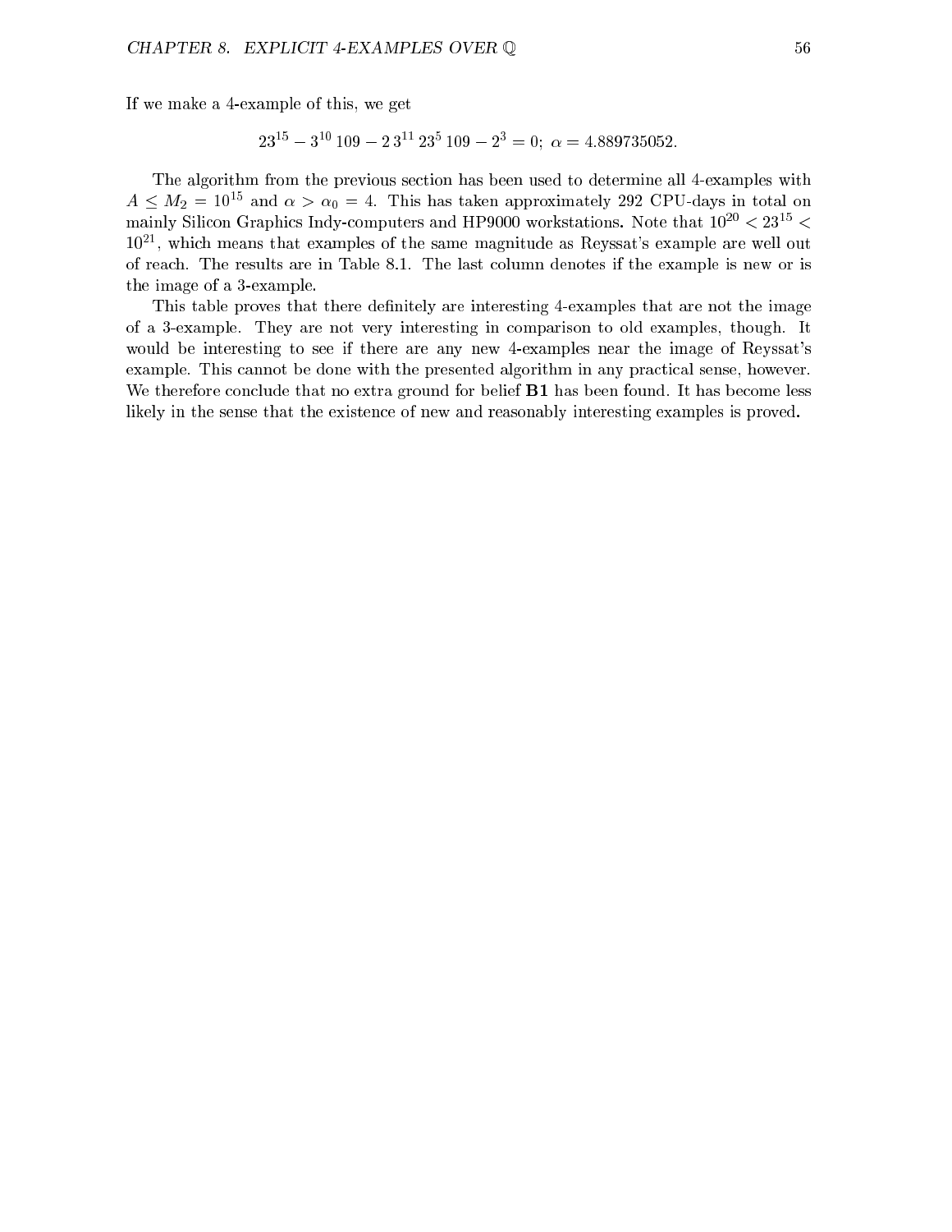If we make a 4-example of this, we get

$$23^{15} - 3^{10}\,109 - 2\,3^{11}\,23^{5}\,109 - 2^{3} = 0;\ \alpha = 4.889735052.$$

The algorithm from the previous section has been used to determine all 4-examples with $A \leq M_2 = 10^{15}$ and $\alpha > \alpha_0 = 4$. This has taken approximately 292 CPU-days in total on mainly Silicon Graphics Indy-computers and HP9000 workstations. Note that $10^{20} < 23^{15} < 10^{21}$, which means that examples of the same magnitude as Reyssat's example are well out of reach. The results are in Table 8.1. The last column denotes if the example is new or is the image of a 3-example.

This table proves that there definitely are interesting 4-examples that are not the image of a 3-example. They are not very interesting in comparison to old examples, though. It would be interesting to see if there are any new 4-examples near the image of Reyssat's example. This cannot be done with the presented algorithm in any practical sense, however. We therefore conclude that no extra ground for belief **B1** has been found. It has become less likely in the sense that the existence of new and reasonably interesting examples is proved.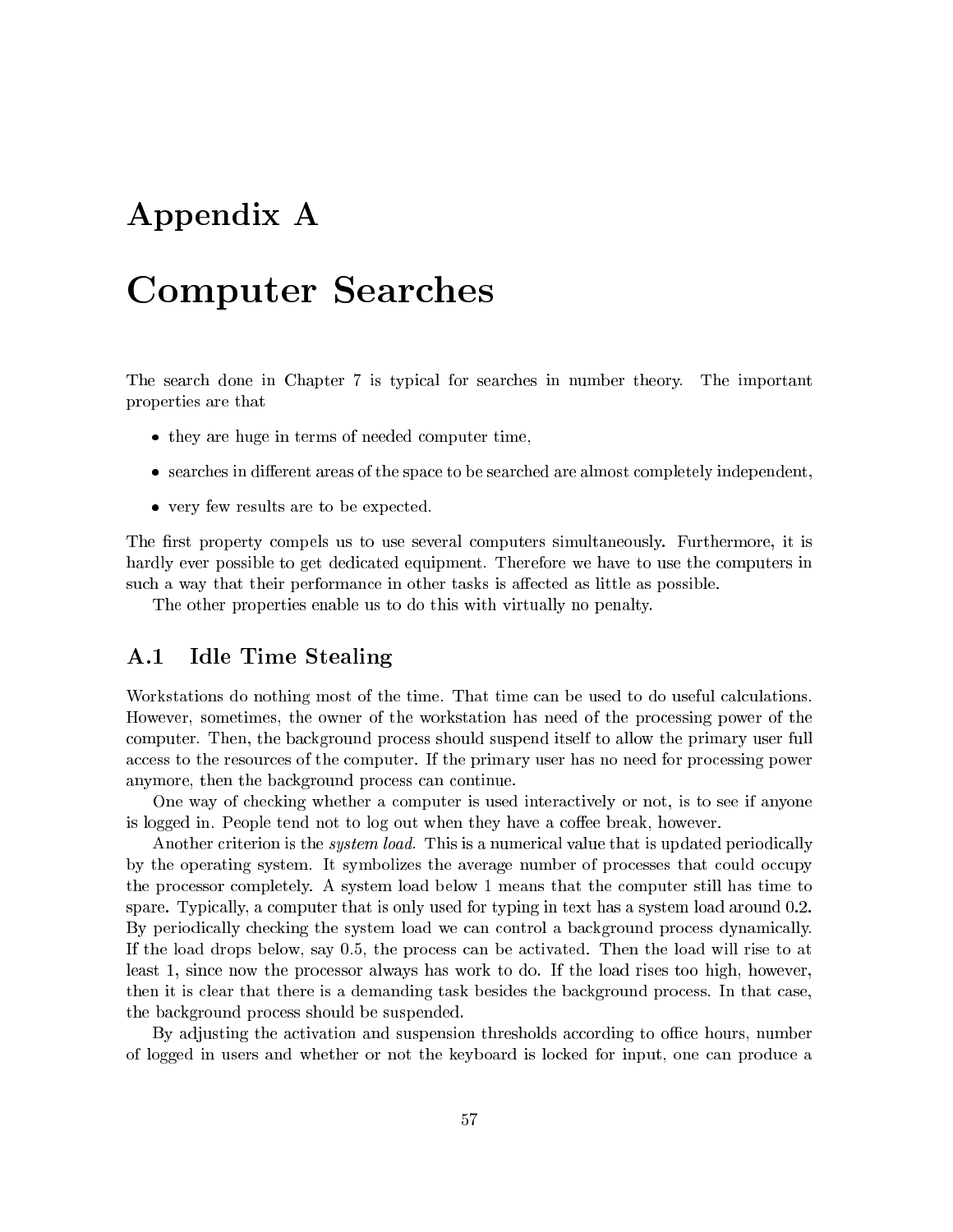# Appendix A

# Computer Searches

The search done in Chapter 7 is typical for searches in number theory. The important properties are that

- they are huge in terms of needed computer time,
- searches in different areas of the space to be searched are almost completely independent,
- very few results are to be expected.

The first property compels us to use several computers simultaneously. Furthermore, it is hardly ever possible to get dedicated equipment. Therefore we have to use the computers in such a way that their performance in other tasks is affected as little as possible.

The other properties enable us to do this with virtually no penalty.

## A.1 Idle Time Stealing

Workstations do nothing most of the time. That time can be used to do useful calculations. However, sometimes, the owner of the workstation has need of the processing power of the computer. Then, the background process should suspend itself to allow the primary user full access to the resources of the computer. If the primary user has no need for processing power anymore, then the background process can continue.

One way of checking whether a computer is used interactively or not, is to see if anyone is logged in. People tend not to log out when they have a coffee break, however.

Another criterion is the *system load*. This is a numerical value that is updated periodically by the operating system. It symbolizes the average number of processes that could occupy the processor completely. A system load below 1 means that the computer still has time to spare. Typically, a computer that is only used for typing in text has a system load around 0.2. By periodically checking the system load we can control a background process dynamically. If the load drops below, say 0.5, the process can be activated. Then the load will rise to at least 1, since now the processor always has work to do. If the load rises too high, however, then it is clear that there is a demanding task besides the background process. In that case, the background process should be suspended.

By adjusting the activation and suspension thresholds according to office hours, number of logged in users and whether or not the keyboard is locked for input, one can produce a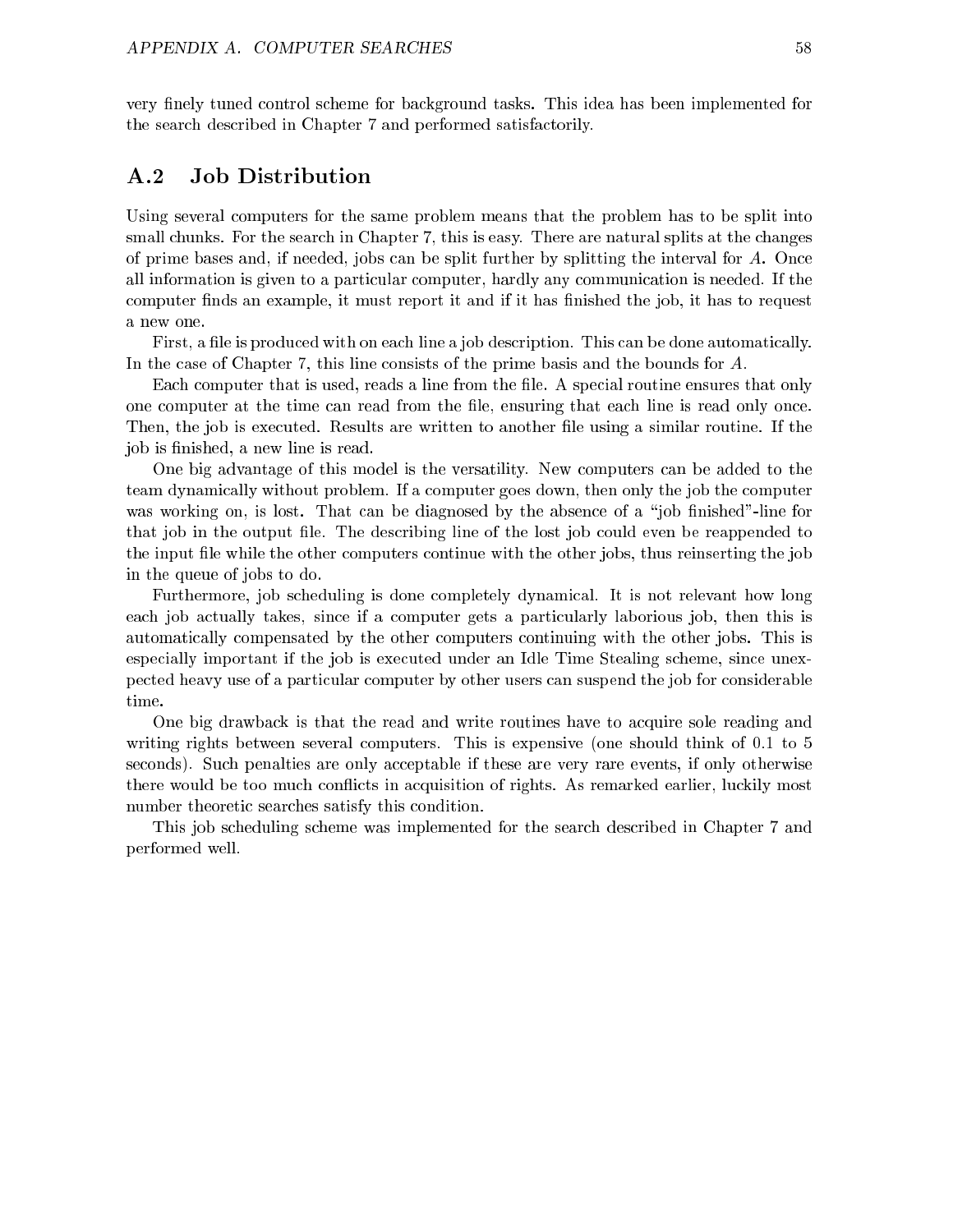very finely tuned control scheme for background tasks. This idea has been implemented for the search described in Chapter 7 and performed satisfactorily.

## A.2 Job Distribution

Using several computers for the same problem means that the problem has to be split into small chunks. For the search in Chapter 7, this is easy. There are natural splits at the changes of prime bases and, if needed, jobs can be split further by splitting the interval for $A$. Once all information is given to a particular computer, hardly any communication is needed. If the computer finds an example, it must report it and if it has finished the job, it has to request a new one.

First, a file is produced with on each line a job description. This can be done automatically. In the case of Chapter 7, this line consists of the prime basis and the bounds for $A$.

Each computer that is used, reads a line from the file. A special routine ensures that only one computer at the time can read from the file, ensuring that each line is read only once. Then, the job is executed. Results are written to another file using a similar routine. If the job is finished, a new line is read.

One big advantage of this model is the versatility. New computers can be added to the team dynamically without problem. If a computer goes down, then only the job the computer was working on, is lost. That can be diagnosed by the absence of a "job finished"-line for that job in the output file. The describing line of the lost job could even be reappended to the input file while the other computers continue with the other jobs, thus reinserting the job in the queue of jobs to do.

Furthermore, job scheduling is done completely dynamical. It is not relevant how long each job actually takes, since if a computer gets a particularly laborious job, then this is automatically compensated by the other computers continuing with the other jobs. This is especially important if the job is executed under an Idle Time Stealing scheme, since unexpected heavy use of a particular computer by other users can suspend the job for considerable time.

One big drawback is that the read and write routines have to acquire sole reading and writing rights between several computers. This is expensive (one should think of 0.1 to 5 seconds). Such penalties are only acceptable if these are very rare events, if only otherwise there would be too much conflicts in acquisition of rights. As remarked earlier, luckily most number theoretic searches satisfy this condition.

This job scheduling scheme was implemented for the search described in Chapter 7 and performed well.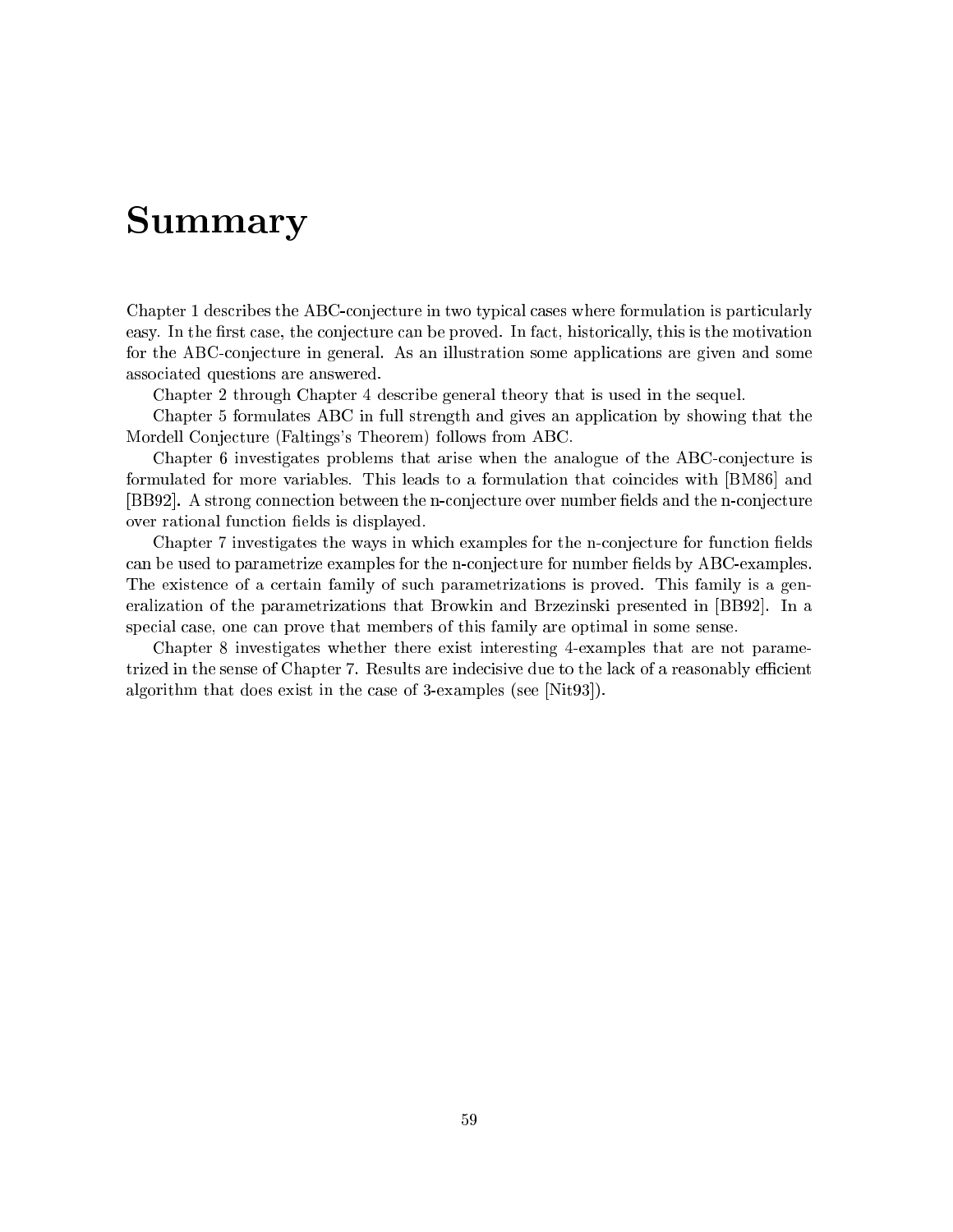# Summary

Chapter 1 describes the ABC-conjecture in two typical cases where formulation is particularly easy. In the first case, the conjecture can be proved. In fact, historically, this is the motivation for the ABC-conjecture in general. As an illustration some applications are given and some associated questions are answered.

Chapter 2 through Chapter 4 describe general theory that is used in the sequel.

Chapter 5 formulates ABC in full strength and gives an application by showing that the Mordell Conjecture (Faltings's Theorem) follows from ABC.

Chapter 6 investigates problems that arise when the analogue of the ABC-conjecture is formulated for more variables. This leads to a formulation that coincides with [BM86] and [BB92]. A strong connection between the n-conjecture over number fields and the n-conjecture over rational function fields is displayed.

Chapter 7 investigates the ways in which examples for the n-conjecture for function fields can be used to parametrize examples for the n-conjecture for number fields by ABC-examples. The existence of a certain family of such parametrizations is proved. This family is a generalization of the parametrizations that Browkin and Brzezinski presented in [BB92]. In a special case, one can prove that members of this family are optimal in some sense.

Chapter 8 investigates whether there exist interesting 4-examples that are not parametrized in the sense of Chapter 7. Results are indecisive due to the lack of a reasonably efficient algorithm that does exist in the case of 3-examples (see [Nit93]).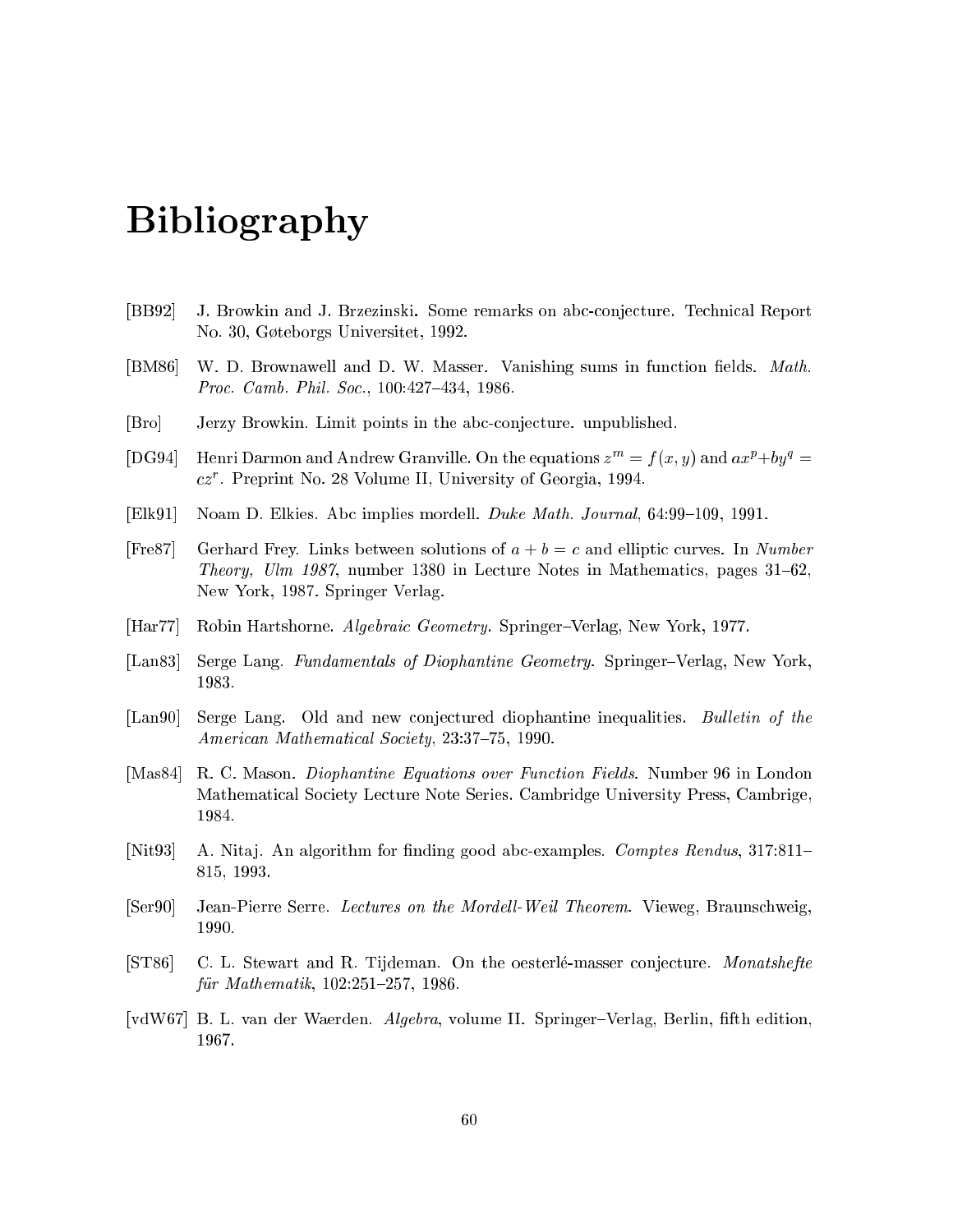# Bibliography

[BB92] J. Browkin and J. Brzezinski. Some remarks on abc-conjecture. Technical Report No. 30, Gøteborgs Universitet, 1992.

[BM86] W. D. Brownawell and D. W. Masser. Vanishing sums in function fields. *Math. Proc. Camb. Phil. Soc.*, 100:427–434, 1986.

[Bro] Jerzy Browkin. Limit points in the abc-conjecture. unpublished.

[DG94] Henri Darmon and Andrew Granville. On the equations $z^m = f(x, y)$ and $ax^p + by^q = cz^r$. Preprint No. 28 Volume II, University of Georgia, 1994.

[Elk91] Noam D. Elkies. Abc implies mordell. *Duke Math. Journal*, 64:99–109, 1991.

[Fre87] Gerhard Frey. Links between solutions of $a + b = c$ and elliptic curves. In *Number Theory, Ulm 1987*, number 1380 in Lecture Notes in Mathematics, pages 31–62, New York, 1987. Springer Verlag.

[Har77] Robin Hartshorne. *Algebraic Geometry*. Springer–Verlag, New York, 1977.

[Lan83] Serge Lang. *Fundamentals of Diophantine Geometry*. Springer–Verlag, New York, 1983.

[Lan90] Serge Lang. Old and new conjectured diophantine inequalities. *Bulletin of the American Mathematical Society*, 23:37–75, 1990.

[Mas84] R. C. Mason. *Diophantine Equations over Function Fields*. Number 96 in London Mathematical Society Lecture Note Series. Cambridge University Press, Cambrige, 1984.

[Nit93] A. Nitaj. An algorithm for finding good abc-examples. *Comptes Rendus*, 317:811–815, 1993.

[Ser90] Jean-Pierre Serre. *Lectures on the Mordell-Weil Theorem*. Vieweg, Braunschweig, 1990.

[ST86] C. L. Stewart and R. Tijdeman. On the oesterlé-masser conjecture. *Monatshefte für Mathematik*, 102:251–257, 1986.

[vdW67] B. L. van der Waerden. *Algebra*, volume II. Springer–Verlag, Berlin, fifth edition, 1967.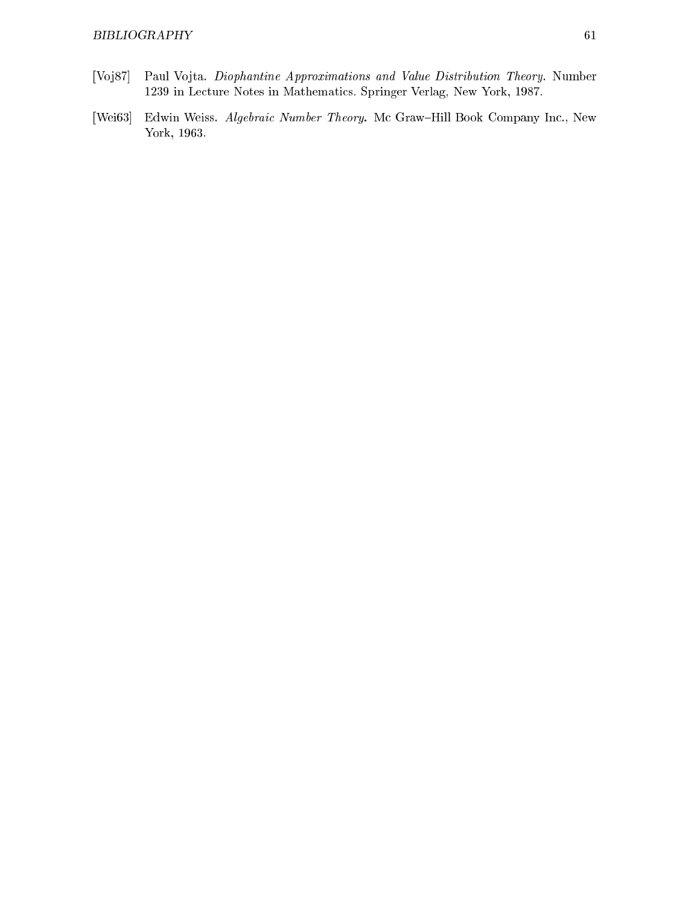[Voj87] Paul Vojta. *Diophantine Approximations and Value Distribution Theory*. Number 1239 in Lecture Notes in Mathematics. Springer Verlag, New York, 1987.

[Wei63] Edwin Weiss. *Algebraic Number Theory*. Mc Graw–Hill Book Company Inc., New York, 1963.